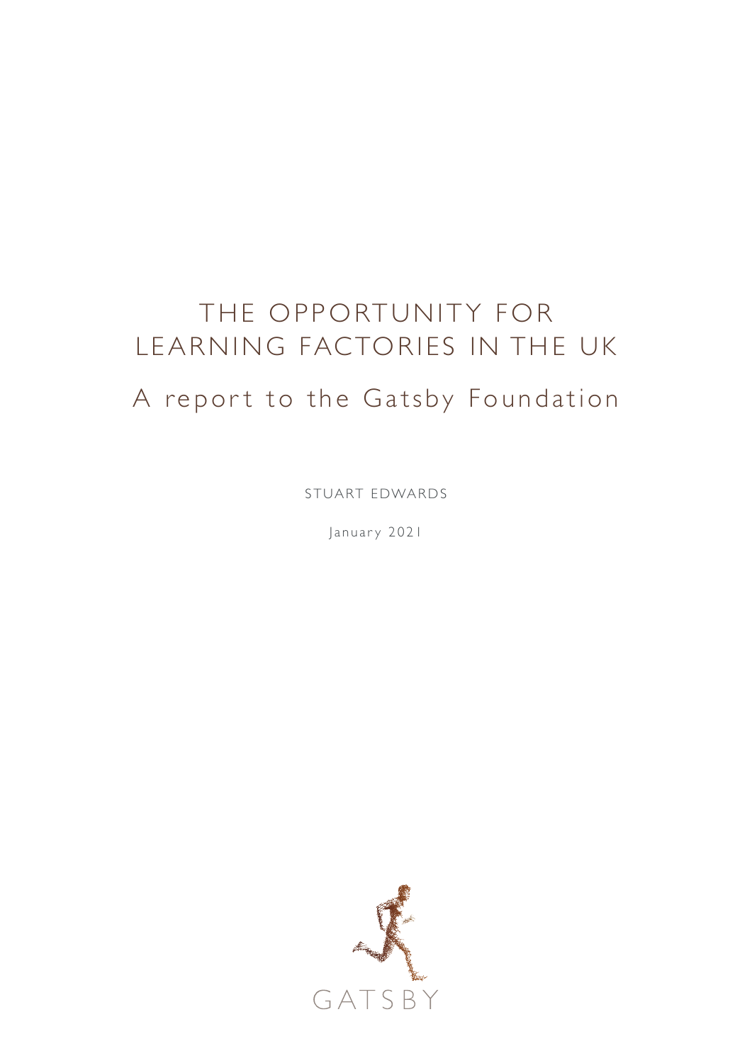# THE OPPORTUNITY FOR LEARNING FACTORIES IN THE UK

## A report to the Gatsby Foundation

STUART EDWARDS

January 2021

GATSBY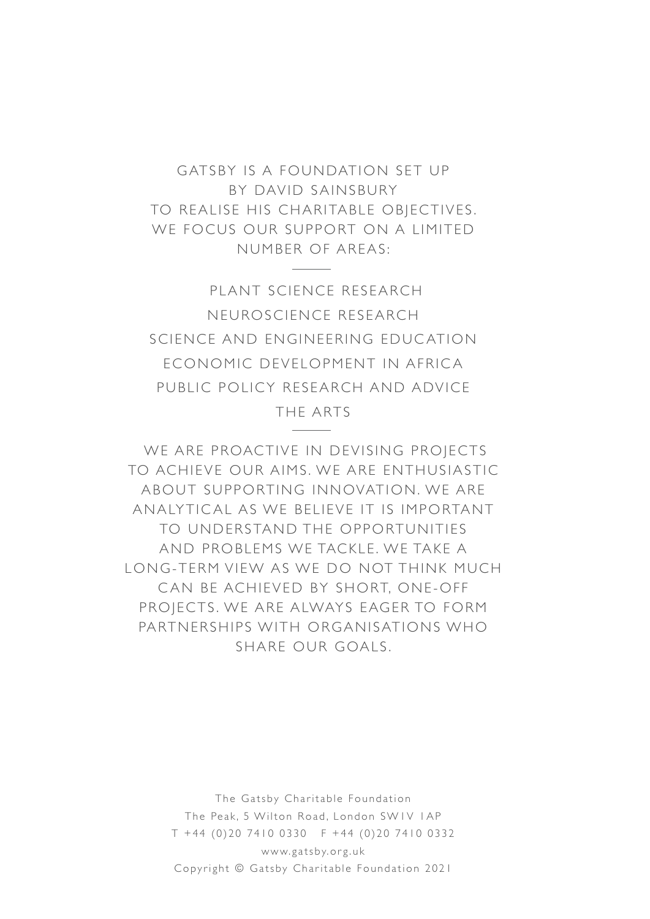GATSBY IS A FOUNDATION SET UP BY DAVID SAINSBURY TO REALISE HIS CHARITABLE OBJECTIVES. WE FOCUS OUR SUPPORT ON A LIMITED NUMBER OF AREAS:

---

PLANT SCIENCE RESEARCH

NEUROSCIENCE RESEARCH

SCIENCE AND ENGINEERING EDUCATION

ECONOMIC DEVELOPMENT IN AFRICA

PUBLIC POLICY RESEARCH AND ADVICE

THE ARTS

---

WE ARE PROACTIVE IN DEVISING PROJECTS TO ACHIEVE OUR AIMS. WE ARE ENTHUSIASTIC ABOUT SUPPORTING INNOVATION. WE ARE ANALYTICAL AS WE BELIEVE IT IS IMPORTANT TO UNDERSTAND THE OPPORTUNITIES AND PROBLEMS WE TACKLE. WE TAKE A LONG-TERM VIEW AS WE DO NOT THINK MUCH CAN BE ACHIEVED BY SHORT, ONE-OFF PROJECTS. WE ARE ALWAYS EAGER TO FORM PARTNERSHIPS WITH ORGANISATIONS WHO SHARE OUR GOALS.

The Gatsby Charitable Foundation
The Peak, 5 Wilton Road, London SW1V 1AP
T +44 (0)20 7410 0330 F +44 (0)20 7410 0332
www.gatsby.org.uk
Copyright © Gatsby Charitable Foundation 2021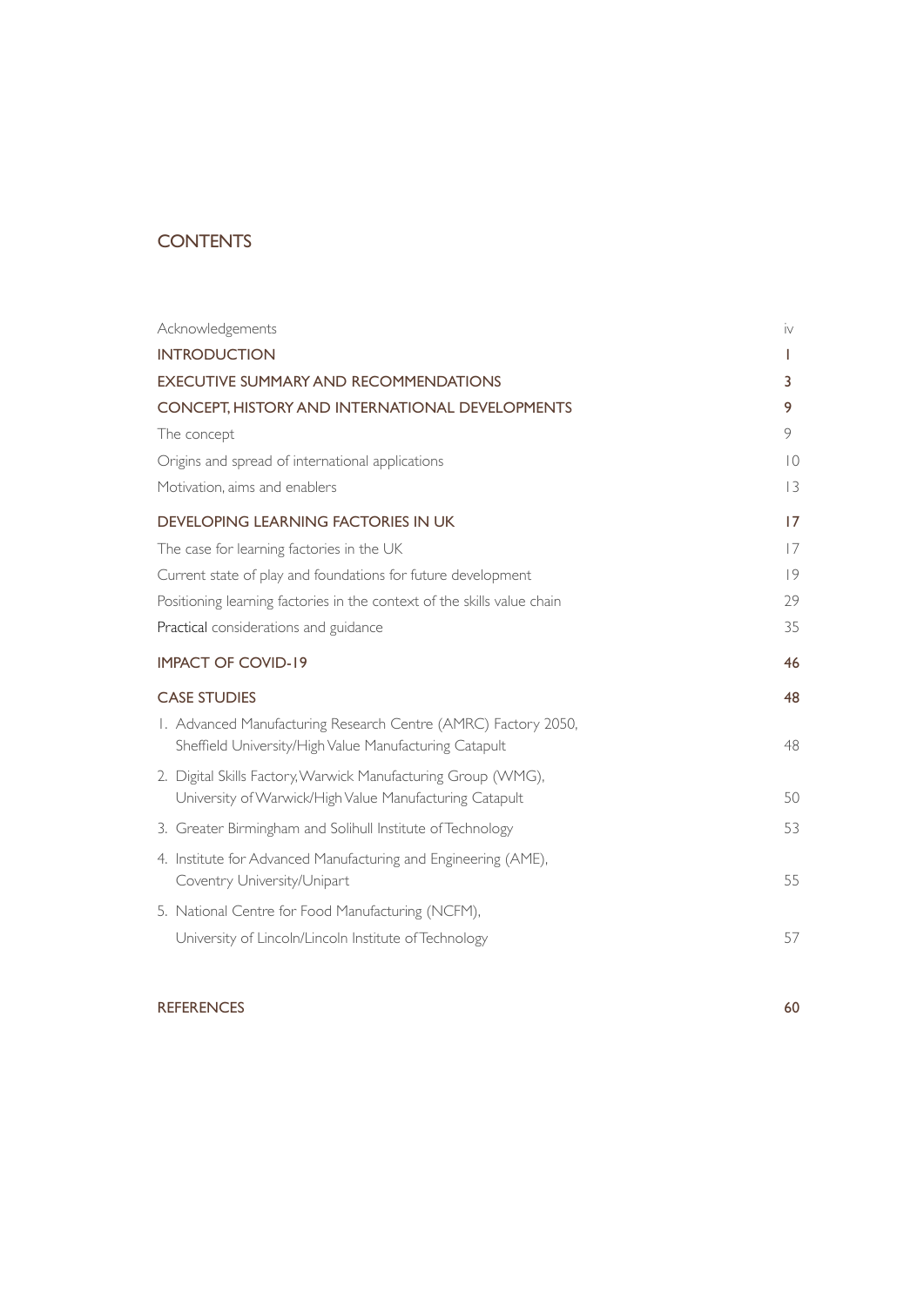# CONTENTS

| | |
|---|---|
| Acknowledgements | iv |
| **INTRODUCTION** | **1** |
| **EXECUTIVE SUMMARY AND RECOMMENDATIONS** | **3** |
| **CONCEPT, HISTORY AND INTERNATIONAL DEVELOPMENTS** | **9** |
| The concept | 9 |
| Origins and spread of international applications | 10 |
| Motivation, aims and enablers | 13 |
| **DEVELOPING LEARNING FACTORIES IN UK** | **17** |
| The case for learning factories in the UK | 17 |
| Current state of play and foundations for future development | 19 |
| Positioning learning factories in the context of the skills value chain | 29 |
| Practical considerations and guidance | 35 |
| **IMPACT OF COVID-19** | **46** |
| **CASE STUDIES** | **48** |
| 1. Advanced Manufacturing Research Centre (AMRC) Factory 2050, Sheffield University/High Value Manufacturing Catapult | 48 |
| 2. Digital Skills Factory, Warwick Manufacturing Group (WMG), University of Warwick/High Value Manufacturing Catapult | 50 |
| 3. Greater Birmingham and Solihull Institute of Technology | 53 |
| 4. Institute for Advanced Manufacturing and Engineering (AME), Coventry University/Unipart | 55 |
| 5. National Centre for Food Manufacturing (NCFM), University of Lincoln/Lincoln Institute of Technology | 57 |
| **REFERENCES** | **60** |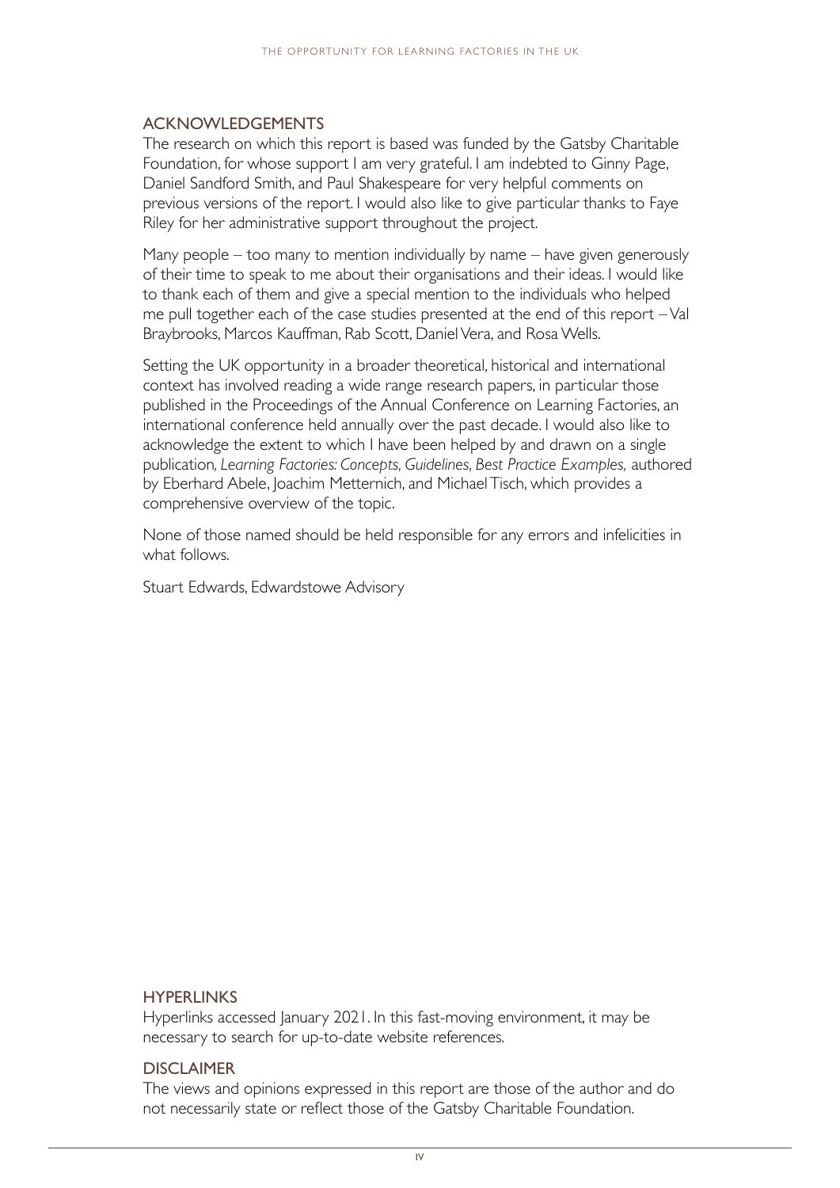## ACKNOWLEDGEMENTS

The research on which this report is based was funded by the Gatsby Charitable Foundation, for whose support I am very grateful. I am indebted to Ginny Page, Daniel Sandford Smith, and Paul Shakespeare for very helpful comments on previous versions of the report. I would also like to give particular thanks to Faye Riley for her administrative support throughout the project.

Many people – too many to mention individually by name – have given generously of their time to speak to me about their organisations and their ideas. I would like to thank each of them and give a special mention to the individuals who helped me pull together each of the case studies presented at the end of this report – Val Braybrooks, Marcos Kauffman, Rab Scott, Daniel Vera, and Rosa Wells.

Setting the UK opportunity in a broader theoretical, historical and international context has involved reading a wide range research papers, in particular those published in the Proceedings of the Annual Conference on Learning Factories, an international conference held annually over the past decade. I would also like to acknowledge the extent to which I have been helped by and drawn on a single publication, *Learning Factories: Concepts, Guidelines, Best Practice Examples,* authored by Eberhard Abele, Joachim Metternich, and Michael Tisch, which provides a comprehensive overview of the topic.

None of those named should be held responsible for any errors and infelicities in what follows.

Stuart Edwards, Edwardstowe Advisory

## HYPERLINKS

Hyperlinks accessed January 2021. In this fast-moving environment, it may be necessary to search for up-to-date website references.

## DISCLAIMER

The views and opinions expressed in this report are those of the author and do not necessarily state or reflect those of the Gatsby Charitable Foundation.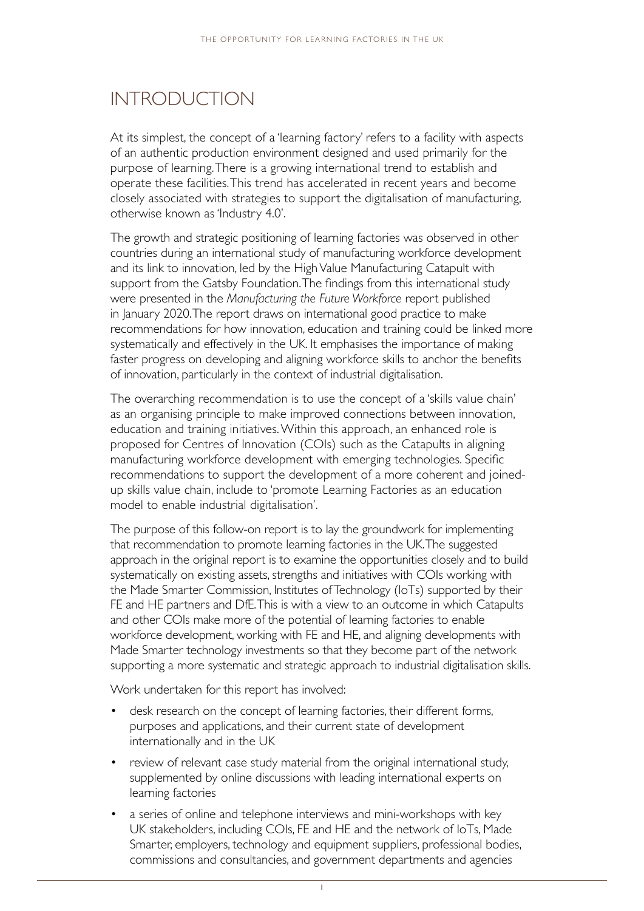# INTRODUCTION

At its simplest, the concept of a 'learning factory' refers to a facility with aspects of an authentic production environment designed and used primarily for the purpose of learning. There is a growing international trend to establish and operate these facilities. This trend has accelerated in recent years and become closely associated with strategies to support the digitalisation of manufacturing, otherwise known as 'Industry 4.0'.

The growth and strategic positioning of learning factories was observed in other countries during an international study of manufacturing workforce development and its link to innovation, led by the High Value Manufacturing Catapult with support from the Gatsby Foundation. The findings from this international study were presented in the *Manufacturing the Future Workforce* report published in January 2020. The report draws on international good practice to make recommendations for how innovation, education and training could be linked more systematically and effectively in the UK. It emphasises the importance of making faster progress on developing and aligning workforce skills to anchor the benefits of innovation, particularly in the context of industrial digitalisation.

The overarching recommendation is to use the concept of a 'skills value chain' as an organising principle to make improved connections between innovation, education and training initiatives. Within this approach, an enhanced role is proposed for Centres of Innovation (COIs) such as the Catapults in aligning manufacturing workforce development with emerging technologies. Specific recommendations to support the development of a more coherent and joined-up skills value chain, include to 'promote Learning Factories as an education model to enable industrial digitalisation'.

The purpose of this follow-on report is to lay the groundwork for implementing that recommendation to promote learning factories in the UK. The suggested approach in the original report is to examine the opportunities closely and to build systematically on existing assets, strengths and initiatives with COIs working with the Made Smarter Commission, Institutes of Technology (IoTs) supported by their FE and HE partners and DfE. This is with a view to an outcome in which Catapults and other COIs make more of the potential of learning factories to enable workforce development, working with FE and HE, and aligning developments with Made Smarter technology investments so that they become part of the network supporting a more systematic and strategic approach to industrial digitalisation skills.

Work undertaken for this report has involved:

- desk research on the concept of learning factories, their different forms, purposes and applications, and their current state of development internationally and in the UK
- review of relevant case study material from the original international study, supplemented by online discussions with leading international experts on learning factories
- a series of online and telephone interviews and mini-workshops with key UK stakeholders, including COIs, FE and HE and the network of IoTs, Made Smarter, employers, technology and equipment suppliers, professional bodies, commissions and consultancies, and government departments and agencies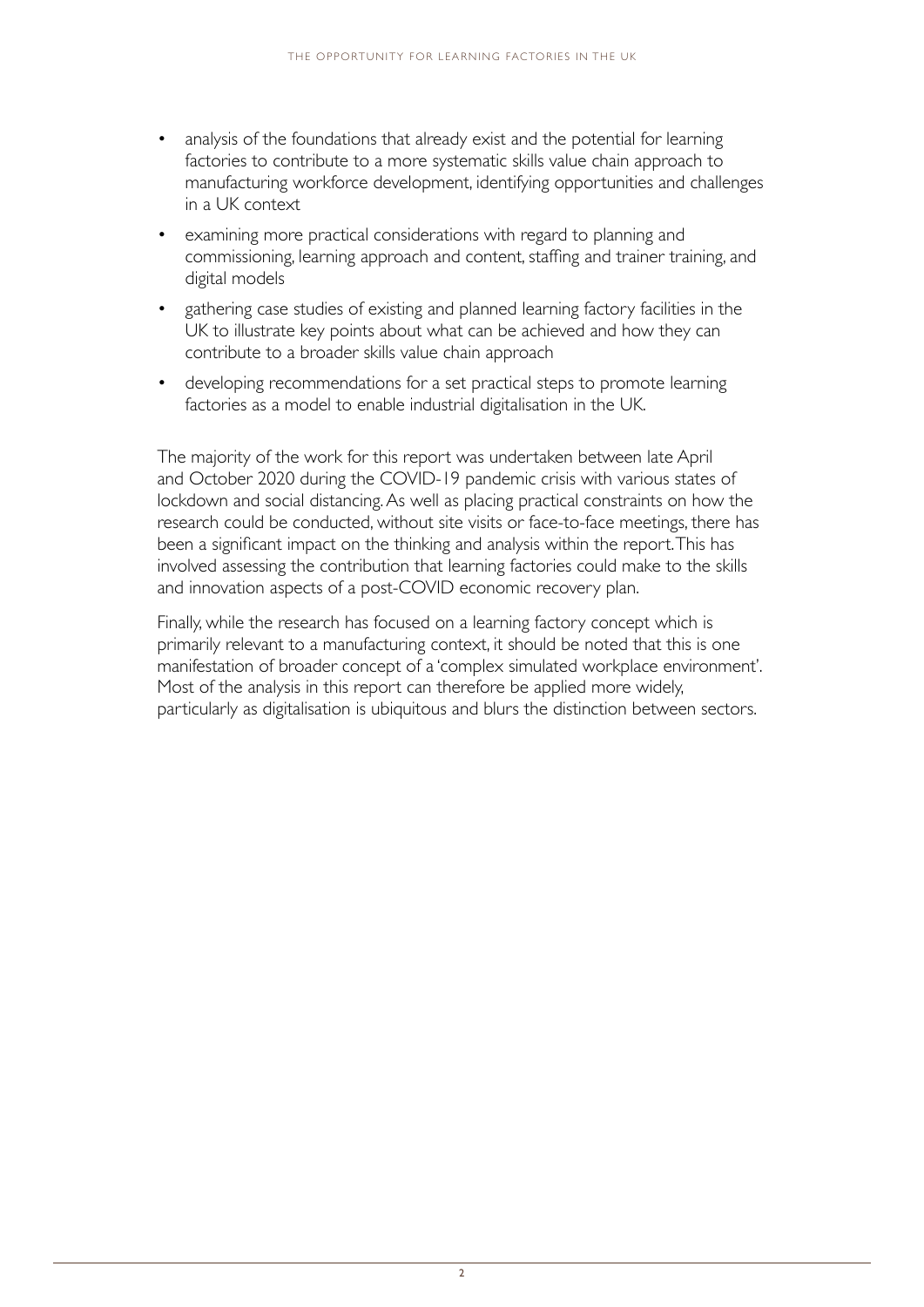- analysis of the foundations that already exist and the potential for learning factories to contribute to a more systematic skills value chain approach to manufacturing workforce development, identifying opportunities and challenges in a UK context
- examining more practical considerations with regard to planning and commissioning, learning approach and content, staffing and trainer training, and digital models
- gathering case studies of existing and planned learning factory facilities in the UK to illustrate key points about what can be achieved and how they can contribute to a broader skills value chain approach
- developing recommendations for a set practical steps to promote learning factories as a model to enable industrial digitalisation in the UK.

The majority of the work for this report was undertaken between late April and October 2020 during the COVID-19 pandemic crisis with various states of lockdown and social distancing. As well as placing practical constraints on how the research could be conducted, without site visits or face-to-face meetings, there has been a significant impact on the thinking and analysis within the report. This has involved assessing the contribution that learning factories could make to the skills and innovation aspects of a post-COVID economic recovery plan.

Finally, while the research has focused on a learning factory concept which is primarily relevant to a manufacturing context, it should be noted that this is one manifestation of broader concept of a 'complex simulated workplace environment'. Most of the analysis in this report can therefore be applied more widely, particularly as digitalisation is ubiquitous and blurs the distinction between sectors.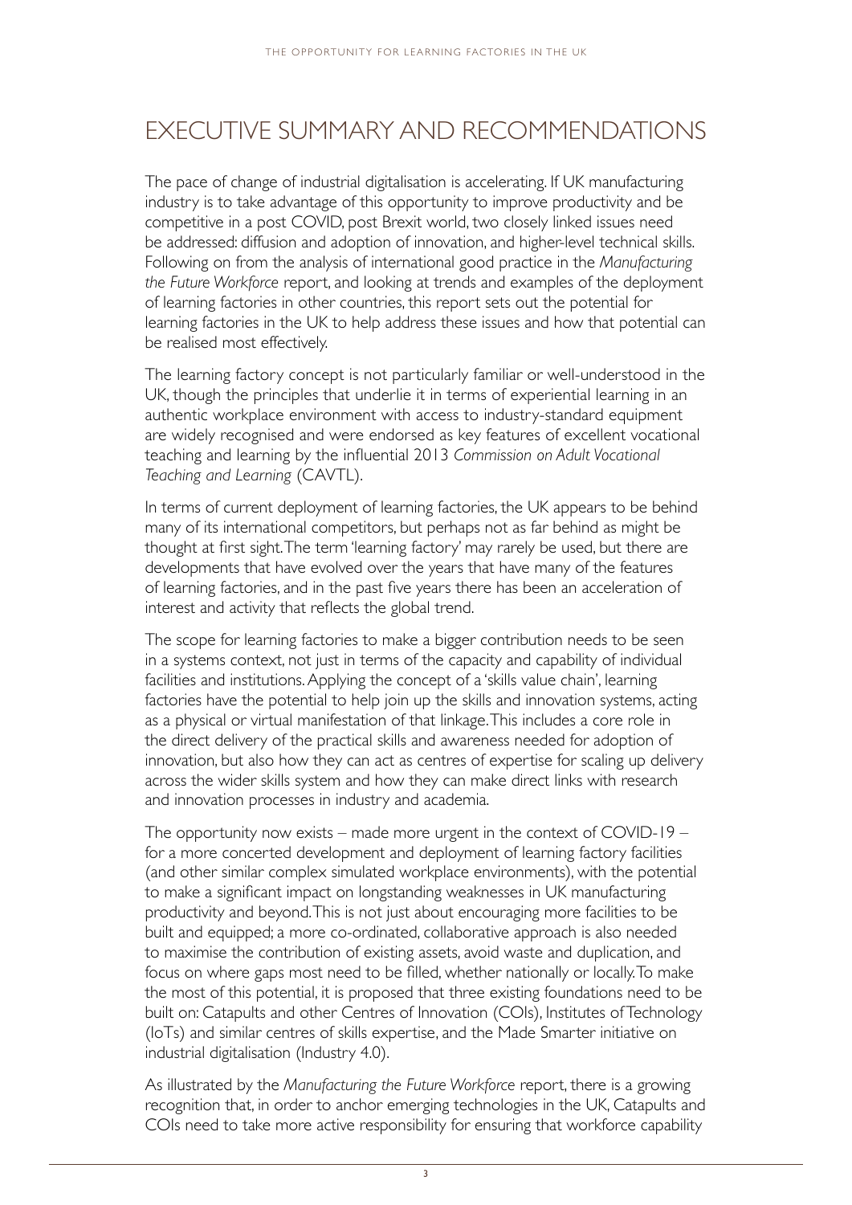# EXECUTIVE SUMMARY AND RECOMMENDATIONS

The pace of change of industrial digitalisation is accelerating. If UK manufacturing industry is to take advantage of this opportunity to improve productivity and be competitive in a post COVID, post Brexit world, two closely linked issues need be addressed: diffusion and adoption of innovation, and higher-level technical skills. Following on from the analysis of international good practice in the *Manufacturing the Future Workforce* report, and looking at trends and examples of the deployment of learning factories in other countries, this report sets out the potential for learning factories in the UK to help address these issues and how that potential can be realised most effectively.

The learning factory concept is not particularly familiar or well-understood in the UK, though the principles that underlie it in terms of experiential learning in an authentic workplace environment with access to industry-standard equipment are widely recognised and were endorsed as key features of excellent vocational teaching and learning by the influential 2013 *Commission on Adult Vocational Teaching and Learning* (CAVTL).

In terms of current deployment of learning factories, the UK appears to be behind many of its international competitors, but perhaps not as far behind as might be thought at first sight. The term 'learning factory' may rarely be used, but there are developments that have evolved over the years that have many of the features of learning factories, and in the past five years there has been an acceleration of interest and activity that reflects the global trend.

The scope for learning factories to make a bigger contribution needs to be seen in a systems context, not just in terms of the capacity and capability of individual facilities and institutions. Applying the concept of a 'skills value chain', learning factories have the potential to help join up the skills and innovation systems, acting as a physical or virtual manifestation of that linkage. This includes a core role in the direct delivery of the practical skills and awareness needed for adoption of innovation, but also how they can act as centres of expertise for scaling up delivery across the wider skills system and how they can make direct links with research and innovation processes in industry and academia.

The opportunity now exists – made more urgent in the context of COVID-19 – for a more concerted development and deployment of learning factory facilities (and other similar complex simulated workplace environments), with the potential to make a significant impact on longstanding weaknesses in UK manufacturing productivity and beyond. This is not just about encouraging more facilities to be built and equipped; a more co-ordinated, collaborative approach is also needed to maximise the contribution of existing assets, avoid waste and duplication, and focus on where gaps most need to be filled, whether nationally or locally. To make the most of this potential, it is proposed that three existing foundations need to be built on: Catapults and other Centres of Innovation (COIs), Institutes of Technology (IoTs) and similar centres of skills expertise, and the Made Smarter initiative on industrial digitalisation (Industry 4.0).

As illustrated by the *Manufacturing the Future Workforce* report, there is a growing recognition that, in order to anchor emerging technologies in the UK, Catapults and COIs need to take more active responsibility for ensuring that workforce capability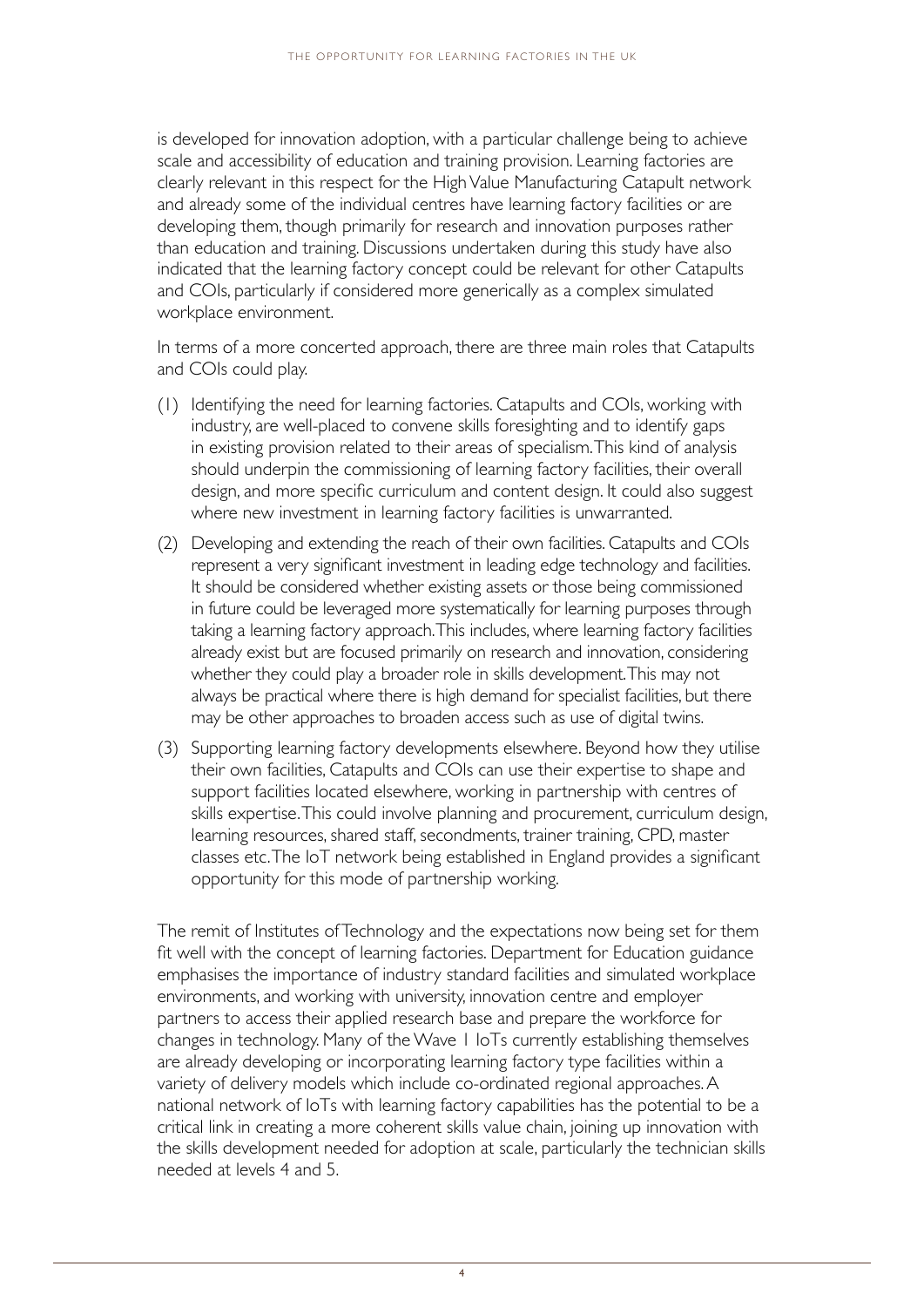is developed for innovation adoption, with a particular challenge being to achieve scale and accessibility of education and training provision. Learning factories are clearly relevant in this respect for the High Value Manufacturing Catapult network and already some of the individual centres have learning factory facilities or are developing them, though primarily for research and innovation purposes rather than education and training. Discussions undertaken during this study have also indicated that the learning factory concept could be relevant for other Catapults and COIs, particularly if considered more generically as a complex simulated workplace environment.

In terms of a more concerted approach, there are three main roles that Catapults and COIs could play.

(1) Identifying the need for learning factories. Catapults and COIs, working with industry, are well-placed to convene skills foresighting and to identify gaps in existing provision related to their areas of specialism. This kind of analysis should underpin the commissioning of learning factory facilities, their overall design, and more specific curriculum and content design. It could also suggest where new investment in learning factory facilities is unwarranted.

(2) Developing and extending the reach of their own facilities. Catapults and COIs represent a very significant investment in leading edge technology and facilities. It should be considered whether existing assets or those being commissioned in future could be leveraged more systematically for learning purposes through taking a learning factory approach. This includes, where learning factory facilities already exist but are focused primarily on research and innovation, considering whether they could play a broader role in skills development. This may not always be practical where there is high demand for specialist facilities, but there may be other approaches to broaden access such as use of digital twins.

(3) Supporting learning factory developments elsewhere. Beyond how they utilise their own facilities, Catapults and COIs can use their expertise to shape and support facilities located elsewhere, working in partnership with centres of skills expertise. This could involve planning and procurement, curriculum design, learning resources, shared staff, secondments, trainer training, CPD, master classes etc. The IoT network being established in England provides a significant opportunity for this mode of partnership working.

The remit of Institutes of Technology and the expectations now being set for them fit well with the concept of learning factories. Department for Education guidance emphasises the importance of industry standard facilities and simulated workplace environments, and working with university, innovation centre and employer partners to access their applied research base and prepare the workforce for changes in technology. Many of the Wave 1 IoTs currently establishing themselves are already developing or incorporating learning factory type facilities within a variety of delivery models which include co-ordinated regional approaches. A national network of IoTs with learning factory capabilities has the potential to be a critical link in creating a more coherent skills value chain, joining up innovation with the skills development needed for adoption at scale, particularly the technician skills needed at levels 4 and 5.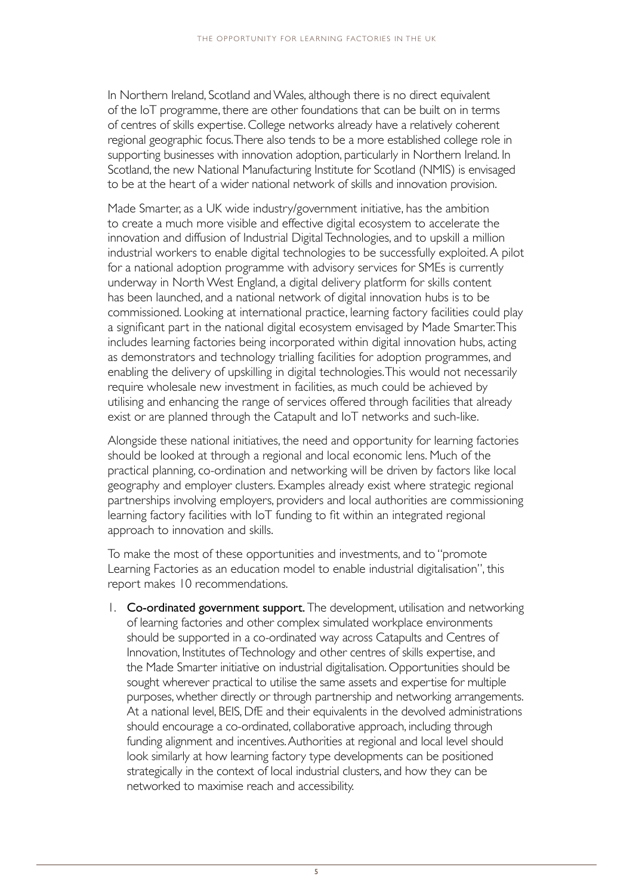In Northern Ireland, Scotland and Wales, although there is no direct equivalent of the IoT programme, there are other foundations that can be built on in terms of centres of skills expertise. College networks already have a relatively coherent regional geographic focus. There also tends to be a more established college role in supporting businesses with innovation adoption, particularly in Northern Ireland. In Scotland, the new National Manufacturing Institute for Scotland (NMIS) is envisaged to be at the heart of a wider national network of skills and innovation provision.

Made Smarter, as a UK wide industry/government initiative, has the ambition to create a much more visible and effective digital ecosystem to accelerate the innovation and diffusion of Industrial Digital Technologies, and to upskill a million industrial workers to enable digital technologies to be successfully exploited. A pilot for a national adoption programme with advisory services for SMEs is currently underway in North West England, a digital delivery platform for skills content has been launched, and a national network of digital innovation hubs is to be commissioned. Looking at international practice, learning factory facilities could play a significant part in the national digital ecosystem envisaged by Made Smarter. This includes learning factories being incorporated within digital innovation hubs, acting as demonstrators and technology trialling facilities for adoption programmes, and enabling the delivery of upskilling in digital technologies. This would not necessarily require wholesale new investment in facilities, as much could be achieved by utilising and enhancing the range of services offered through facilities that already exist or are planned through the Catapult and IoT networks and such-like.

Alongside these national initiatives, the need and opportunity for learning factories should be looked at through a regional and local economic lens. Much of the practical planning, co-ordination and networking will be driven by factors like local geography and employer clusters. Examples already exist where strategic regional partnerships involving employers, providers and local authorities are commissioning learning factory facilities with IoT funding to fit within an integrated regional approach to innovation and skills.

To make the most of these opportunities and investments, and to "promote Learning Factories as an education model to enable industrial digitalisation", this report makes 10 recommendations.

1. **Co-ordinated government support.** The development, utilisation and networking of learning factories and other complex simulated workplace environments should be supported in a co-ordinated way across Catapults and Centres of Innovation, Institutes of Technology and other centres of skills expertise, and the Made Smarter initiative on industrial digitalisation. Opportunities should be sought wherever practical to utilise the same assets and expertise for multiple purposes, whether directly or through partnership and networking arrangements. At a national level, BEIS, DfE and their equivalents in the devolved administrations should encourage a co-ordinated, collaborative approach, including through funding alignment and incentives. Authorities at regional and local level should look similarly at how learning factory type developments can be positioned strategically in the context of local industrial clusters, and how they can be networked to maximise reach and accessibility.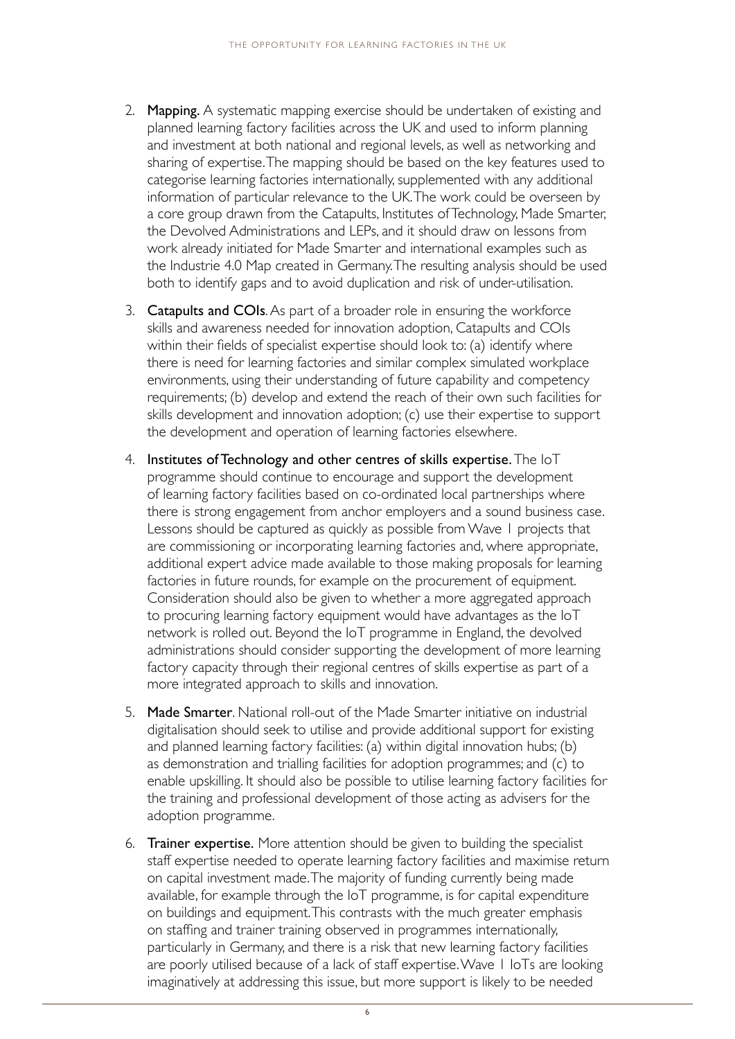2. **Mapping.** A systematic mapping exercise should be undertaken of existing and planned learning factory facilities across the UK and used to inform planning and investment at both national and regional levels, as well as networking and sharing of expertise. The mapping should be based on the key features used to categorise learning factories internationally, supplemented with any additional information of particular relevance to the UK. The work could be overseen by a core group drawn from the Catapults, Institutes of Technology, Made Smarter, the Devolved Administrations and LEPs, and it should draw on lessons from work already initiated for Made Smarter and international examples such as the Industrie 4.0 Map created in Germany. The resulting analysis should be used both to identify gaps and to avoid duplication and risk of under-utilisation.

3. **Catapults and COIs**. As part of a broader role in ensuring the workforce skills and awareness needed for innovation adoption, Catapults and COIs within their fields of specialist expertise should look to: (a) identify where there is need for learning factories and similar complex simulated workplace environments, using their understanding of future capability and competency requirements; (b) develop and extend the reach of their own such facilities for skills development and innovation adoption; (c) use their expertise to support the development and operation of learning factories elsewhere.

4. **Institutes of Technology and other centres of skills expertise.** The IoT programme should continue to encourage and support the development of learning factory facilities based on co-ordinated local partnerships where there is strong engagement from anchor employers and a sound business case. Lessons should be captured as quickly as possible from Wave 1 projects that are commissioning or incorporating learning factories and, where appropriate, additional expert advice made available to those making proposals for learning factories in future rounds, for example on the procurement of equipment. Consideration should also be given to whether a more aggregated approach to procuring learning factory equipment would have advantages as the IoT network is rolled out. Beyond the IoT programme in England, the devolved administrations should consider supporting the development of more learning factory capacity through their regional centres of skills expertise as part of a more integrated approach to skills and innovation.

5. **Made Smarter**. National roll-out of the Made Smarter initiative on industrial digitalisation should seek to utilise and provide additional support for existing and planned learning factory facilities: (a) within digital innovation hubs; (b) as demonstration and trialling facilities for adoption programmes; and (c) to enable upskilling. It should also be possible to utilise learning factory facilities for the training and professional development of those acting as advisers for the adoption programme.

6. **Trainer expertise.** More attention should be given to building the specialist staff expertise needed to operate learning factory facilities and maximise return on capital investment made. The majority of funding currently being made available, for example through the IoT programme, is for capital expenditure on buildings and equipment. This contrasts with the much greater emphasis on staffing and trainer training observed in programmes internationally, particularly in Germany, and there is a risk that new learning factory facilities are poorly utilised because of a lack of staff expertise. Wave 1 IoTs are looking imaginatively at addressing this issue, but more support is likely to be needed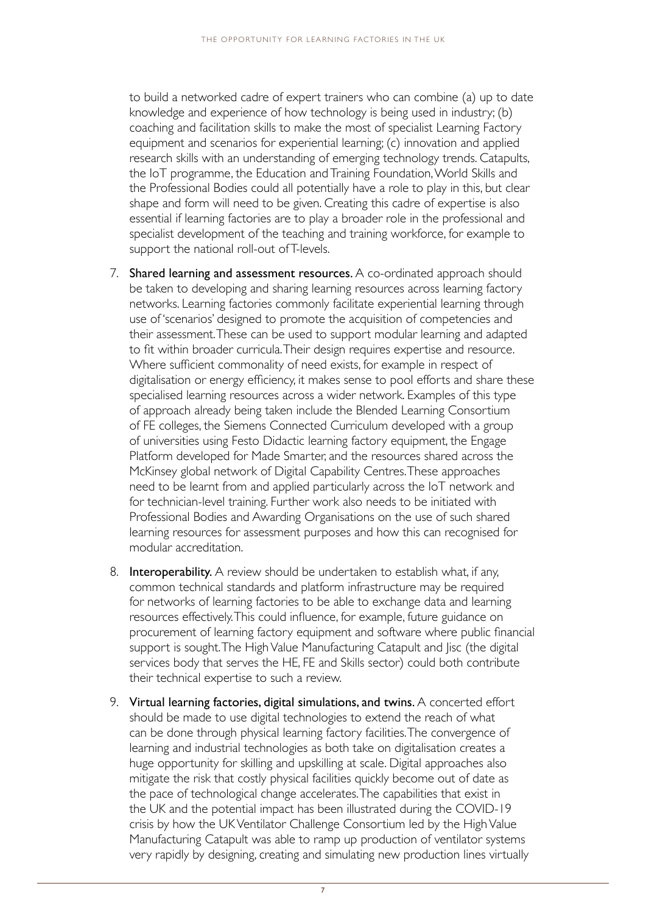to build a networked cadre of expert trainers who can combine (a) up to date knowledge and experience of how technology is being used in industry; (b) coaching and facilitation skills to make the most of specialist Learning Factory equipment and scenarios for experiential learning; (c) innovation and applied research skills with an understanding of emerging technology trends. Catapults, the IoT programme, the Education and Training Foundation, World Skills and the Professional Bodies could all potentially have a role to play in this, but clear shape and form will need to be given. Creating this cadre of expertise is also essential if learning factories are to play a broader role in the professional and specialist development of the teaching and training workforce, for example to support the national roll-out of T-levels.

7. **Shared learning and assessment resources.** A co-ordinated approach should be taken to developing and sharing learning resources across learning factory networks. Learning factories commonly facilitate experiential learning through use of 'scenarios' designed to promote the acquisition of competencies and their assessment. These can be used to support modular learning and adapted to fit within broader curricula. Their design requires expertise and resource. Where sufficient commonality of need exists, for example in respect of digitalisation or energy efficiency, it makes sense to pool efforts and share these specialised learning resources across a wider network. Examples of this type of approach already being taken include the Blended Learning Consortium of FE colleges, the Siemens Connected Curriculum developed with a group of universities using Festo Didactic learning factory equipment, the Engage Platform developed for Made Smarter, and the resources shared across the McKinsey global network of Digital Capability Centres. These approaches need to be learnt from and applied particularly across the IoT network and for technician-level training. Further work also needs to be initiated with Professional Bodies and Awarding Organisations on the use of such shared learning resources for assessment purposes and how this can recognised for modular accreditation.

8. **Interoperability.** A review should be undertaken to establish what, if any, common technical standards and platform infrastructure may be required for networks of learning factories to be able to exchange data and learning resources effectively. This could influence, for example, future guidance on procurement of learning factory equipment and software where public financial support is sought. The High Value Manufacturing Catapult and Jisc (the digital services body that serves the HE, FE and Skills sector) could both contribute their technical expertise to such a review.

9. **Virtual learning factories, digital simulations, and twins.** A concerted effort should be made to use digital technologies to extend the reach of what can be done through physical learning factory facilities. The convergence of learning and industrial technologies as both take on digitalisation creates a huge opportunity for skilling and upskilling at scale. Digital approaches also mitigate the risk that costly physical facilities quickly become out of date as the pace of technological change accelerates. The capabilities that exist in the UK and the potential impact has been illustrated during the COVID-19 crisis by how the UK Ventilator Challenge Consortium led by the High Value Manufacturing Catapult was able to ramp up production of ventilator systems very rapidly by designing, creating and simulating new production lines virtually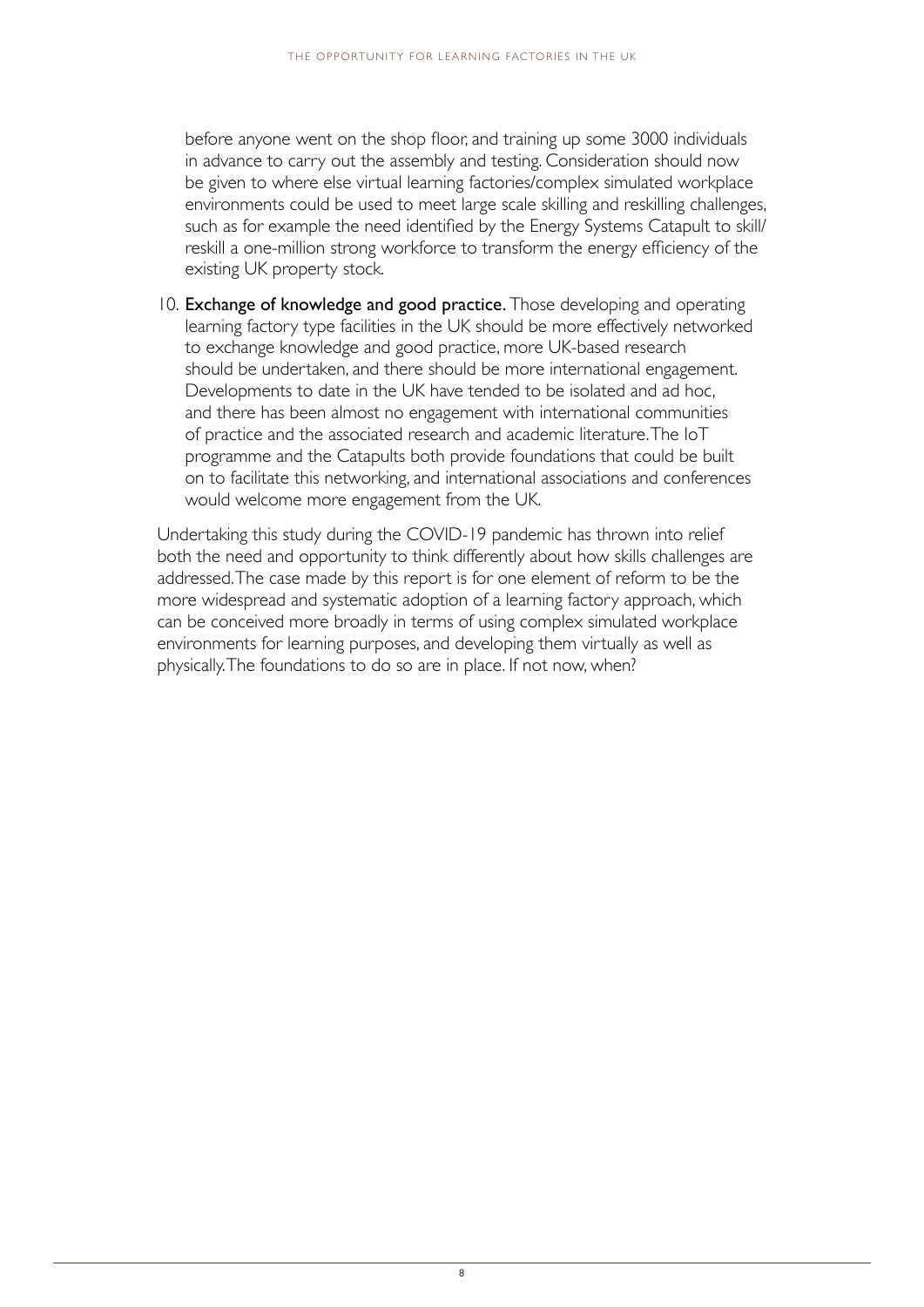before anyone went on the shop floor, and training up some 3000 individuals in advance to carry out the assembly and testing. Consideration should now be given to where else virtual learning factories/complex simulated workplace environments could be used to meet large scale skilling and reskilling challenges, such as for example the need identified by the Energy Systems Catapult to skill/reskill a one-million strong workforce to transform the energy efficiency of the existing UK property stock.

10. **Exchange of knowledge and good practice.** Those developing and operating learning factory type facilities in the UK should be more effectively networked to exchange knowledge and good practice, more UK-based research should be undertaken, and there should be more international engagement. Developments to date in the UK have tended to be isolated and ad hoc, and there has been almost no engagement with international communities of practice and the associated research and academic literature. The IoT programme and the Catapults both provide foundations that could be built on to facilitate this networking, and international associations and conferences would welcome more engagement from the UK.

Undertaking this study during the COVID-19 pandemic has thrown into relief both the need and opportunity to think differently about how skills challenges are addressed. The case made by this report is for one element of reform to be the more widespread and systematic adoption of a learning factory approach, which can be conceived more broadly in terms of using complex simulated workplace environments for learning purposes, and developing them virtually as well as physically. The foundations to do so are in place. If not now, when?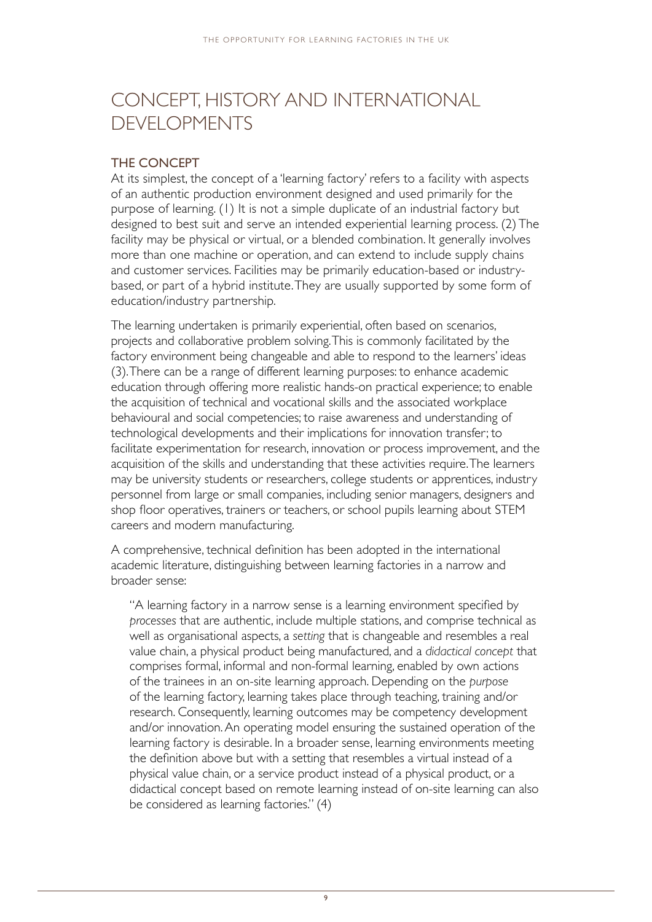# CONCEPT, HISTORY AND INTERNATIONAL DEVELOPMENTS

## THE CONCEPT

At its simplest, the concept of a 'learning factory' refers to a facility with aspects of an authentic production environment designed and used primarily for the purpose of learning. (1) It is not a simple duplicate of an industrial factory but designed to best suit and serve an intended experiential learning process. (2) The facility may be physical or virtual, or a blended combination. It generally involves more than one machine or operation, and can extend to include supply chains and customer services. Facilities may be primarily education-based or industry-based, or part of a hybrid institute. They are usually supported by some form of education/industry partnership.

The learning undertaken is primarily experiential, often based on scenarios, projects and collaborative problem solving. This is commonly facilitated by the factory environment being changeable and able to respond to the learners' ideas (3). There can be a range of different learning purposes: to enhance academic education through offering more realistic hands-on practical experience; to enable the acquisition of technical and vocational skills and the associated workplace behavioural and social competencies; to raise awareness and understanding of technological developments and their implications for innovation transfer; to facilitate experimentation for research, innovation or process improvement, and the acquisition of the skills and understanding that these activities require. The learners may be university students or researchers, college students or apprentices, industry personnel from large or small companies, including senior managers, designers and shop floor operatives, trainers or teachers, or school pupils learning about STEM careers and modern manufacturing.

A comprehensive, technical definition has been adopted in the international academic literature, distinguishing between learning factories in a narrow and broader sense:

> "A learning factory in a narrow sense is a learning environment specified by *processes* that are authentic, include multiple stations, and comprise technical as well as organisational aspects, a *setting* that is changeable and resembles a real value chain, a physical product being manufactured, and a *didactical concept* that comprises formal, informal and non-formal learning, enabled by own actions of the trainees in an on-site learning approach. Depending on the *purpose* of the learning factory, learning takes place through teaching, training and/or research. Consequently, learning outcomes may be competency development and/or innovation. An operating model ensuring the sustained operation of the learning factory is desirable. In a broader sense, learning environments meeting the definition above but with a setting that resembles a virtual instead of a physical value chain, or a service product instead of a physical product, or a didactical concept based on remote learning instead of on-site learning can also be considered as learning factories." (4)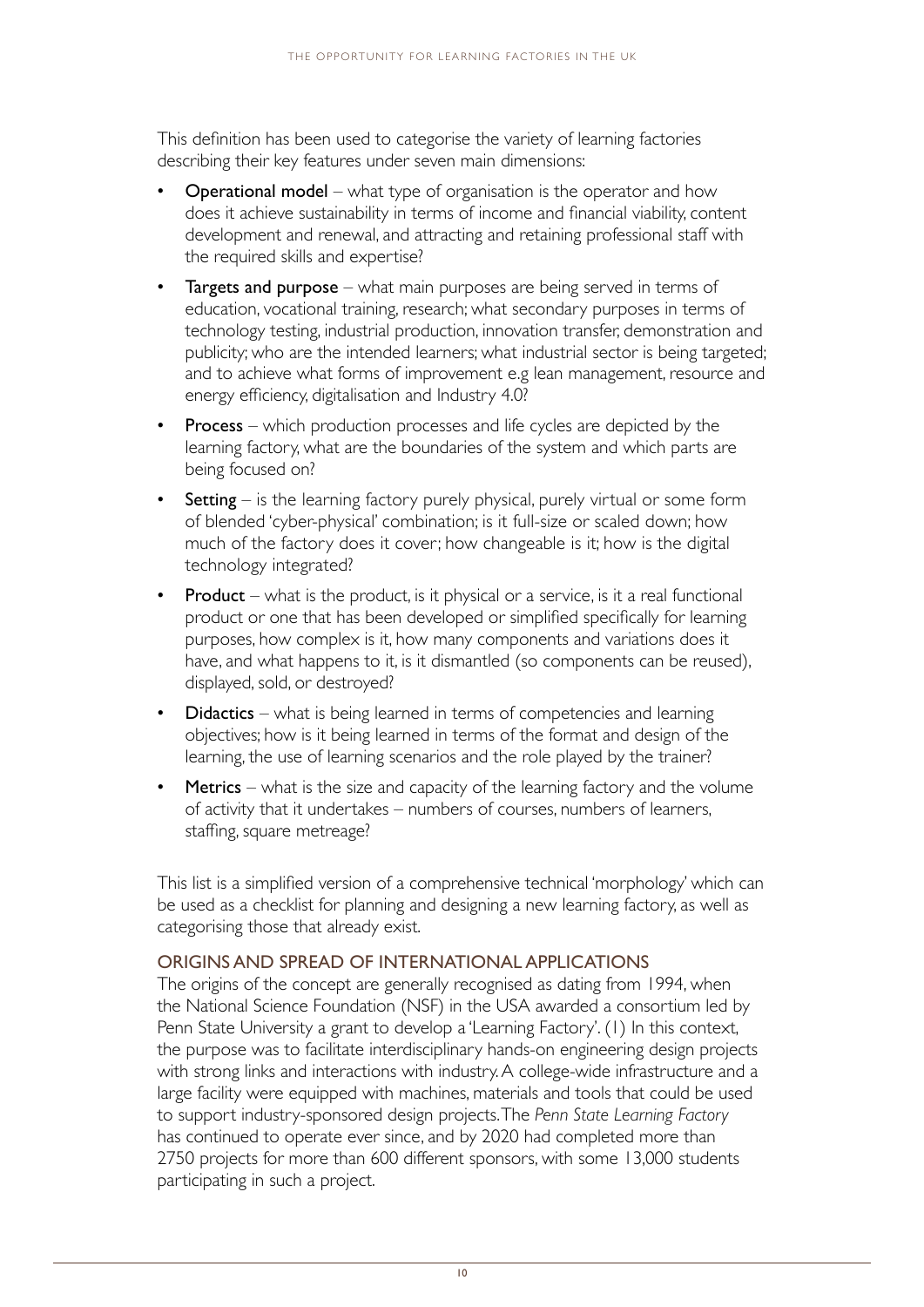This definition has been used to categorise the variety of learning factories describing their key features under seven main dimensions:

- **Operational model** – what type of organisation is the operator and how does it achieve sustainability in terms of income and financial viability, content development and renewal, and attracting and retaining professional staff with the required skills and expertise?
- **Targets and purpose** – what main purposes are being served in terms of education, vocational training, research; what secondary purposes in terms of technology testing, industrial production, innovation transfer, demonstration and publicity; who are the intended learners; what industrial sector is being targeted; and to achieve what forms of improvement e.g lean management, resource and energy efficiency, digitalisation and Industry 4.0?
- **Process** – which production processes and life cycles are depicted by the learning factory, what are the boundaries of the system and which parts are being focused on?
- **Setting** – is the learning factory purely physical, purely virtual or some form of blended 'cyber-physical' combination; is it full-size or scaled down; how much of the factory does it cover; how changeable is it; how is the digital technology integrated?
- **Product** – what is the product, is it physical or a service, is it a real functional product or one that has been developed or simplified specifically for learning purposes, how complex is it, how many components and variations does it have, and what happens to it, is it dismantled (so components can be reused), displayed, sold, or destroyed?
- **Didactics** – what is being learned in terms of competencies and learning objectives; how is it being learned in terms of the format and design of the learning, the use of learning scenarios and the role played by the trainer?
- **Metrics** – what is the size and capacity of the learning factory and the volume of activity that it undertakes – numbers of courses, numbers of learners, staffing, square metreage?

This list is a simplified version of a comprehensive technical 'morphology' which can be used as a checklist for planning and designing a new learning factory, as well as categorising those that already exist.

## ORIGINS AND SPREAD OF INTERNATIONAL APPLICATIONS

The origins of the concept are generally recognised as dating from 1994, when the National Science Foundation (NSF) in the USA awarded a consortium led by Penn State University a grant to develop a 'Learning Factory'. (1) In this context, the purpose was to facilitate interdisciplinary hands-on engineering design projects with strong links and interactions with industry. A college-wide infrastructure and a large facility were equipped with machines, materials and tools that could be used to support industry-sponsored design projects. The *Penn State Learning Factory* has continued to operate ever since, and by 2020 had completed more than 2750 projects for more than 600 different sponsors, with some 13,000 students participating in such a project.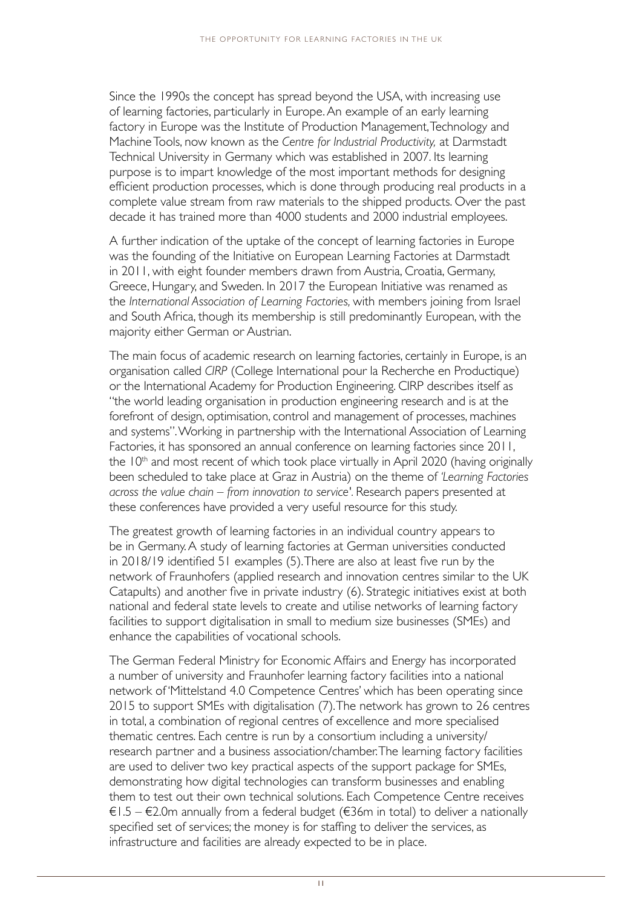Since the 1990s the concept has spread beyond the USA, with increasing use of learning factories, particularly in Europe. An example of an early learning factory in Europe was the Institute of Production Management, Technology and Machine Tools, now known as the *Centre for Industrial Productivity,* at Darmstadt Technical University in Germany which was established in 2007. Its learning purpose is to impart knowledge of the most important methods for designing efficient production processes, which is done through producing real products in a complete value stream from raw materials to the shipped products. Over the past decade it has trained more than 4000 students and 2000 industrial employees.

A further indication of the uptake of the concept of learning factories in Europe was the founding of the Initiative on European Learning Factories at Darmstadt in 2011, with eight founder members drawn from Austria, Croatia, Germany, Greece, Hungary, and Sweden. In 2017 the European Initiative was renamed as the *International Association of Learning Factories,* with members joining from Israel and South Africa, though its membership is still predominantly European, with the majority either German or Austrian.

The main focus of academic research on learning factories, certainly in Europe, is an organisation called *CIRP* (College International pour la Recherche en Productique) or the International Academy for Production Engineering. CIRP describes itself as "the world leading organisation in production engineering research and is at the forefront of design, optimisation, control and management of processes, machines and systems". Working in partnership with the International Association of Learning Factories, it has sponsored an annual conference on learning factories since 2011, the 10th and most recent of which took place virtually in April 2020 (having originally been scheduled to take place at Graz in Austria) on the theme of *'Learning Factories across the value chain – from innovation to service'*. Research papers presented at these conferences have provided a very useful resource for this study.

The greatest growth of learning factories in an individual country appears to be in Germany. A study of learning factories at German universities conducted in 2018/19 identified 51 examples (5). There are also at least five run by the network of Fraunhofers (applied research and innovation centres similar to the UK Catapults) and another five in private industry (6). Strategic initiatives exist at both national and federal state levels to create and utilise networks of learning factory facilities to support digitalisation in small to medium size businesses (SMEs) and enhance the capabilities of vocational schools.

The German Federal Ministry for Economic Affairs and Energy has incorporated a number of university and Fraunhofer learning factory facilities into a national network of 'Mittelstand 4.0 Competence Centres' which has been operating since 2015 to support SMEs with digitalisation (7). The network has grown to 26 centres in total, a combination of regional centres of excellence and more specialised thematic centres. Each centre is run by a consortium including a university/research partner and a business association/chamber. The learning factory facilities are used to deliver two key practical aspects of the support package for SMEs, demonstrating how digital technologies can transform businesses and enabling them to test out their own technical solutions. Each Competence Centre receives €1.5 – €2.0m annually from a federal budget (€36m in total) to deliver a nationally specified set of services; the money is for staffing to deliver the services, as infrastructure and facilities are already expected to be in place.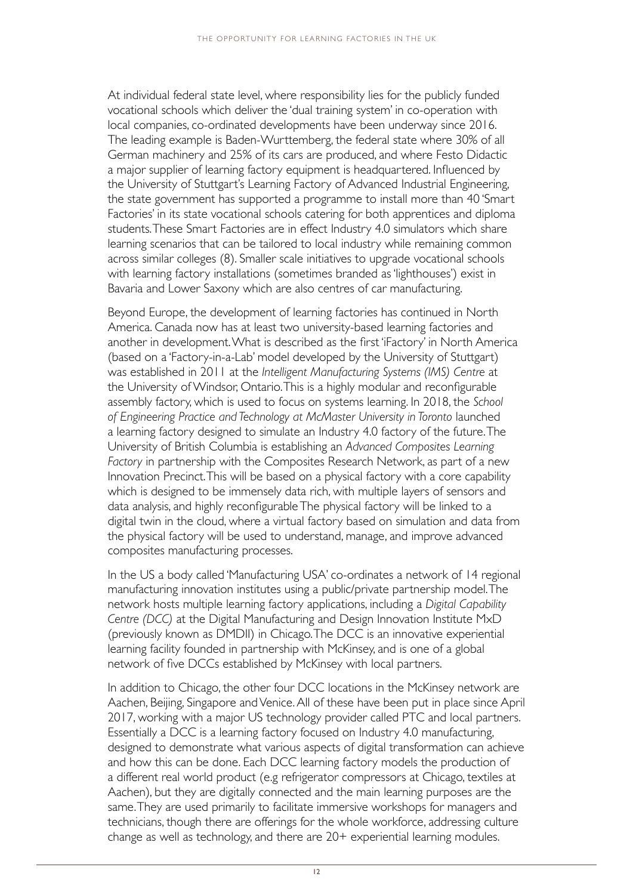At individual federal state level, where responsibility lies for the publicly funded vocational schools which deliver the 'dual training system' in co-operation with local companies, co-ordinated developments have been underway since 2016. The leading example is Baden-Wurttemberg, the federal state where 30% of all German machinery and 25% of its cars are produced, and where Festo Didactic a major supplier of learning factory equipment is headquartered. Influenced by the University of Stuttgart's Learning Factory of Advanced Industrial Engineering, the state government has supported a programme to install more than 40 'Smart Factories' in its state vocational schools catering for both apprentices and diploma students. These Smart Factories are in effect Industry 4.0 simulators which share learning scenarios that can be tailored to local industry while remaining common across similar colleges (8). Smaller scale initiatives to upgrade vocational schools with learning factory installations (sometimes branded as 'lighthouses') exist in Bavaria and Lower Saxony which are also centres of car manufacturing.

Beyond Europe, the development of learning factories has continued in North America. Canada now has at least two university-based learning factories and another in development. What is described as the first 'iFactory' in North America (based on a 'Factory-in-a-Lab' model developed by the University of Stuttgart) was established in 2011 at the *Intelligent Manufacturing Systems (IMS) Centre* at the University of Windsor, Ontario. This is a highly modular and reconfigurable assembly factory, which is used to focus on systems learning. In 2018, the *School of Engineering Practice and Technology at McMaster University in Toronto* launched a learning factory designed to simulate an Industry 4.0 factory of the future. The University of British Columbia is establishing an *Advanced Composites Learning Factory* in partnership with the Composites Research Network, as part of a new Innovation Precinct. This will be based on a physical factory with a core capability which is designed to be immensely data rich, with multiple layers of sensors and data analysis, and highly reconfigurable The physical factory will be linked to a digital twin in the cloud, where a virtual factory based on simulation and data from the physical factory will be used to understand, manage, and improve advanced composites manufacturing processes.

In the US a body called 'Manufacturing USA' co-ordinates a network of 14 regional manufacturing innovation institutes using a public/private partnership model. The network hosts multiple learning factory applications, including a *Digital Capability Centre (DCC)* at the Digital Manufacturing and Design Innovation Institute MxD (previously known as DMDII) in Chicago. The DCC is an innovative experiential learning facility founded in partnership with McKinsey, and is one of a global network of five DCCs established by McKinsey with local partners.

In addition to Chicago, the other four DCC locations in the McKinsey network are Aachen, Beijing, Singapore and Venice. All of these have been put in place since April 2017, working with a major US technology provider called PTC and local partners. Essentially a DCC is a learning factory focused on Industry 4.0 manufacturing, designed to demonstrate what various aspects of digital transformation can achieve and how this can be done. Each DCC learning factory models the production of a different real world product (e.g refrigerator compressors at Chicago, textiles at Aachen), but they are digitally connected and the main learning purposes are the same. They are used primarily to facilitate immersive workshops for managers and technicians, though there are offerings for the whole workforce, addressing culture change as well as technology, and there are 20+ experiential learning modules.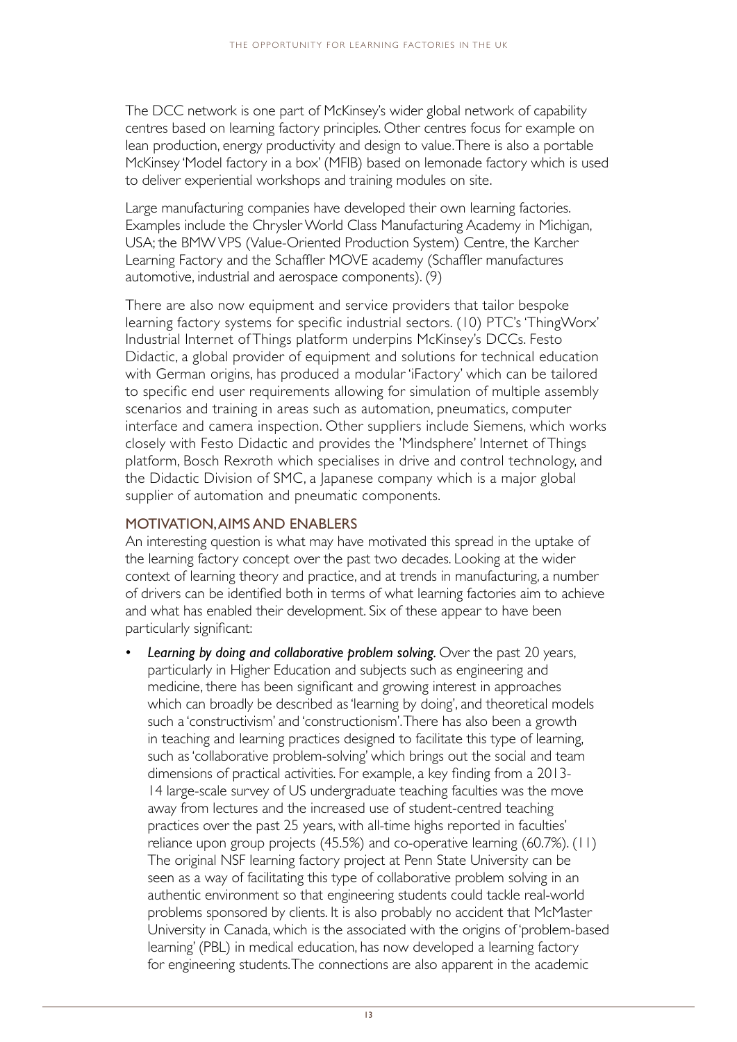The DCC network is one part of McKinsey's wider global network of capability centres based on learning factory principles. Other centres focus for example on lean production, energy productivity and design to value. There is also a portable McKinsey 'Model factory in a box' (MFIB) based on lemonade factory which is used to deliver experiential workshops and training modules on site.

Large manufacturing companies have developed their own learning factories. Examples include the Chrysler World Class Manufacturing Academy in Michigan, USA; the BMW VPS (Value-Oriented Production System) Centre, the Karcher Learning Factory and the Schaffler MOVE academy (Schaffler manufactures automotive, industrial and aerospace components). (9)

There are also now equipment and service providers that tailor bespoke learning factory systems for specific industrial sectors. (10) PTC's 'ThingWorx' Industrial Internet of Things platform underpins McKinsey's DCCs. Festo Didactic, a global provider of equipment and solutions for technical education with German origins, has produced a modular 'iFactory' which can be tailored to specific end user requirements allowing for simulation of multiple assembly scenarios and training in areas such as automation, pneumatics, computer interface and camera inspection. Other suppliers include Siemens, which works closely with Festo Didactic and provides the 'Mindsphere' Internet of Things platform, Bosch Rexroth which specialises in drive and control technology, and the Didactic Division of SMC, a Japanese company which is a major global supplier of automation and pneumatic components.

## MOTIVATION, AIMS AND ENABLERS

An interesting question is what may have motivated this spread in the uptake of the learning factory concept over the past two decades. Looking at the wider context of learning theory and practice, and at trends in manufacturing, a number of drivers can be identified both in terms of what learning factories aim to achieve and what has enabled their development. Six of these appear to have been particularly significant:

- ***Learning by doing and collaborative problem solving.*** Over the past 20 years, particularly in Higher Education and subjects such as engineering and medicine, there has been significant and growing interest in approaches which can broadly be described as 'learning by doing', and theoretical models such a 'constructivism' and 'constructionism'. There has also been a growth in teaching and learning practices designed to facilitate this type of learning, such as 'collaborative problem-solving' which brings out the social and team dimensions of practical activities. For example, a key finding from a 2013-14 large-scale survey of US undergraduate teaching faculties was the move away from lectures and the increased use of student-centred teaching practices over the past 25 years, with all-time highs reported in faculties' reliance upon group projects (45.5%) and co-operative learning (60.7%). (11) The original NSF learning factory project at Penn State University can be seen as a way of facilitating this type of collaborative problem solving in an authentic environment so that engineering students could tackle real-world problems sponsored by clients. It is also probably no accident that McMaster University in Canada, which is the associated with the origins of 'problem-based learning' (PBL) in medical education, has now developed a learning factory for engineering students. The connections are also apparent in the academic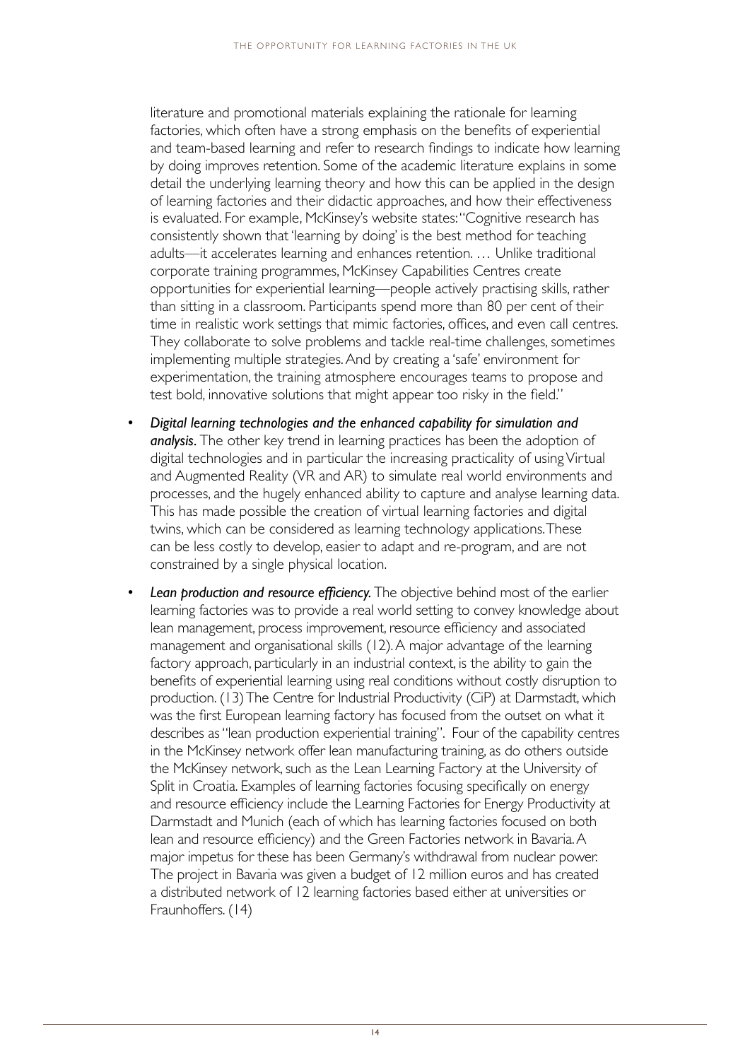literature and promotional materials explaining the rationale for learning factories, which often have a strong emphasis on the benefits of experiential and team-based learning and refer to research findings to indicate how learning by doing improves retention. Some of the academic literature explains in some detail the underlying learning theory and how this can be applied in the design of learning factories and their didactic approaches, and how their effectiveness is evaluated. For example, McKinsey's website states: "Cognitive research has consistently shown that 'learning by doing' is the best method for teaching adults—it accelerates learning and enhances retention. … Unlike traditional corporate training programmes, McKinsey Capabilities Centres create opportunities for experiential learning—people actively practising skills, rather than sitting in a classroom. Participants spend more than 80 per cent of their time in realistic work settings that mimic factories, offices, and even call centres. They collaborate to solve problems and tackle real-time challenges, sometimes implementing multiple strategies. And by creating a 'safe' environment for experimentation, the training atmosphere encourages teams to propose and test bold, innovative solutions that might appear too risky in the field."

- ***Digital learning technologies and the enhanced capability for simulation and analysis***. The other key trend in learning practices has been the adoption of digital technologies and in particular the increasing practicality of using Virtual and Augmented Reality (VR and AR) to simulate real world environments and processes, and the hugely enhanced ability to capture and analyse learning data. This has made possible the creation of virtual learning factories and digital twins, which can be considered as learning technology applications. These can be less costly to develop, easier to adapt and re-program, and are not constrained by a single physical location.

- ***Lean production and resource efficiency.*** The objective behind most of the earlier learning factories was to provide a real world setting to convey knowledge about lean management, process improvement, resource efficiency and associated management and organisational skills (12). A major advantage of the learning factory approach, particularly in an industrial context, is the ability to gain the benefits of experiential learning using real conditions without costly disruption to production. (13) The Centre for Industrial Productivity (CiP) at Darmstadt, which was the first European learning factory has focused from the outset on what it describes as "lean production experiential training". Four of the capability centres in the McKinsey network offer lean manufacturing training, as do others outside the McKinsey network, such as the Lean Learning Factory at the University of Split in Croatia. Examples of learning factories focusing specifically on energy and resource efficiency include the Learning Factories for Energy Productivity at Darmstadt and Munich (each of which has learning factories focused on both lean and resource efficiency) and the Green Factories network in Bavaria. A major impetus for these has been Germany's withdrawal from nuclear power. The project in Bavaria was given a budget of 12 million euros and has created a distributed network of 12 learning factories based either at universities or Fraunhoffers. (14)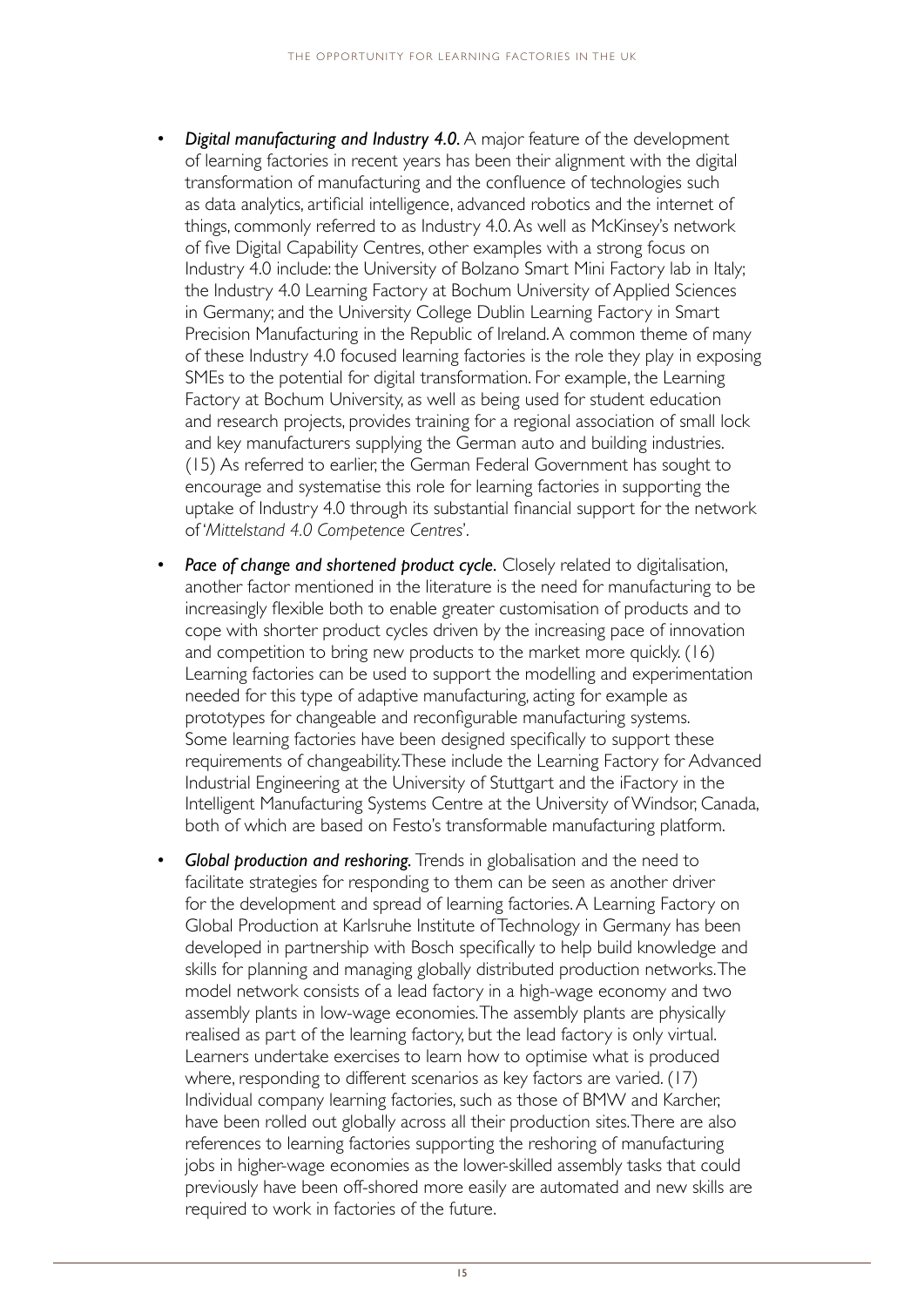- ***Digital manufacturing and Industry 4.0.*** A major feature of the development of learning factories in recent years has been their alignment with the digital transformation of manufacturing and the confluence of technologies such as data analytics, artificial intelligence, advanced robotics and the internet of things, commonly referred to as Industry 4.0. As well as McKinsey's network of five Digital Capability Centres, other examples with a strong focus on Industry 4.0 include: the University of Bolzano Smart Mini Factory lab in Italy; the Industry 4.0 Learning Factory at Bochum University of Applied Sciences in Germany; and the University College Dublin Learning Factory in Smart Precision Manufacturing in the Republic of Ireland. A common theme of many of these Industry 4.0 focused learning factories is the role they play in exposing SMEs to the potential for digital transformation. For example, the Learning Factory at Bochum University, as well as being used for student education and research projects, provides training for a regional association of small lock and key manufacturers supplying the German auto and building industries. (15) As referred to earlier, the German Federal Government has sought to encourage and systematise this role for learning factories in supporting the uptake of Industry 4.0 through its substantial financial support for the network of '*Mittelstand 4.0 Competence Centres*'.

- ***Pace of change and shortened product cycle.*** Closely related to digitalisation, another factor mentioned in the literature is the need for manufacturing to be increasingly flexible both to enable greater customisation of products and to cope with shorter product cycles driven by the increasing pace of innovation and competition to bring new products to the market more quickly. (16) Learning factories can be used to support the modelling and experimentation needed for this type of adaptive manufacturing, acting for example as prototypes for changeable and reconfigurable manufacturing systems. Some learning factories have been designed specifically to support these requirements of changeability. These include the Learning Factory for Advanced Industrial Engineering at the University of Stuttgart and the iFactory in the Intelligent Manufacturing Systems Centre at the University of Windsor, Canada, both of which are based on Festo's transformable manufacturing platform.

- ***Global production and reshoring.*** Trends in globalisation and the need to facilitate strategies for responding to them can be seen as another driver for the development and spread of learning factories. A Learning Factory on Global Production at Karlsruhe Institute of Technology in Germany has been developed in partnership with Bosch specifically to help build knowledge and skills for planning and managing globally distributed production networks. The model network consists of a lead factory in a high-wage economy and two assembly plants in low-wage economies. The assembly plants are physically realised as part of the learning factory, but the lead factory is only virtual. Learners undertake exercises to learn how to optimise what is produced where, responding to different scenarios as key factors are varied. (17) Individual company learning factories, such as those of BMW and Karcher, have been rolled out globally across all their production sites. There are also references to learning factories supporting the reshoring of manufacturing jobs in higher-wage economies as the lower-skilled assembly tasks that could previously have been off-shored more easily are automated and new skills are required to work in factories of the future.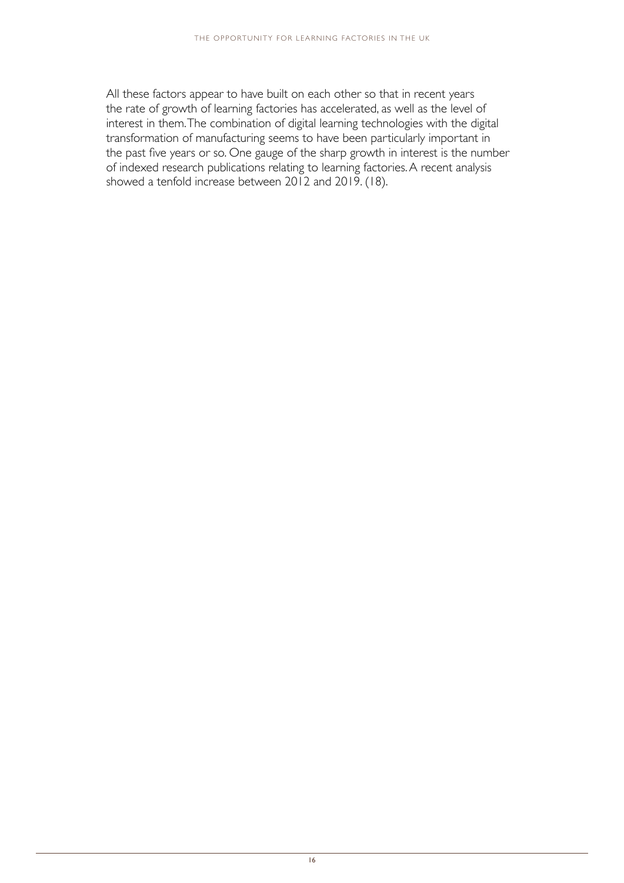All these factors appear to have built on each other so that in recent years the rate of growth of learning factories has accelerated, as well as the level of interest in them. The combination of digital learning technologies with the digital transformation of manufacturing seems to have been particularly important in the past five years or so. One gauge of the sharp growth in interest is the number of indexed research publications relating to learning factories. A recent analysis showed a tenfold increase between 2012 and 2019. (18).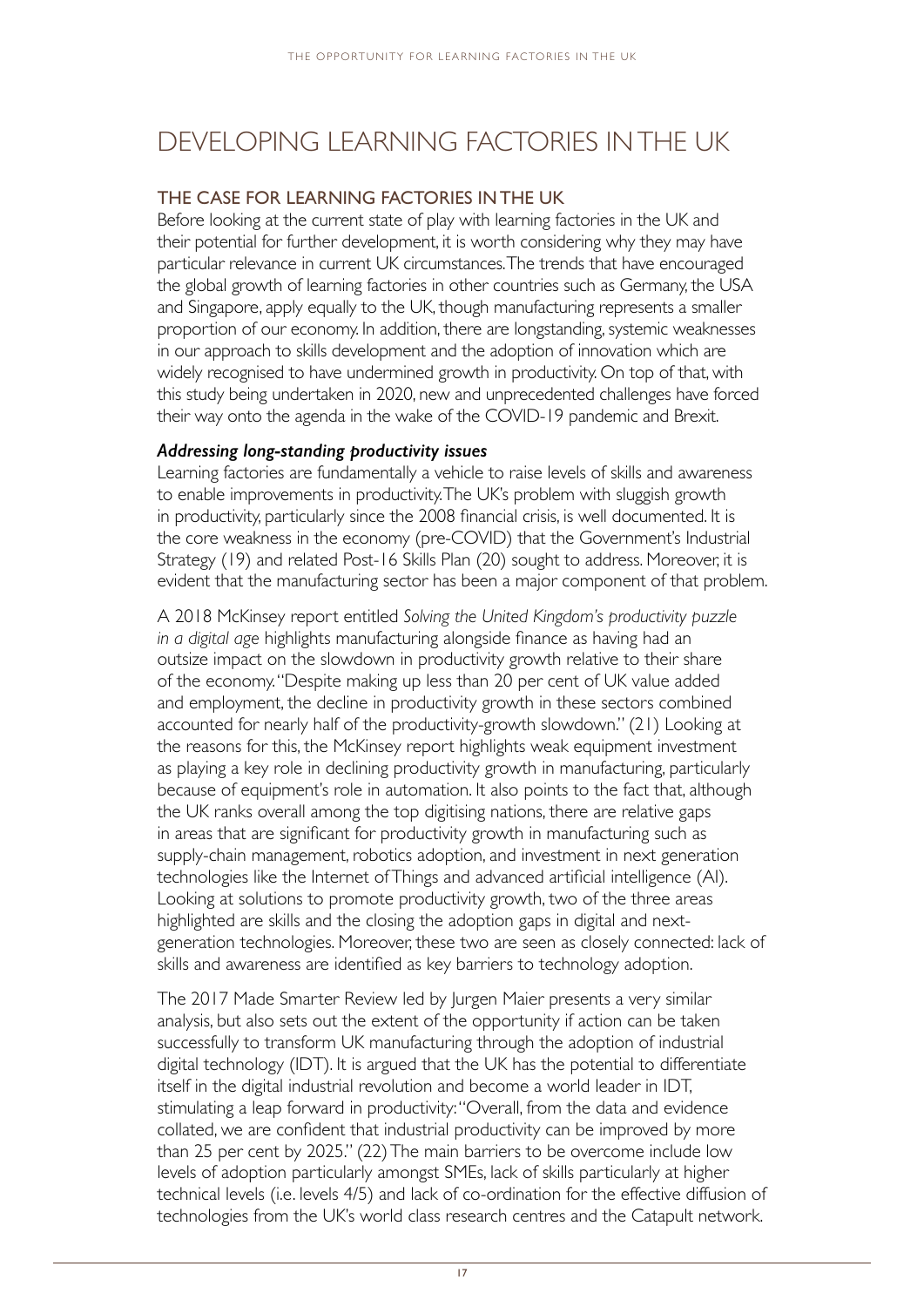# DEVELOPING LEARNING FACTORIES IN THE UK

## THE CASE FOR LEARNING FACTORIES IN THE UK

Before looking at the current state of play with learning factories in the UK and their potential for further development, it is worth considering why they may have particular relevance in current UK circumstances. The trends that have encouraged the global growth of learning factories in other countries such as Germany, the USA and Singapore, apply equally to the UK, though manufacturing represents a smaller proportion of our economy. In addition, there are longstanding, systemic weaknesses in our approach to skills development and the adoption of innovation which are widely recognised to have undermined growth in productivity. On top of that, with this study being undertaken in 2020, new and unprecedented challenges have forced their way onto the agenda in the wake of the COVID-19 pandemic and Brexit.

### *Addressing long-standing productivity issues*

Learning factories are fundamentally a vehicle to raise levels of skills and awareness to enable improvements in productivity. The UK's problem with sluggish growth in productivity, particularly since the 2008 financial crisis, is well documented. It is the core weakness in the economy (pre-COVID) that the Government's Industrial Strategy (19) and related Post-16 Skills Plan (20) sought to address. Moreover, it is evident that the manufacturing sector has been a major component of that problem.

A 2018 McKinsey report entitled *Solving the United Kingdom's productivity puzzle in a digital age* highlights manufacturing alongside finance as having had an outsize impact on the slowdown in productivity growth relative to their share of the economy. "Despite making up less than 20 per cent of UK value added and employment, the decline in productivity growth in these sectors combined accounted for nearly half of the productivity-growth slowdown." (21) Looking at the reasons for this, the McKinsey report highlights weak equipment investment as playing a key role in declining productivity growth in manufacturing, particularly because of equipment's role in automation. It also points to the fact that, although the UK ranks overall among the top digitising nations, there are relative gaps in areas that are significant for productivity growth in manufacturing such as supply-chain management, robotics adoption, and investment in next generation technologies like the Internet of Things and advanced artificial intelligence (AI). Looking at solutions to promote productivity growth, two of the three areas highlighted are skills and the closing the adoption gaps in digital and next-generation technologies. Moreover, these two are seen as closely connected: lack of skills and awareness are identified as key barriers to technology adoption.

The 2017 Made Smarter Review led by Jurgen Maier presents a very similar analysis, but also sets out the extent of the opportunity if action can be taken successfully to transform UK manufacturing through the adoption of industrial digital technology (IDT). It is argued that the UK has the potential to differentiate itself in the digital industrial revolution and become a world leader in IDT, stimulating a leap forward in productivity: "Overall, from the data and evidence collated, we are confident that industrial productivity can be improved by more than 25 per cent by 2025." (22) The main barriers to be overcome include low levels of adoption particularly amongst SMEs, lack of skills particularly at higher technical levels (i.e. levels 4/5) and lack of co-ordination for the effective diffusion of technologies from the UK's world class research centres and the Catapult network.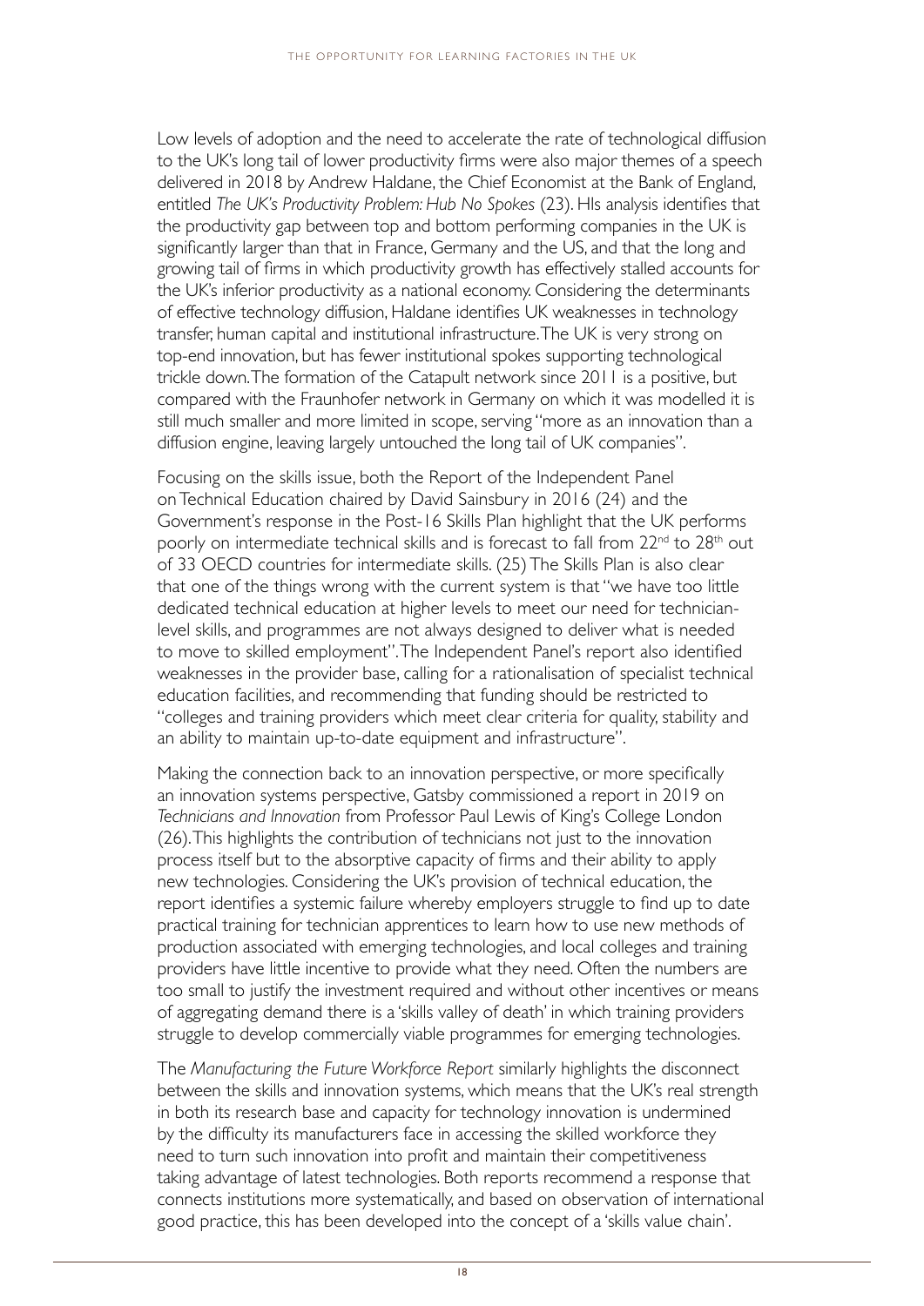Low levels of adoption and the need to accelerate the rate of technological diffusion to the UK's long tail of lower productivity firms were also major themes of a speech delivered in 2018 by Andrew Haldane, the Chief Economist at the Bank of England, entitled *The UK's Productivity Problem: Hub No Spokes* (23). HIs analysis identifies that the productivity gap between top and bottom performing companies in the UK is significantly larger than that in France, Germany and the US, and that the long and growing tail of firms in which productivity growth has effectively stalled accounts for the UK's inferior productivity as a national economy. Considering the determinants of effective technology diffusion, Haldane identifies UK weaknesses in technology transfer, human capital and institutional infrastructure. The UK is very strong on top-end innovation, but has fewer institutional spokes supporting technological trickle down. The formation of the Catapult network since 2011 is a positive, but compared with the Fraunhofer network in Germany on which it was modelled it is still much smaller and more limited in scope, serving "more as an innovation than a diffusion engine, leaving largely untouched the long tail of UK companies".

Focusing on the skills issue, both the Report of the Independent Panel on Technical Education chaired by David Sainsbury in 2016 (24) and the Government's response in the Post-16 Skills Plan highlight that the UK performs poorly on intermediate technical skills and is forecast to fall from 22nd to 28th out of 33 OECD countries for intermediate skills. (25) The Skills Plan is also clear that one of the things wrong with the current system is that "we have too little dedicated technical education at higher levels to meet our need for technician-level skills, and programmes are not always designed to deliver what is needed to move to skilled employment". The Independent Panel's report also identified weaknesses in the provider base, calling for a rationalisation of specialist technical education facilities, and recommending that funding should be restricted to "colleges and training providers which meet clear criteria for quality, stability and an ability to maintain up-to-date equipment and infrastructure".

Making the connection back to an innovation perspective, or more specifically an innovation systems perspective, Gatsby commissioned a report in 2019 on *Technicians and Innovation* from Professor Paul Lewis of King's College London (26). This highlights the contribution of technicians not just to the innovation process itself but to the absorptive capacity of firms and their ability to apply new technologies. Considering the UK's provision of technical education, the report identifies a systemic failure whereby employers struggle to find up to date practical training for technician apprentices to learn how to use new methods of production associated with emerging technologies, and local colleges and training providers have little incentive to provide what they need. Often the numbers are too small to justify the investment required and without other incentives or means of aggregating demand there is a 'skills valley of death' in which training providers struggle to develop commercially viable programmes for emerging technologies.

The *Manufacturing the Future Workforce Report* similarly highlights the disconnect between the skills and innovation systems, which means that the UK's real strength in both its research base and capacity for technology innovation is undermined by the difficulty its manufacturers face in accessing the skilled workforce they need to turn such innovation into profit and maintain their competitiveness taking advantage of latest technologies. Both reports recommend a response that connects institutions more systematically, and based on observation of international good practice, this has been developed into the concept of a 'skills value chain'.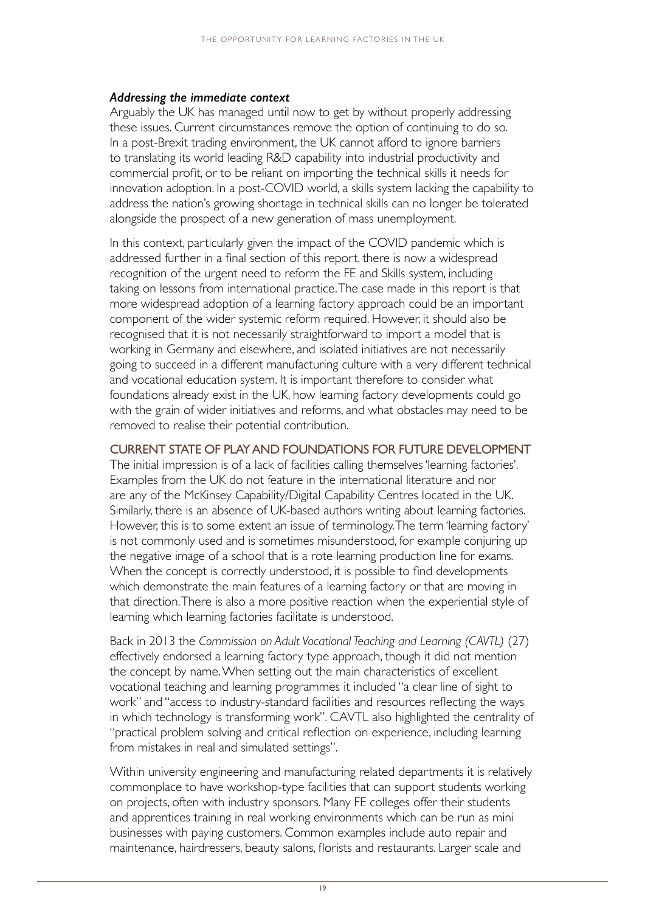### *Addressing the immediate context*

Arguably the UK has managed until now to get by without properly addressing these issues. Current circumstances remove the option of continuing to do so. In a post-Brexit trading environment, the UK cannot afford to ignore barriers to translating its world leading R&D capability into industrial productivity and commercial profit, or to be reliant on importing the technical skills it needs for innovation adoption. In a post-COVID world, a skills system lacking the capability to address the nation's growing shortage in technical skills can no longer be tolerated alongside the prospect of a new generation of mass unemployment.

In this context, particularly given the impact of the COVID pandemic which is addressed further in a final section of this report, there is now a widespread recognition of the urgent need to reform the FE and Skills system, including taking on lessons from international practice. The case made in this report is that more widespread adoption of a learning factory approach could be an important component of the wider systemic reform required. However, it should also be recognised that it is not necessarily straightforward to import a model that is working in Germany and elsewhere, and isolated initiatives are not necessarily going to succeed in a different manufacturing culture with a very different technical and vocational education system. It is important therefore to consider what foundations already exist in the UK, how learning factory developments could go with the grain of wider initiatives and reforms, and what obstacles may need to be removed to realise their potential contribution.

## CURRENT STATE OF PLAY AND FOUNDATIONS FOR FUTURE DEVELOPMENT

The initial impression is of a lack of facilities calling themselves 'learning factories'. Examples from the UK do not feature in the international literature and nor are any of the McKinsey Capability/Digital Capability Centres located in the UK. Similarly, there is an absence of UK-based authors writing about learning factories. However, this is to some extent an issue of terminology. The term 'learning factory' is not commonly used and is sometimes misunderstood, for example conjuring up the negative image of a school that is a rote learning production line for exams. When the concept is correctly understood, it is possible to find developments which demonstrate the main features of a learning factory or that are moving in that direction. There is also a more positive reaction when the experiential style of learning which learning factories facilitate is understood.

Back in 2013 the *Commission on Adult Vocational Teaching and Learning (CAVTL)* (27) effectively endorsed a learning factory type approach, though it did not mention the concept by name. When setting out the main characteristics of excellent vocational teaching and learning programmes it included "a clear line of sight to work" and "access to industry-standard facilities and resources reflecting the ways in which technology is transforming work". CAVTL also highlighted the centrality of "practical problem solving and critical reflection on experience, including learning from mistakes in real and simulated settings".

Within university engineering and manufacturing related departments it is relatively commonplace to have workshop-type facilities that can support students working on projects, often with industry sponsors. Many FE colleges offer their students and apprentices training in real working environments which can be run as mini businesses with paying customers. Common examples include auto repair and maintenance, hairdressers, beauty salons, florists and restaurants. Larger scale and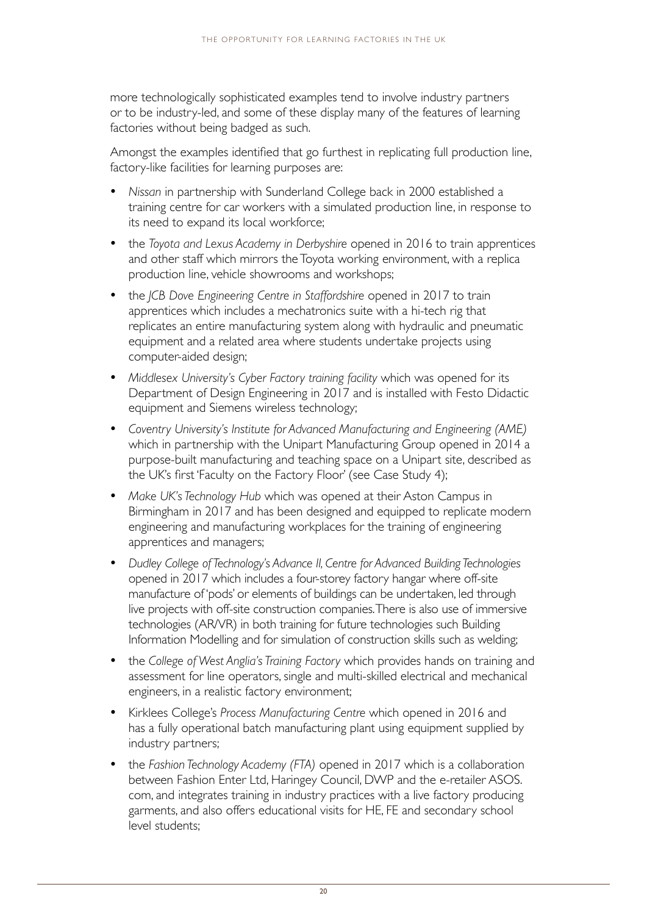more technologically sophisticated examples tend to involve industry partners or to be industry-led, and some of these display many of the features of learning factories without being badged as such.

Amongst the examples identified that go furthest in replicating full production line, factory-like facilities for learning purposes are:

- *Nissan* in partnership with Sunderland College back in 2000 established a training centre for car workers with a simulated production line, in response to its need to expand its local workforce;
- the *Toyota and Lexus Academy in Derbyshire* opened in 2016 to train apprentices and other staff which mirrors the Toyota working environment, with a replica production line, vehicle showrooms and workshops;
- the *JCB Dove Engineering Centre in Staffordshire* opened in 2017 to train apprentices which includes a mechatronics suite with a hi-tech rig that replicates an entire manufacturing system along with hydraulic and pneumatic equipment and a related area where students undertake projects using computer-aided design;
- *Middlesex University's Cyber Factory training facility* which was opened for its Department of Design Engineering in 2017 and is installed with Festo Didactic equipment and Siemens wireless technology;
- *Coventry University's Institute for Advanced Manufacturing and Engineering (AME)* which in partnership with the Unipart Manufacturing Group opened in 2014 a purpose-built manufacturing and teaching space on a Unipart site, described as the UK's first 'Faculty on the Factory Floor' (see Case Study 4);
- *Make UK's Technology Hub* which was opened at their Aston Campus in Birmingham in 2017 and has been designed and equipped to replicate modern engineering and manufacturing workplaces for the training of engineering apprentices and managers;
- *Dudley College of Technology's Advance II, Centre for Advanced Building Technologies* opened in 2017 which includes a four-storey factory hangar where off-site manufacture of 'pods' or elements of buildings can be undertaken, led through live projects with off-site construction companies. There is also use of immersive technologies (AR/VR) in both training for future technologies such Building Information Modelling and for simulation of construction skills such as welding;
- the *College of West Anglia's Training Factory* which provides hands on training and assessment for line operators, single and multi-skilled electrical and mechanical engineers, in a realistic factory environment;
- Kirklees College's *Process Manufacturing Centre* which opened in 2016 and has a fully operational batch manufacturing plant using equipment supplied by industry partners;
- the *Fashion Technology Academy (FTA)* opened in 2017 which is a collaboration between Fashion Enter Ltd, Haringey Council, DWP and the e-retailer ASOS.com, and integrates training in industry practices with a live factory producing garments, and also offers educational visits for HE, FE and secondary school level students;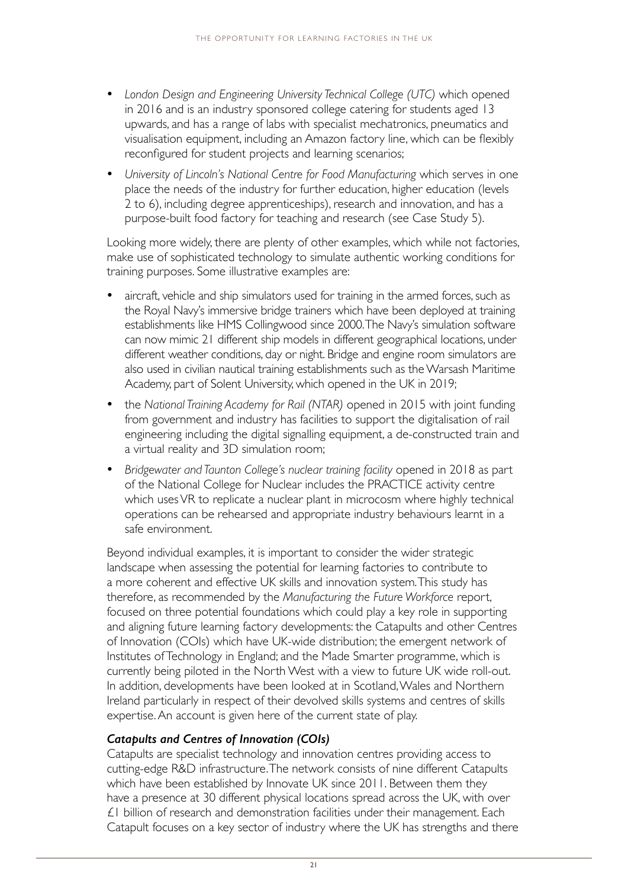- *London Design and Engineering University Technical College (UTC)* which opened in 2016 and is an industry sponsored college catering for students aged 13 upwards, and has a range of labs with specialist mechatronics, pneumatics and visualisation equipment, including an Amazon factory line, which can be flexibly reconfigured for student projects and learning scenarios;
- *University of Lincoln's National Centre for Food Manufacturing* which serves in one place the needs of the industry for further education, higher education (levels 2 to 6), including degree apprenticeships), research and innovation, and has a purpose-built food factory for teaching and research (see Case Study 5).

Looking more widely, there are plenty of other examples, which while not factories, make use of sophisticated technology to simulate authentic working conditions for training purposes. Some illustrative examples are:

- aircraft, vehicle and ship simulators used for training in the armed forces, such as the Royal Navy's immersive bridge trainers which have been deployed at training establishments like HMS Collingwood since 2000. The Navy's simulation software can now mimic 21 different ship models in different geographical locations, under different weather conditions, day or night. Bridge and engine room simulators are also used in civilian nautical training establishments such as the Warsash Maritime Academy, part of Solent University, which opened in the UK in 2019;
- the *National Training Academy for Rail (NTAR)* opened in 2015 with joint funding from government and industry has facilities to support the digitalisation of rail engineering including the digital signalling equipment, a de-constructed train and a virtual reality and 3D simulation room;
- *Bridgewater and Taunton College's nuclear training facility* opened in 2018 as part of the National College for Nuclear includes the PRACTICE activity centre which uses VR to replicate a nuclear plant in microcosm where highly technical operations can be rehearsed and appropriate industry behaviours learnt in a safe environment.

Beyond individual examples, it is important to consider the wider strategic landscape when assessing the potential for learning factories to contribute to a more coherent and effective UK skills and innovation system. This study has therefore, as recommended by the *Manufacturing the Future Workforce* report, focused on three potential foundations which could play a key role in supporting and aligning future learning factory developments: the Catapults and other Centres of Innovation (COIs) which have UK-wide distribution; the emergent network of Institutes of Technology in England; and the Made Smarter programme, which is currently being piloted in the North West with a view to future UK wide roll-out. In addition, developments have been looked at in Scotland, Wales and Northern Ireland particularly in respect of their devolved skills systems and centres of skills expertise. An account is given here of the current state of play.

### *Catapults and Centres of Innovation (COIs)*

Catapults are specialist technology and innovation centres providing access to cutting-edge R&D infrastructure. The network consists of nine different Catapults which have been established by Innovate UK since 2011. Between them they have a presence at 30 different physical locations spread across the UK, with over £1 billion of research and demonstration facilities under their management. Each Catapult focuses on a key sector of industry where the UK has strengths and there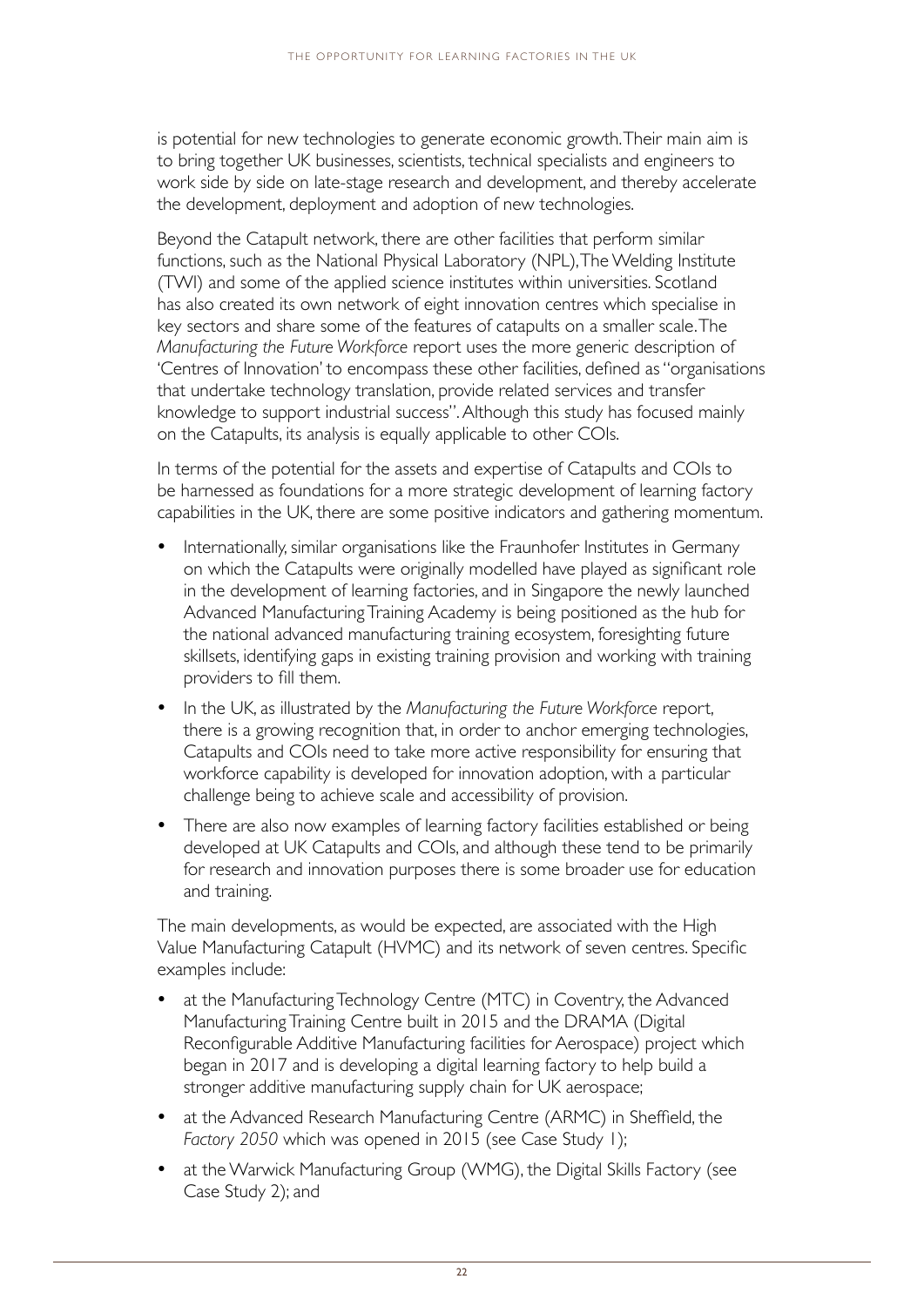is potential for new technologies to generate economic growth. Their main aim is to bring together UK businesses, scientists, technical specialists and engineers to work side by side on late-stage research and development, and thereby accelerate the development, deployment and adoption of new technologies.

Beyond the Catapult network, there are other facilities that perform similar functions, such as the National Physical Laboratory (NPL), The Welding Institute (TWI) and some of the applied science institutes within universities. Scotland has also created its own network of eight innovation centres which specialise in key sectors and share some of the features of catapults on a smaller scale. The *Manufacturing the Future Workforce* report uses the more generic description of 'Centres of Innovation' to encompass these other facilities, defined as "organisations that undertake technology translation, provide related services and transfer knowledge to support industrial success". Although this study has focused mainly on the Catapults, its analysis is equally applicable to other COIs.

In terms of the potential for the assets and expertise of Catapults and COIs to be harnessed as foundations for a more strategic development of learning factory capabilities in the UK, there are some positive indicators and gathering momentum.

- Internationally, similar organisations like the Fraunhofer Institutes in Germany on which the Catapults were originally modelled have played as significant role in the development of learning factories, and in Singapore the newly launched Advanced Manufacturing Training Academy is being positioned as the hub for the national advanced manufacturing training ecosystem, foresighting future skillsets, identifying gaps in existing training provision and working with training providers to fill them.
- In the UK, as illustrated by the *Manufacturing the Future Workforce* report, there is a growing recognition that, in order to anchor emerging technologies, Catapults and COIs need to take more active responsibility for ensuring that workforce capability is developed for innovation adoption, with a particular challenge being to achieve scale and accessibility of provision.
- There are also now examples of learning factory facilities established or being developed at UK Catapults and COIs, and although these tend to be primarily for research and innovation purposes there is some broader use for education and training.

The main developments, as would be expected, are associated with the High Value Manufacturing Catapult (HVMC) and its network of seven centres. Specific examples include:

- at the Manufacturing Technology Centre (MTC) in Coventry, the Advanced Manufacturing Training Centre built in 2015 and the DRAMA (Digital Reconfigurable Additive Manufacturing facilities for Aerospace) project which began in 2017 and is developing a digital learning factory to help build a stronger additive manufacturing supply chain for UK aerospace;
- at the Advanced Research Manufacturing Centre (ARMC) in Sheffield, the *Factory 2050* which was opened in 2015 (see Case Study 1);
- at the Warwick Manufacturing Group (WMG), the Digital Skills Factory (see Case Study 2); and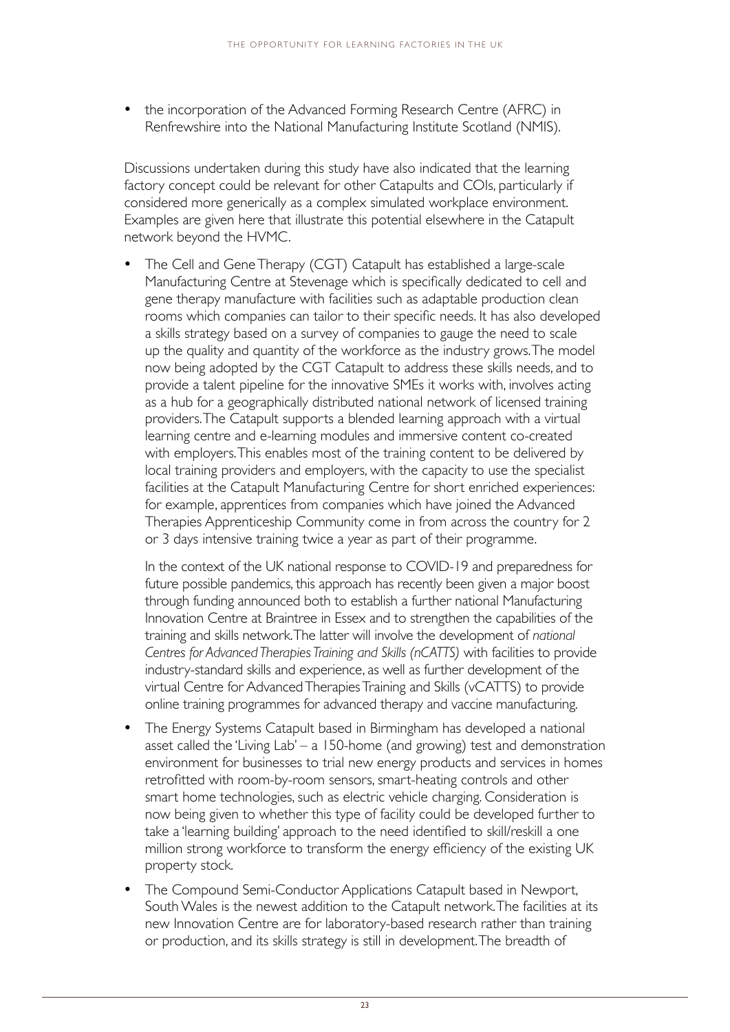- the incorporation of the Advanced Forming Research Centre (AFRC) in Renfrewshire into the National Manufacturing Institute Scotland (NMIS).

Discussions undertaken during this study have also indicated that the learning factory concept could be relevant for other Catapults and COIs, particularly if considered more generically as a complex simulated workplace environment. Examples are given here that illustrate this potential elsewhere in the Catapult network beyond the HVMC.

- The Cell and Gene Therapy (CGT) Catapult has established a large-scale Manufacturing Centre at Stevenage which is specifically dedicated to cell and gene therapy manufacture with facilities such as adaptable production clean rooms which companies can tailor to their specific needs. It has also developed a skills strategy based on a survey of companies to gauge the need to scale up the quality and quantity of the workforce as the industry grows. The model now being adopted by the CGT Catapult to address these skills needs, and to provide a talent pipeline for the innovative SMEs it works with, involves acting as a hub for a geographically distributed national network of licensed training providers. The Catapult supports a blended learning approach with a virtual learning centre and e-learning modules and immersive content co-created with employers. This enables most of the training content to be delivered by local training providers and employers, with the capacity to use the specialist facilities at the Catapult Manufacturing Centre for short enriched experiences: for example, apprentices from companies which have joined the Advanced Therapies Apprenticeship Community come in from across the country for 2 or 3 days intensive training twice a year as part of their programme.

  In the context of the UK national response to COVID-19 and preparedness for future possible pandemics, this approach has recently been given a major boost through funding announced both to establish a further national Manufacturing Innovation Centre at Braintree in Essex and to strengthen the capabilities of the training and skills network. The latter will involve the development of *national Centres for Advanced Therapies Training and Skills (nCATTS)* with facilities to provide industry-standard skills and experience, as well as further development of the virtual Centre for Advanced Therapies Training and Skills (vCATTS) to provide online training programmes for advanced therapy and vaccine manufacturing.

- The Energy Systems Catapult based in Birmingham has developed a national asset called the 'Living Lab' – a 150-home (and growing) test and demonstration environment for businesses to trial new energy products and services in homes retrofitted with room-by-room sensors, smart-heating controls and other smart home technologies, such as electric vehicle charging. Consideration is now being given to whether this type of facility could be developed further to take a 'learning building' approach to the need identified to skill/reskill a one million strong workforce to transform the energy efficiency of the existing UK property stock.

- The Compound Semi-Conductor Applications Catapult based in Newport, South Wales is the newest addition to the Catapult network. The facilities at its new Innovation Centre are for laboratory-based research rather than training or production, and its skills strategy is still in development. The breadth of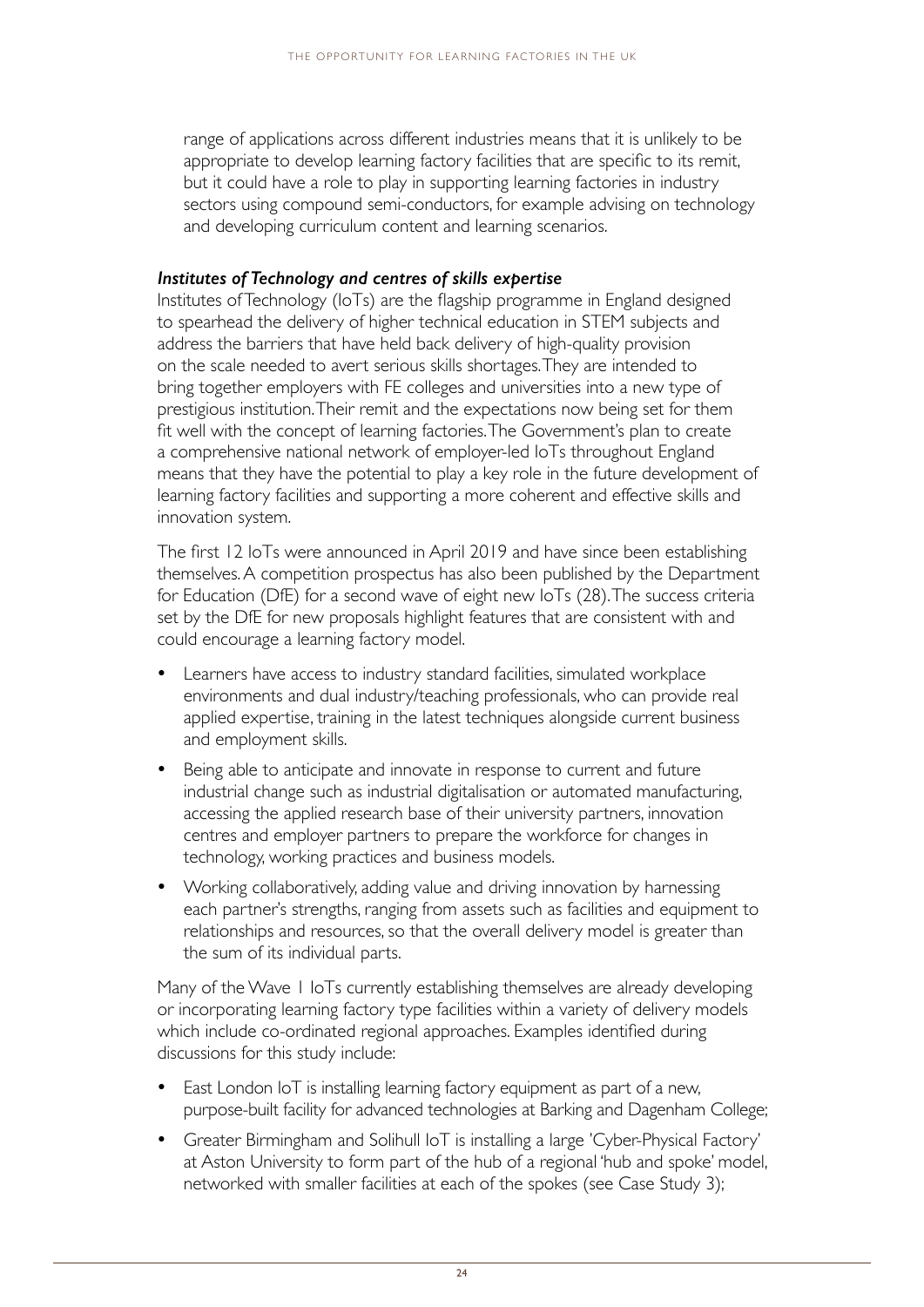range of applications across different industries means that it is unlikely to be appropriate to develop learning factory facilities that are specific to its remit, but it could have a role to play in supporting learning factories in industry sectors using compound semi-conductors, for example advising on technology and developing curriculum content and learning scenarios.

***Institutes of Technology and centres of skills expertise***

Institutes of Technology (IoTs) are the flagship programme in England designed to spearhead the delivery of higher technical education in STEM subjects and address the barriers that have held back delivery of high-quality provision on the scale needed to avert serious skills shortages. They are intended to bring together employers with FE colleges and universities into a new type of prestigious institution. Their remit and the expectations now being set for them fit well with the concept of learning factories. The Government's plan to create a comprehensive national network of employer-led IoTs throughout England means that they have the potential to play a key role in the future development of learning factory facilities and supporting a more coherent and effective skills and innovation system.

The first 12 IoTs were announced in April 2019 and have since been establishing themselves. A competition prospectus has also been published by the Department for Education (DfE) for a second wave of eight new IoTs (28). The success criteria set by the DfE for new proposals highlight features that are consistent with and could encourage a learning factory model.

- Learners have access to industry standard facilities, simulated workplace environments and dual industry/teaching professionals, who can provide real applied expertise, training in the latest techniques alongside current business and employment skills.
- Being able to anticipate and innovate in response to current and future industrial change such as industrial digitalisation or automated manufacturing, accessing the applied research base of their university partners, innovation centres and employer partners to prepare the workforce for changes in technology, working practices and business models.
- Working collaboratively, adding value and driving innovation by harnessing each partner's strengths, ranging from assets such as facilities and equipment to relationships and resources, so that the overall delivery model is greater than the sum of its individual parts.

Many of the Wave 1 IoTs currently establishing themselves are already developing or incorporating learning factory type facilities within a variety of delivery models which include co-ordinated regional approaches. Examples identified during discussions for this study include:

- East London IoT is installing learning factory equipment as part of a new, purpose-built facility for advanced technologies at Barking and Dagenham College;
- Greater Birmingham and Solihull IoT is installing a large 'Cyber-Physical Factory' at Aston University to form part of the hub of a regional 'hub and spoke' model, networked with smaller facilities at each of the spokes (see Case Study 3);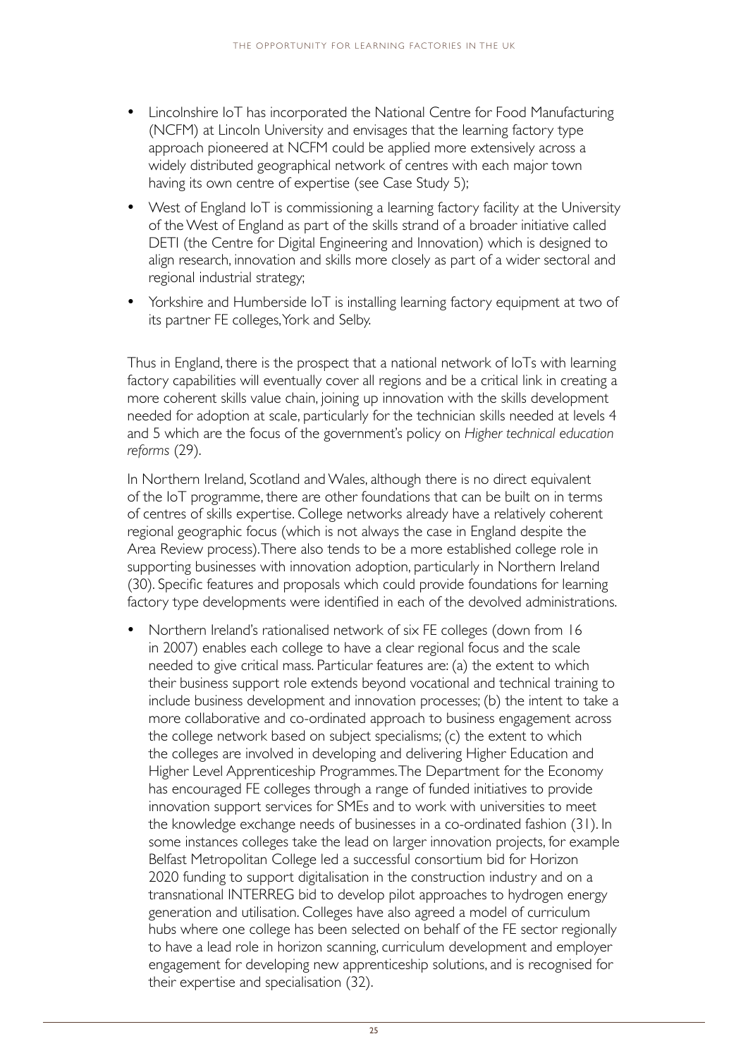- Lincolnshire IoT has incorporated the National Centre for Food Manufacturing (NCFM) at Lincoln University and envisages that the learning factory type approach pioneered at NCFM could be applied more extensively across a widely distributed geographical network of centres with each major town having its own centre of expertise (see Case Study 5);
- West of England IoT is commissioning a learning factory facility at the University of the West of England as part of the skills strand of a broader initiative called DETI (the Centre for Digital Engineering and Innovation) which is designed to align research, innovation and skills more closely as part of a wider sectoral and regional industrial strategy;
- Yorkshire and Humberside IoT is installing learning factory equipment at two of its partner FE colleges, York and Selby.

Thus in England, there is the prospect that a national network of IoTs with learning factory capabilities will eventually cover all regions and be a critical link in creating a more coherent skills value chain, joining up innovation with the skills development needed for adoption at scale, particularly for the technician skills needed at levels 4 and 5 which are the focus of the government's policy on *Higher technical education reforms* (29).

In Northern Ireland, Scotland and Wales, although there is no direct equivalent of the IoT programme, there are other foundations that can be built on in terms of centres of skills expertise. College networks already have a relatively coherent regional geographic focus (which is not always the case in England despite the Area Review process). There also tends to be a more established college role in supporting businesses with innovation adoption, particularly in Northern Ireland (30). Specific features and proposals which could provide foundations for learning factory type developments were identified in each of the devolved administrations.

- Northern Ireland's rationalised network of six FE colleges (down from 16 in 2007) enables each college to have a clear regional focus and the scale needed to give critical mass. Particular features are: (a) the extent to which their business support role extends beyond vocational and technical training to include business development and innovation processes; (b) the intent to take a more collaborative and co-ordinated approach to business engagement across the college network based on subject specialisms; (c) the extent to which the colleges are involved in developing and delivering Higher Education and Higher Level Apprenticeship Programmes. The Department for the Economy has encouraged FE colleges through a range of funded initiatives to provide innovation support services for SMEs and to work with universities to meet the knowledge exchange needs of businesses in a co-ordinated fashion (31). In some instances colleges take the lead on larger innovation projects, for example Belfast Metropolitan College led a successful consortium bid for Horizon 2020 funding to support digitalisation in the construction industry and on a transnational INTERREG bid to develop pilot approaches to hydrogen energy generation and utilisation. Colleges have also agreed a model of curriculum hubs where one college has been selected on behalf of the FE sector regionally to have a lead role in horizon scanning, curriculum development and employer engagement for developing new apprenticeship solutions, and is recognised for their expertise and specialisation (32).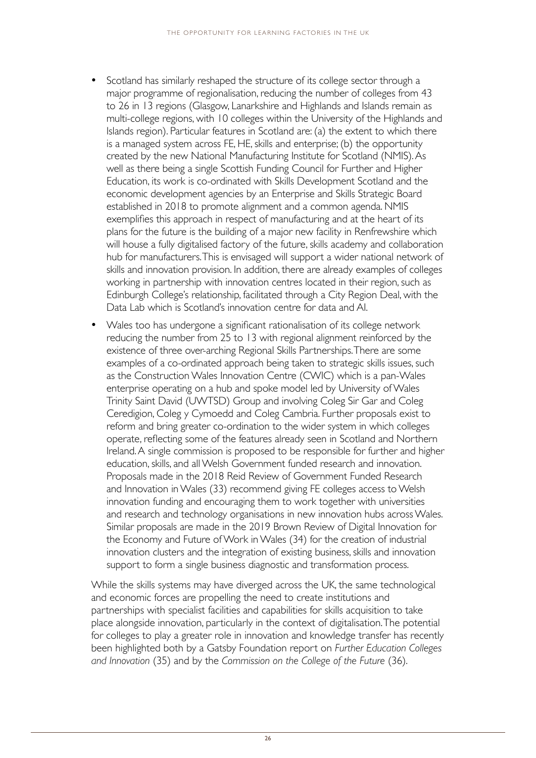- Scotland has similarly reshaped the structure of its college sector through a major programme of regionalisation, reducing the number of colleges from 43 to 26 in 13 regions (Glasgow, Lanarkshire and Highlands and Islands remain as multi-college regions, with 10 colleges within the University of the Highlands and Islands region). Particular features in Scotland are: (a) the extent to which there is a managed system across FE, HE, skills and enterprise; (b) the opportunity created by the new National Manufacturing Institute for Scotland (NMIS). As well as there being a single Scottish Funding Council for Further and Higher Education, its work is co-ordinated with Skills Development Scotland and the economic development agencies by an Enterprise and Skills Strategic Board established in 2018 to promote alignment and a common agenda. NMIS exemplifies this approach in respect of manufacturing and at the heart of its plans for the future is the building of a major new facility in Renfrewshire which will house a fully digitalised factory of the future, skills academy and collaboration hub for manufacturers. This is envisaged will support a wider national network of skills and innovation provision. In addition, there are already examples of colleges working in partnership with innovation centres located in their region, such as Edinburgh College's relationship, facilitated through a City Region Deal, with the Data Lab which is Scotland's innovation centre for data and AI.
- Wales too has undergone a significant rationalisation of its college network reducing the number from 25 to 13 with regional alignment reinforced by the existence of three over-arching Regional Skills Partnerships. There are some examples of a co-ordinated approach being taken to strategic skills issues, such as the Construction Wales Innovation Centre (CWIC) which is a pan-Wales enterprise operating on a hub and spoke model led by University of Wales Trinity Saint David (UWTSD) Group and involving Coleg Sir Gar and Coleg Ceredigion, Coleg y Cymoedd and Coleg Cambria. Further proposals exist to reform and bring greater co-ordination to the wider system in which colleges operate, reflecting some of the features already seen in Scotland and Northern Ireland. A single commission is proposed to be responsible for further and higher education, skills, and all Welsh Government funded research and innovation. Proposals made in the 2018 Reid Review of Government Funded Research and Innovation in Wales (33) recommend giving FE colleges access to Welsh innovation funding and encouraging them to work together with universities and research and technology organisations in new innovation hubs across Wales. Similar proposals are made in the 2019 Brown Review of Digital Innovation for the Economy and Future of Work in Wales (34) for the creation of industrial innovation clusters and the integration of existing business, skills and innovation support to form a single business diagnostic and transformation process.

While the skills systems may have diverged across the UK, the same technological and economic forces are propelling the need to create institutions and partnerships with specialist facilities and capabilities for skills acquisition to take place alongside innovation, particularly in the context of digitalisation. The potential for colleges to play a greater role in innovation and knowledge transfer has recently been highlighted both by a Gatsby Foundation report on *Further Education Colleges and Innovation* (35) and by the *Commission on the College of the Future* (36).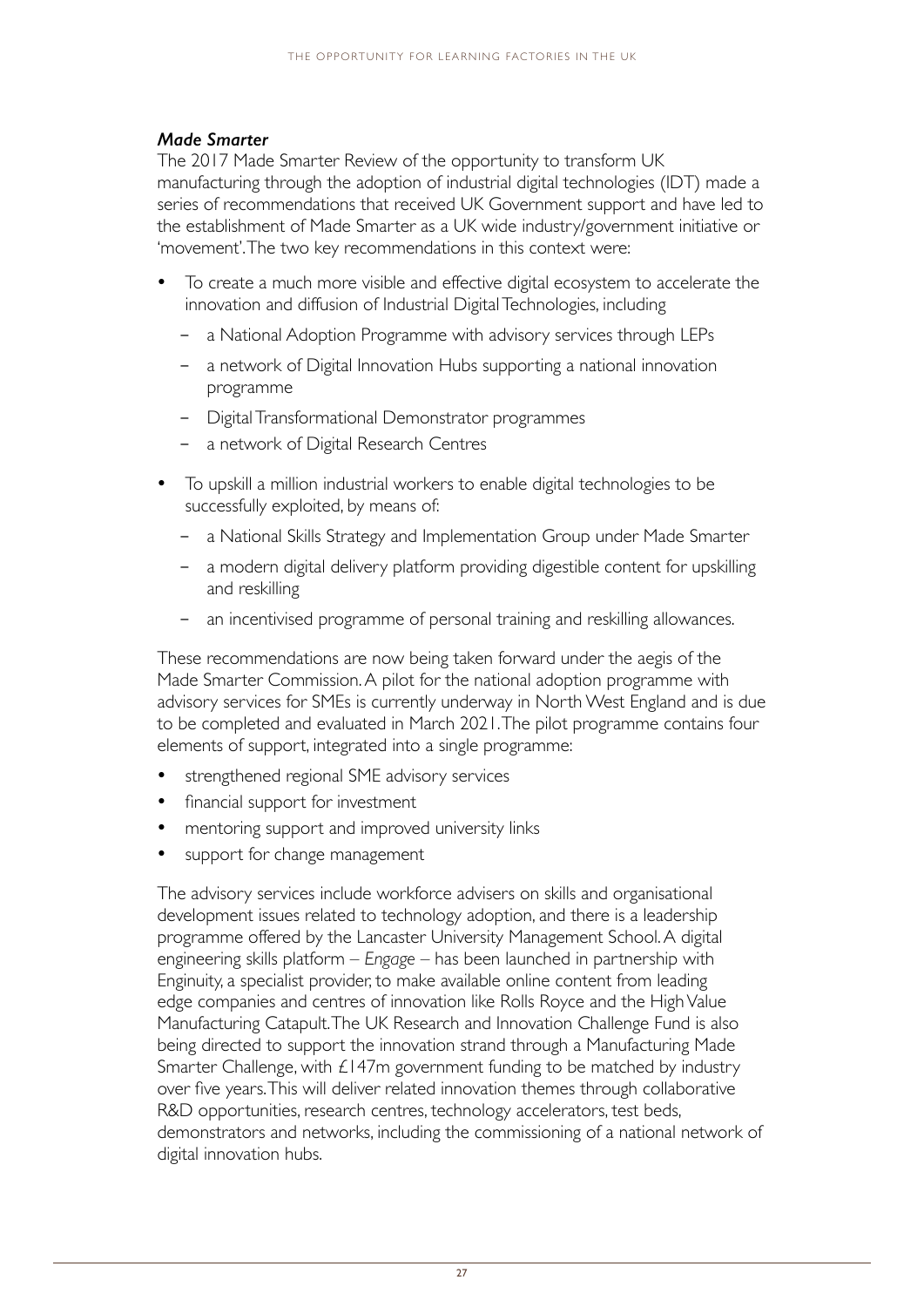***Made Smarter***

The 2017 Made Smarter Review of the opportunity to transform UK manufacturing through the adoption of industrial digital technologies (IDT) made a series of recommendations that received UK Government support and have led to the establishment of Made Smarter as a UK wide industry/government initiative or 'movement'. The two key recommendations in this context were:

- To create a much more visible and effective digital ecosystem to accelerate the innovation and diffusion of Industrial Digital Technologies, including
  - a National Adoption Programme with advisory services through LEPs
  - a network of Digital Innovation Hubs supporting a national innovation programme
  - Digital Transformational Demonstrator programmes
  - a network of Digital Research Centres
- To upskill a million industrial workers to enable digital technologies to be successfully exploited, by means of:
  - a National Skills Strategy and Implementation Group under Made Smarter
  - a modern digital delivery platform providing digestible content for upskilling and reskilling
  - an incentivised programme of personal training and reskilling allowances.

These recommendations are now being taken forward under the aegis of the Made Smarter Commission. A pilot for the national adoption programme with advisory services for SMEs is currently underway in North West England and is due to be completed and evaluated in March 2021. The pilot programme contains four elements of support, integrated into a single programme:

- strengthened regional SME advisory services
- financial support for investment
- mentoring support and improved university links
- support for change management

The advisory services include workforce advisers on skills and organisational development issues related to technology adoption, and there is a leadership programme offered by the Lancaster University Management School. A digital engineering skills platform – *Engage* – has been launched in partnership with Enginuity, a specialist provider, to make available online content from leading edge companies and centres of innovation like Rolls Royce and the High Value Manufacturing Catapult. The UK Research and Innovation Challenge Fund is also being directed to support the innovation strand through a Manufacturing Made Smarter Challenge, with £147m government funding to be matched by industry over five years. This will deliver related innovation themes through collaborative R&D opportunities, research centres, technology accelerators, test beds, demonstrators and networks, including the commissioning of a national network of digital innovation hubs.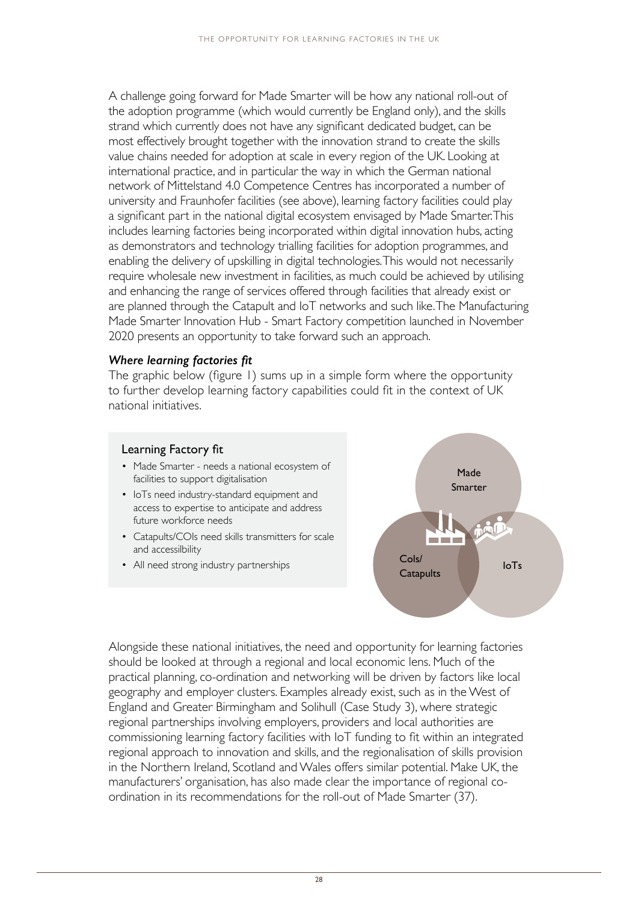A challenge going forward for Made Smarter will be how any national roll-out of the adoption programme (which would currently be England only), and the skills strand which currently does not have any significant dedicated budget, can be most effectively brought together with the innovation strand to create the skills value chains needed for adoption at scale in every region of the UK. Looking at international practice, and in particular the way in which the German national network of Mittelstand 4.0 Competence Centres has incorporated a number of university and Fraunhofer facilities (see above), learning factory facilities could play a significant part in the national digital ecosystem envisaged by Made Smarter. This includes learning factories being incorporated within digital innovation hubs, acting as demonstrators and technology trialling facilities for adoption programmes, and enabling the delivery of upskilling in digital technologies. This would not necessarily require wholesale new investment in facilities, as much could be achieved by utilising and enhancing the range of services offered through facilities that already exist or are planned through the Catapult and IoT networks and such like. The Manufacturing Made Smarter Innovation Hub - Smart Factory competition launched in November 2020 presents an opportunity to take forward such an approach.

***Where learning factories fit***

The graphic below (figure 1) sums up in a simple form where the opportunity to further develop learning factory capabilities could fit in the context of UK national initiatives.

**Learning Factory fit**

- Made Smarter - needs a national ecosystem of facilities to support digitalisation
- IoTs need industry-standard equipment and access to expertise to anticipate and address future workforce needs
- Catapults/COIs need skills transmitters for scale and accessilbility
- All need strong industry partnerships

Made Smarter

CoIs/ Catapults

IoTs

Alongside these national initiatives, the need and opportunity for learning factories should be looked at through a regional and local economic lens. Much of the practical planning, co-ordination and networking will be driven by factors like local geography and employer clusters. Examples already exist, such as in the West of England and Greater Birmingham and Solihull (Case Study 3), where strategic regional partnerships involving employers, providers and local authorities are commissioning learning factory facilities with IoT funding to fit within an integrated regional approach to innovation and skills, and the regionalisation of skills provision in the Northern Ireland, Scotland and Wales offers similar potential. Make UK, the manufacturers' organisation, has also made clear the importance of regional co-ordination in its recommendations for the roll-out of Made Smarter (37).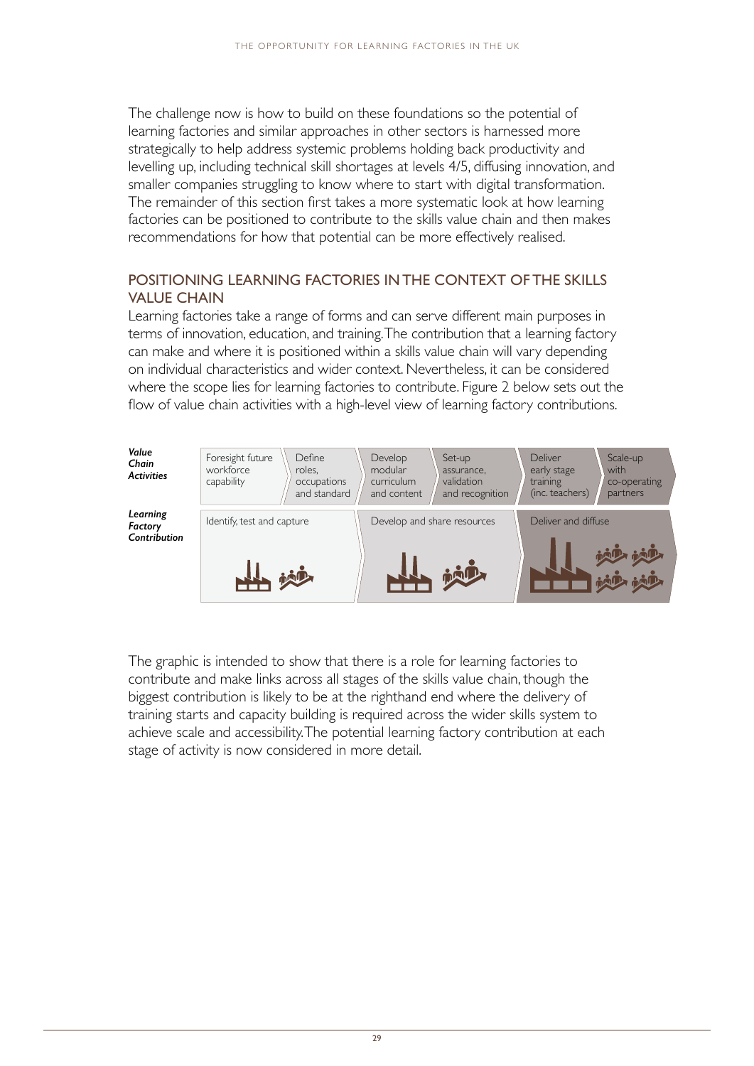The challenge now is how to build on these foundations so the potential of learning factories and similar approaches in other sectors is harnessed more strategically to help address systemic problems holding back productivity and levelling up, including technical skill shortages at levels 4/5, diffusing innovation, and smaller companies struggling to know where to start with digital transformation. The remainder of this section first takes a more systematic look at how learning factories can be positioned to contribute to the skills value chain and then makes recommendations for how that potential can be more effectively realised.

## POSITIONING LEARNING FACTORIES IN THE CONTEXT OF THE SKILLS VALUE CHAIN

Learning factories take a range of forms and can serve different main purposes in terms of innovation, education, and training. The contribution that a learning factory can make and where it is positioned within a skills value chain will vary depending on individual characteristics and wider context. Nevertheless, it can be considered where the scope lies for learning factories to contribute. Figure 2 below sets out the flow of value chain activities with a high-level view of learning factory contributions.

| | | | | | | |
|---|---|---|---|---|---|---|
| ***Value Chain Activities*** | Foresight future workforce capability | Define roles, occupations and standard | Develop modular curriculum and content | Set-up assurance, validation and recognition | Deliver early stage training (inc. teachers) | Scale-up with co-operating partners |
| ***Learning Factory Contribution*** | Identify, test and capture | | Develop and share resources | | Deliver and diffuse | |

The graphic is intended to show that there is a role for learning factories to contribute and make links across all stages of the skills value chain, though the biggest contribution is likely to be at the righthand end where the delivery of training starts and capacity building is required across the wider skills system to achieve scale and accessibility. The potential learning factory contribution at each stage of activity is now considered in more detail.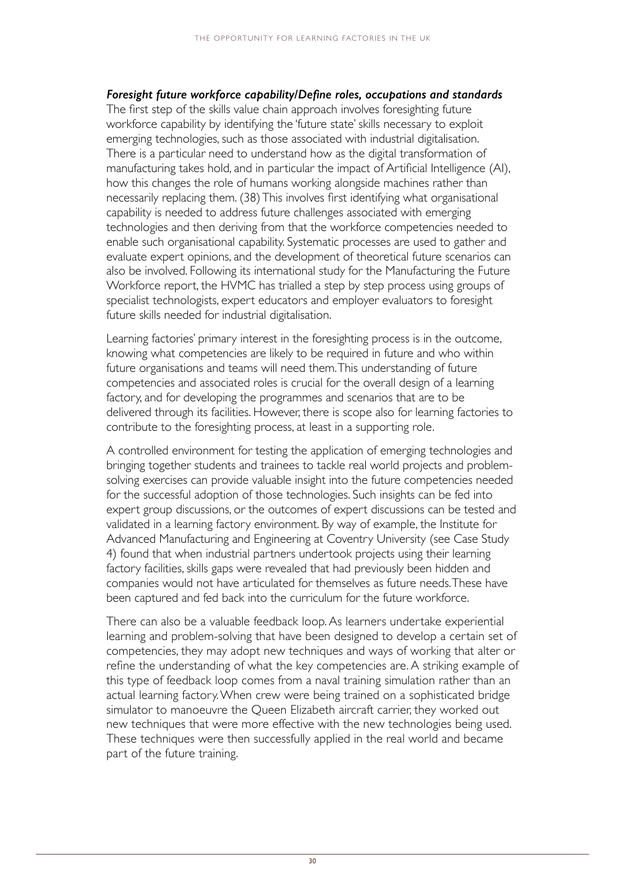***Foresight future workforce capability/Define roles, occupations and standards***

The first step of the skills value chain approach involves foresighting future workforce capability by identifying the 'future state' skills necessary to exploit emerging technologies, such as those associated with industrial digitalisation. There is a particular need to understand how as the digital transformation of manufacturing takes hold, and in particular the impact of Artificial Intelligence (AI), how this changes the role of humans working alongside machines rather than necessarily replacing them. (38) This involves first identifying what organisational capability is needed to address future challenges associated with emerging technologies and then deriving from that the workforce competencies needed to enable such organisational capability. Systematic processes are used to gather and evaluate expert opinions, and the development of theoretical future scenarios can also be involved. Following its international study for the Manufacturing the Future Workforce report, the HVMC has trialled a step by step process using groups of specialist technologists, expert educators and employer evaluators to foresight future skills needed for industrial digitalisation.

Learning factories' primary interest in the foresighting process is in the outcome, knowing what competencies are likely to be required in future and who within future organisations and teams will need them. This understanding of future competencies and associated roles is crucial for the overall design of a learning factory, and for developing the programmes and scenarios that are to be delivered through its facilities. However, there is scope also for learning factories to contribute to the foresighting process, at least in a supporting role.

A controlled environment for testing the application of emerging technologies and bringing together students and trainees to tackle real world projects and problem-solving exercises can provide valuable insight into the future competencies needed for the successful adoption of those technologies. Such insights can be fed into expert group discussions, or the outcomes of expert discussions can be tested and validated in a learning factory environment. By way of example, the Institute for Advanced Manufacturing and Engineering at Coventry University (see Case Study 4) found that when industrial partners undertook projects using their learning factory facilities, skills gaps were revealed that had previously been hidden and companies would not have articulated for themselves as future needs. These have been captured and fed back into the curriculum for the future workforce.

There can also be a valuable feedback loop. As learners undertake experiential learning and problem-solving that have been designed to develop a certain set of competencies, they may adopt new techniques and ways of working that alter or refine the understanding of what the key competencies are. A striking example of this type of feedback loop comes from a naval training simulation rather than an actual learning factory. When crew were being trained on a sophisticated bridge simulator to manoeuvre the Queen Elizabeth aircraft carrier, they worked out new techniques that were more effective with the new technologies being used. These techniques were then successfully applied in the real world and became part of the future training.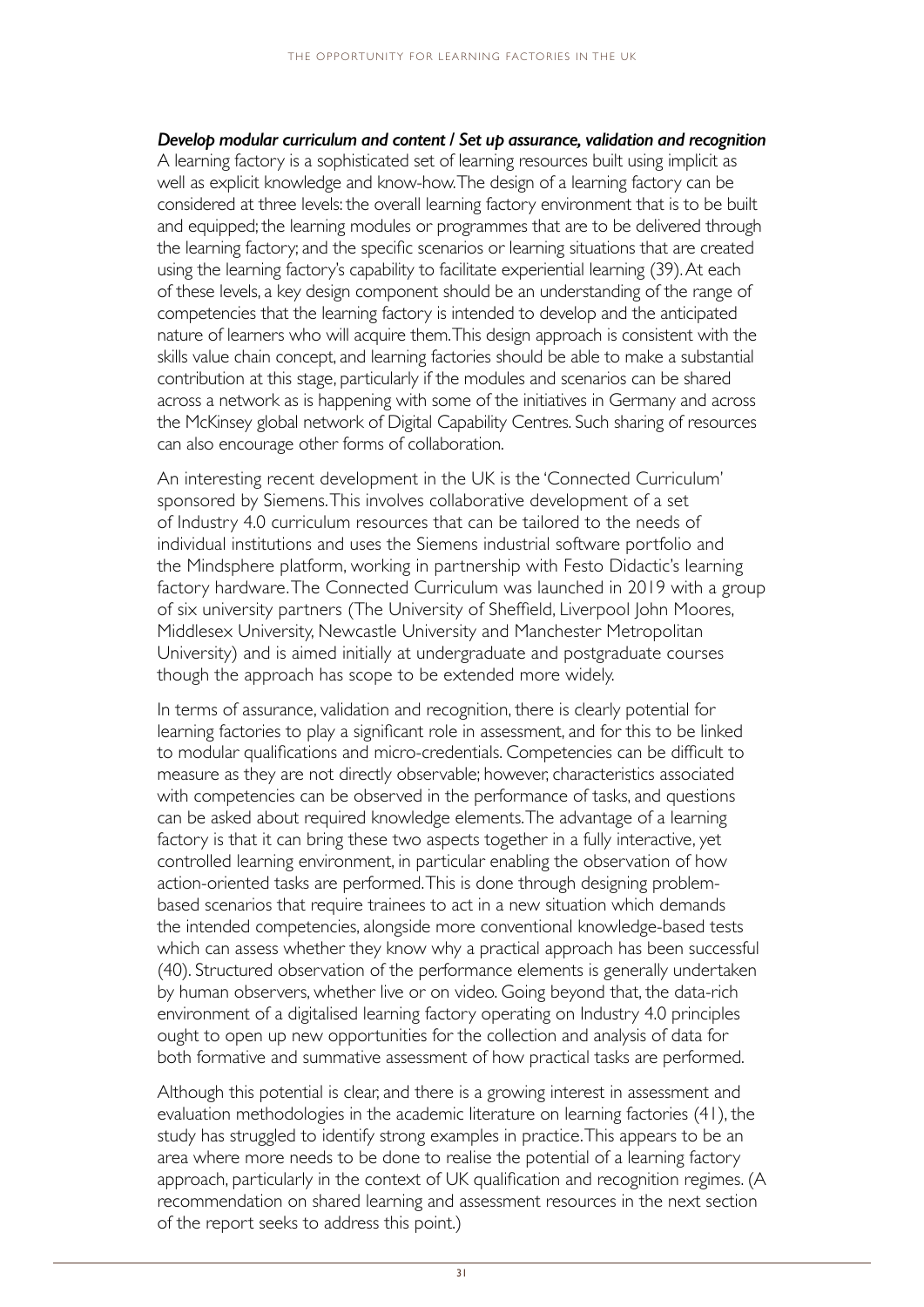***Develop modular curriculum and content / Set up assurance, validation and recognition***

A learning factory is a sophisticated set of learning resources built using implicit as well as explicit knowledge and know-how. The design of a learning factory can be considered at three levels: the overall learning factory environment that is to be built and equipped; the learning modules or programmes that are to be delivered through the learning factory; and the specific scenarios or learning situations that are created using the learning factory's capability to facilitate experiential learning (39). At each of these levels, a key design component should be an understanding of the range of competencies that the learning factory is intended to develop and the anticipated nature of learners who will acquire them. This design approach is consistent with the skills value chain concept, and learning factories should be able to make a substantial contribution at this stage, particularly if the modules and scenarios can be shared across a network as is happening with some of the initiatives in Germany and across the McKinsey global network of Digital Capability Centres. Such sharing of resources can also encourage other forms of collaboration.

An interesting recent development in the UK is the 'Connected Curriculum' sponsored by Siemens. This involves collaborative development of a set of Industry 4.0 curriculum resources that can be tailored to the needs of individual institutions and uses the Siemens industrial software portfolio and the Mindsphere platform, working in partnership with Festo Didactic's learning factory hardware. The Connected Curriculum was launched in 2019 with a group of six university partners (The University of Sheffield, Liverpool John Moores, Middlesex University, Newcastle University and Manchester Metropolitan University) and is aimed initially at undergraduate and postgraduate courses though the approach has scope to be extended more widely.

In terms of assurance, validation and recognition, there is clearly potential for learning factories to play a significant role in assessment, and for this to be linked to modular qualifications and micro-credentials. Competencies can be difficult to measure as they are not directly observable; however, characteristics associated with competencies can be observed in the performance of tasks, and questions can be asked about required knowledge elements. The advantage of a learning factory is that it can bring these two aspects together in a fully interactive, yet controlled learning environment, in particular enabling the observation of how action-oriented tasks are performed. This is done through designing problem-based scenarios that require trainees to act in a new situation which demands the intended competencies, alongside more conventional knowledge-based tests which can assess whether they know why a practical approach has been successful (40). Structured observation of the performance elements is generally undertaken by human observers, whether live or on video. Going beyond that, the data-rich environment of a digitalised learning factory operating on Industry 4.0 principles ought to open up new opportunities for the collection and analysis of data for both formative and summative assessment of how practical tasks are performed.

Although this potential is clear, and there is a growing interest in assessment and evaluation methodologies in the academic literature on learning factories (41), the study has struggled to identify strong examples in practice. This appears to be an area where more needs to be done to realise the potential of a learning factory approach, particularly in the context of UK qualification and recognition regimes. (A recommendation on shared learning and assessment resources in the next section of the report seeks to address this point.)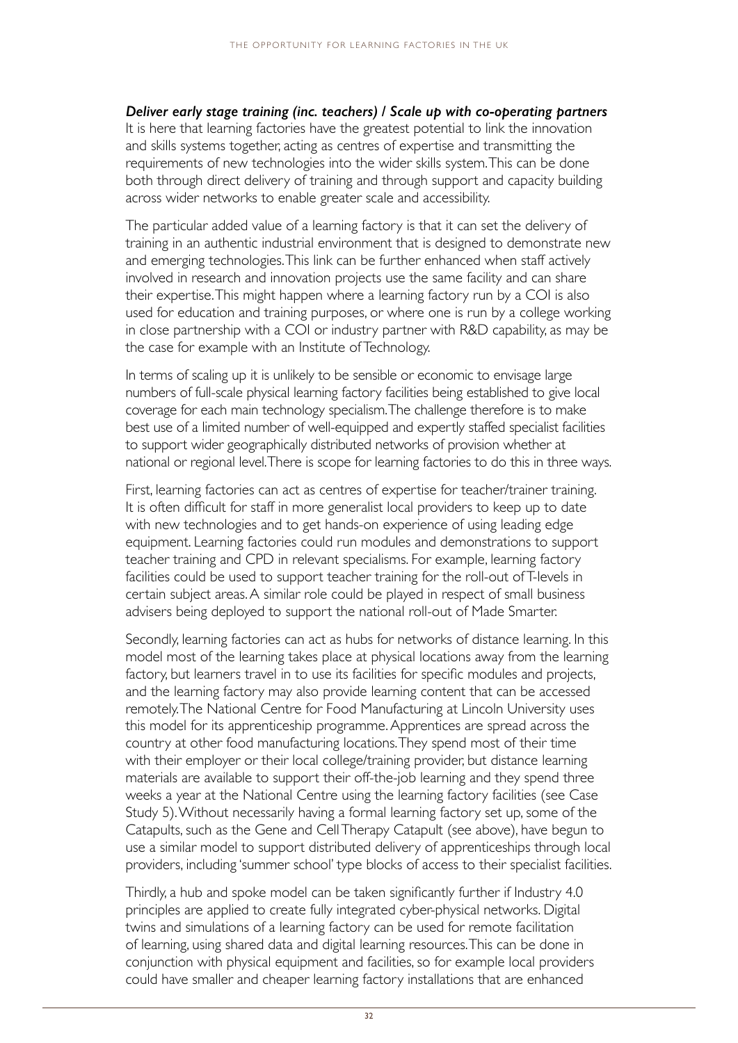***Deliver early stage training (inc. teachers) / Scale up with co-operating partners***
It is here that learning factories have the greatest potential to link the innovation and skills systems together, acting as centres of expertise and transmitting the requirements of new technologies into the wider skills system. This can be done both through direct delivery of training and through support and capacity building across wider networks to enable greater scale and accessibility.

The particular added value of a learning factory is that it can set the delivery of training in an authentic industrial environment that is designed to demonstrate new and emerging technologies. This link can be further enhanced when staff actively involved in research and innovation projects use the same facility and can share their expertise. This might happen where a learning factory run by a COI is also used for education and training purposes, or where one is run by a college working in close partnership with a COI or industry partner with R&D capability, as may be the case for example with an Institute of Technology.

In terms of scaling up it is unlikely to be sensible or economic to envisage large numbers of full-scale physical learning factory facilities being established to give local coverage for each main technology specialism. The challenge therefore is to make best use of a limited number of well-equipped and expertly staffed specialist facilities to support wider geographically distributed networks of provision whether at national or regional level. There is scope for learning factories to do this in three ways.

First, learning factories can act as centres of expertise for teacher/trainer training. It is often difficult for staff in more generalist local providers to keep up to date with new technologies and to get hands-on experience of using leading edge equipment. Learning factories could run modules and demonstrations to support teacher training and CPD in relevant specialisms. For example, learning factory facilities could be used to support teacher training for the roll-out of T-levels in certain subject areas. A similar role could be played in respect of small business advisers being deployed to support the national roll-out of Made Smarter.

Secondly, learning factories can act as hubs for networks of distance learning. In this model most of the learning takes place at physical locations away from the learning factory, but learners travel in to use its facilities for specific modules and projects, and the learning factory may also provide learning content that can be accessed remotely. The National Centre for Food Manufacturing at Lincoln University uses this model for its apprenticeship programme. Apprentices are spread across the country at other food manufacturing locations. They spend most of their time with their employer or their local college/training provider, but distance learning materials are available to support their off-the-job learning and they spend three weeks a year at the National Centre using the learning factory facilities (see Case Study 5). Without necessarily having a formal learning factory set up, some of the Catapults, such as the Gene and Cell Therapy Catapult (see above), have begun to use a similar model to support distributed delivery of apprenticeships through local providers, including 'summer school' type blocks of access to their specialist facilities.

Thirdly, a hub and spoke model can be taken significantly further if Industry 4.0 principles are applied to create fully integrated cyber-physical networks. Digital twins and simulations of a learning factory can be used for remote facilitation of learning, using shared data and digital learning resources. This can be done in conjunction with physical equipment and facilities, so for example local providers could have smaller and cheaper learning factory installations that are enhanced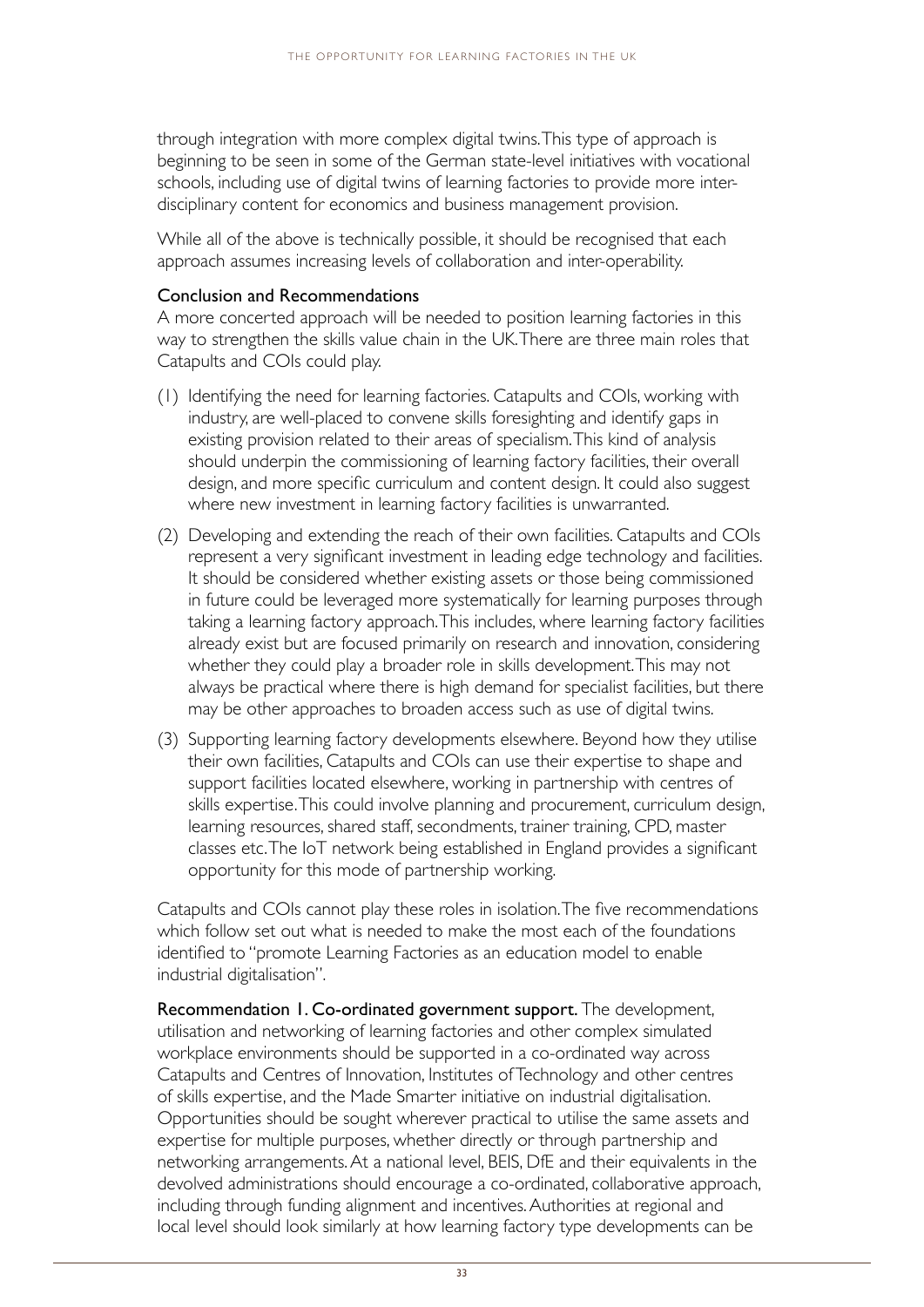through integration with more complex digital twins. This type of approach is beginning to be seen in some of the German state-level initiatives with vocational schools, including use of digital twins of learning factories to provide more inter-disciplinary content for economics and business management provision.

While all of the above is technically possible, it should be recognised that each approach assumes increasing levels of collaboration and inter-operability.

### Conclusion and Recommendations

A more concerted approach will be needed to position learning factories in this way to strengthen the skills value chain in the UK. There are three main roles that Catapults and COIs could play.

(1) Identifying the need for learning factories. Catapults and COIs, working with industry, are well-placed to convene skills foresighting and identify gaps in existing provision related to their areas of specialism. This kind of analysis should underpin the commissioning of learning factory facilities, their overall design, and more specific curriculum and content design. It could also suggest where new investment in learning factory facilities is unwarranted.

(2) Developing and extending the reach of their own facilities. Catapults and COIs represent a very significant investment in leading edge technology and facilities. It should be considered whether existing assets or those being commissioned in future could be leveraged more systematically for learning purposes through taking a learning factory approach. This includes, where learning factory facilities already exist but are focused primarily on research and innovation, considering whether they could play a broader role in skills development. This may not always be practical where there is high demand for specialist facilities, but there may be other approaches to broaden access such as use of digital twins.

(3) Supporting learning factory developments elsewhere. Beyond how they utilise their own facilities, Catapults and COIs can use their expertise to shape and support facilities located elsewhere, working in partnership with centres of skills expertise. This could involve planning and procurement, curriculum design, learning resources, shared staff, secondments, trainer training, CPD, master classes etc. The IoT network being established in England provides a significant opportunity for this mode of partnership working.

Catapults and COIs cannot play these roles in isolation. The five recommendations which follow set out what is needed to make the most each of the foundations identified to "promote Learning Factories as an education model to enable industrial digitalisation".

**Recommendation 1. Co-ordinated government support.** The development, utilisation and networking of learning factories and other complex simulated workplace environments should be supported in a co-ordinated way across Catapults and Centres of Innovation, Institutes of Technology and other centres of skills expertise, and the Made Smarter initiative on industrial digitalisation. Opportunities should be sought wherever practical to utilise the same assets and expertise for multiple purposes, whether directly or through partnership and networking arrangements. At a national level, BEIS, DfE and their equivalents in the devolved administrations should encourage a co-ordinated, collaborative approach, including through funding alignment and incentives. Authorities at regional and local level should look similarly at how learning factory type developments can be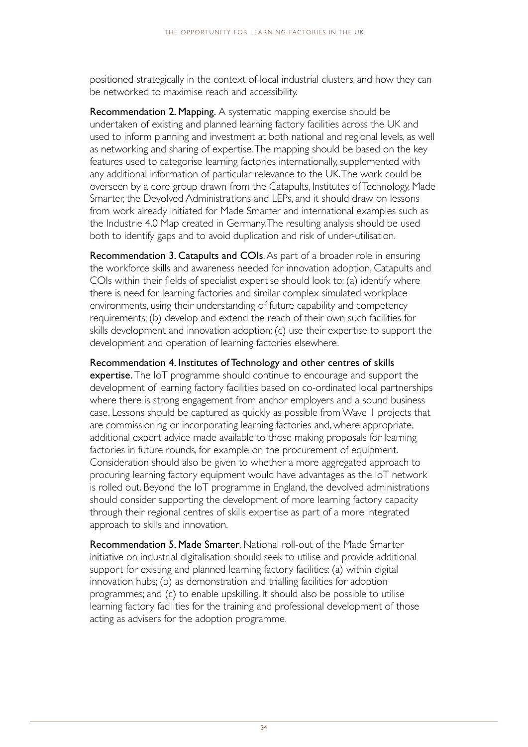positioned strategically in the context of local industrial clusters, and how they can be networked to maximise reach and accessibility.

**Recommendation 2. Mapping.** A systematic mapping exercise should be undertaken of existing and planned learning factory facilities across the UK and used to inform planning and investment at both national and regional levels, as well as networking and sharing of expertise. The mapping should be based on the key features used to categorise learning factories internationally, supplemented with any additional information of particular relevance to the UK. The work could be overseen by a core group drawn from the Catapults, Institutes of Technology, Made Smarter, the Devolved Administrations and LEPs, and it should draw on lessons from work already initiated for Made Smarter and international examples such as the Industrie 4.0 Map created in Germany. The resulting analysis should be used both to identify gaps and to avoid duplication and risk of under-utilisation.

**Recommendation 3. Catapults and COIs**. As part of a broader role in ensuring the workforce skills and awareness needed for innovation adoption, Catapults and COIs within their fields of specialist expertise should look to: (a) identify where there is need for learning factories and similar complex simulated workplace environments, using their understanding of future capability and competency requirements; (b) develop and extend the reach of their own such facilities for skills development and innovation adoption; (c) use their expertise to support the development and operation of learning factories elsewhere.

**Recommendation 4. Institutes of Technology and other centres of skills expertise.** The IoT programme should continue to encourage and support the development of learning factory facilities based on co-ordinated local partnerships where there is strong engagement from anchor employers and a sound business case. Lessons should be captured as quickly as possible from Wave 1 projects that are commissioning or incorporating learning factories and, where appropriate, additional expert advice made available to those making proposals for learning factories in future rounds, for example on the procurement of equipment. Consideration should also be given to whether a more aggregated approach to procuring learning factory equipment would have advantages as the IoT network is rolled out. Beyond the IoT programme in England, the devolved administrations should consider supporting the development of more learning factory capacity through their regional centres of skills expertise as part of a more integrated approach to skills and innovation.

**Recommendation 5. Made Smarter**. National roll-out of the Made Smarter initiative on industrial digitalisation should seek to utilise and provide additional support for existing and planned learning factory facilities: (a) within digital innovation hubs; (b) as demonstration and trialling facilities for adoption programmes; and (c) to enable upskilling. It should also be possible to utilise learning factory facilities for the training and professional development of those acting as advisers for the adoption programme.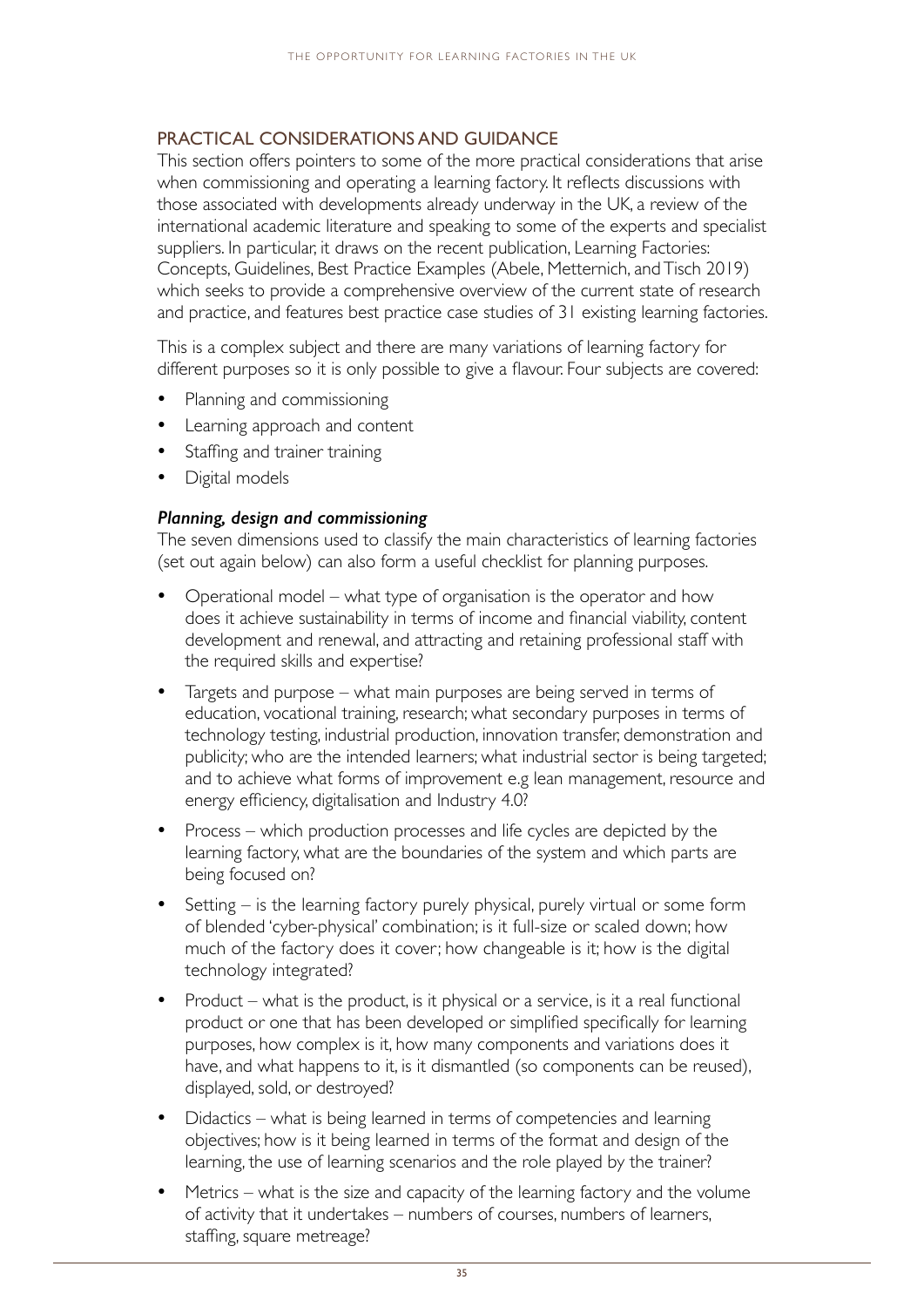## PRACTICAL CONSIDERATIONS AND GUIDANCE

This section offers pointers to some of the more practical considerations that arise when commissioning and operating a learning factory. It reflects discussions with those associated with developments already underway in the UK, a review of the international academic literature and speaking to some of the experts and specialist suppliers. In particular, it draws on the recent publication, Learning Factories: Concepts, Guidelines, Best Practice Examples (Abele, Metternich, and Tisch 2019) which seeks to provide a comprehensive overview of the current state of research and practice, and features best practice case studies of 31 existing learning factories.

This is a complex subject and there are many variations of learning factory for different purposes so it is only possible to give a flavour. Four subjects are covered:

- Planning and commissioning
- Learning approach and content
- Staffing and trainer training
- Digital models

### *Planning, design and commissioning*

The seven dimensions used to classify the main characteristics of learning factories (set out again below) can also form a useful checklist for planning purposes.

- Operational model – what type of organisation is the operator and how does it achieve sustainability in terms of income and financial viability, content development and renewal, and attracting and retaining professional staff with the required skills and expertise?
- Targets and purpose – what main purposes are being served in terms of education, vocational training, research; what secondary purposes in terms of technology testing, industrial production, innovation transfer, demonstration and publicity; who are the intended learners; what industrial sector is being targeted; and to achieve what forms of improvement e.g lean management, resource and energy efficiency, digitalisation and Industry 4.0?
- Process – which production processes and life cycles are depicted by the learning factory, what are the boundaries of the system and which parts are being focused on?
- Setting – is the learning factory purely physical, purely virtual or some form of blended 'cyber-physical' combination; is it full-size or scaled down; how much of the factory does it cover; how changeable is it; how is the digital technology integrated?
- Product – what is the product, is it physical or a service, is it a real functional product or one that has been developed or simplified specifically for learning purposes, how complex is it, how many components and variations does it have, and what happens to it, is it dismantled (so components can be reused), displayed, sold, or destroyed?
- Didactics – what is being learned in terms of competencies and learning objectives; how is it being learned in terms of the format and design of the learning, the use of learning scenarios and the role played by the trainer?
- Metrics – what is the size and capacity of the learning factory and the volume of activity that it undertakes – numbers of courses, numbers of learners, staffing, square metreage?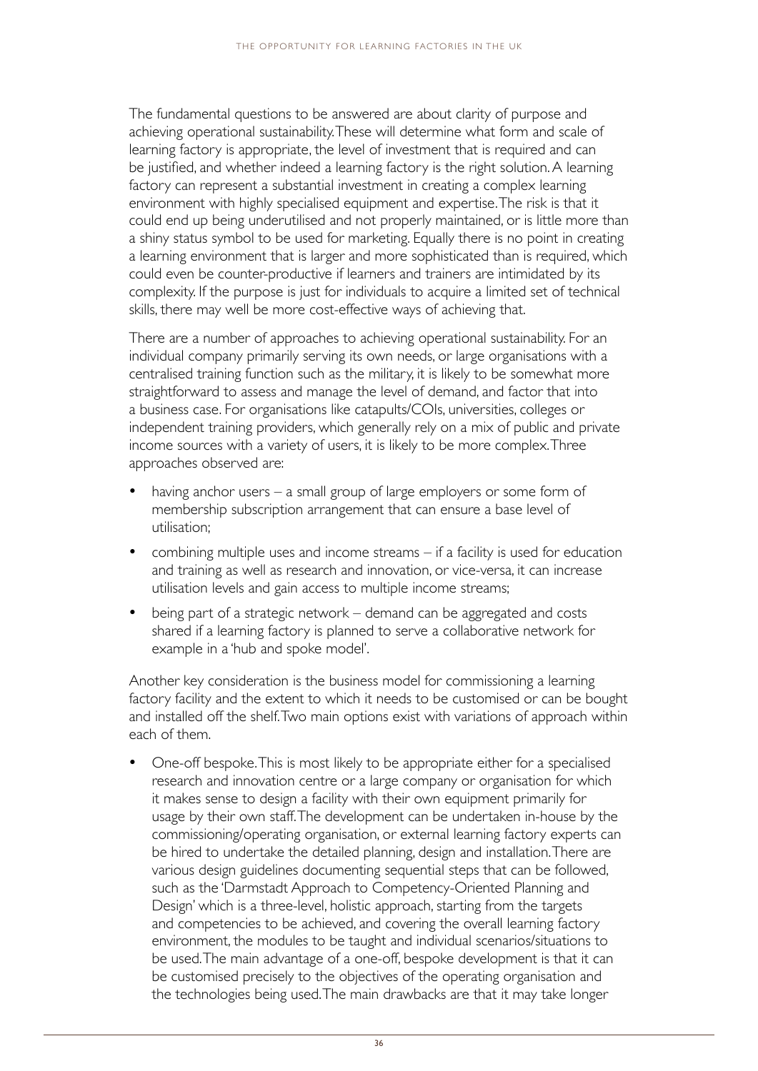The fundamental questions to be answered are about clarity of purpose and achieving operational sustainability. These will determine what form and scale of learning factory is appropriate, the level of investment that is required and can be justified, and whether indeed a learning factory is the right solution. A learning factory can represent a substantial investment in creating a complex learning environment with highly specialised equipment and expertise. The risk is that it could end up being underutilised and not properly maintained, or is little more than a shiny status symbol to be used for marketing. Equally there is no point in creating a learning environment that is larger and more sophisticated than is required, which could even be counter-productive if learners and trainers are intimidated by its complexity. If the purpose is just for individuals to acquire a limited set of technical skills, there may well be more cost-effective ways of achieving that.

There are a number of approaches to achieving operational sustainability. For an individual company primarily serving its own needs, or large organisations with a centralised training function such as the military, it is likely to be somewhat more straightforward to assess and manage the level of demand, and factor that into a business case. For organisations like catapults/COIs, universities, colleges or independent training providers, which generally rely on a mix of public and private income sources with a variety of users, it is likely to be more complex. Three approaches observed are:

- having anchor users – a small group of large employers or some form of membership subscription arrangement that can ensure a base level of utilisation;
- combining multiple uses and income streams – if a facility is used for education and training as well as research and innovation, or vice-versa, it can increase utilisation levels and gain access to multiple income streams;
- being part of a strategic network – demand can be aggregated and costs shared if a learning factory is planned to serve a collaborative network for example in a 'hub and spoke model'.

Another key consideration is the business model for commissioning a learning factory facility and the extent to which it needs to be customised or can be bought and installed off the shelf. Two main options exist with variations of approach within each of them.

- One-off bespoke. This is most likely to be appropriate either for a specialised research and innovation centre or a large company or organisation for which it makes sense to design a facility with their own equipment primarily for usage by their own staff. The development can be undertaken in-house by the commissioning/operating organisation, or external learning factory experts can be hired to undertake the detailed planning, design and installation. There are various design guidelines documenting sequential steps that can be followed, such as the 'Darmstadt Approach to Competency-Oriented Planning and Design' which is a three-level, holistic approach, starting from the targets and competencies to be achieved, and covering the overall learning factory environment, the modules to be taught and individual scenarios/situations to be used. The main advantage of a one-off, bespoke development is that it can be customised precisely to the objectives of the operating organisation and the technologies being used. The main drawbacks are that it may take longer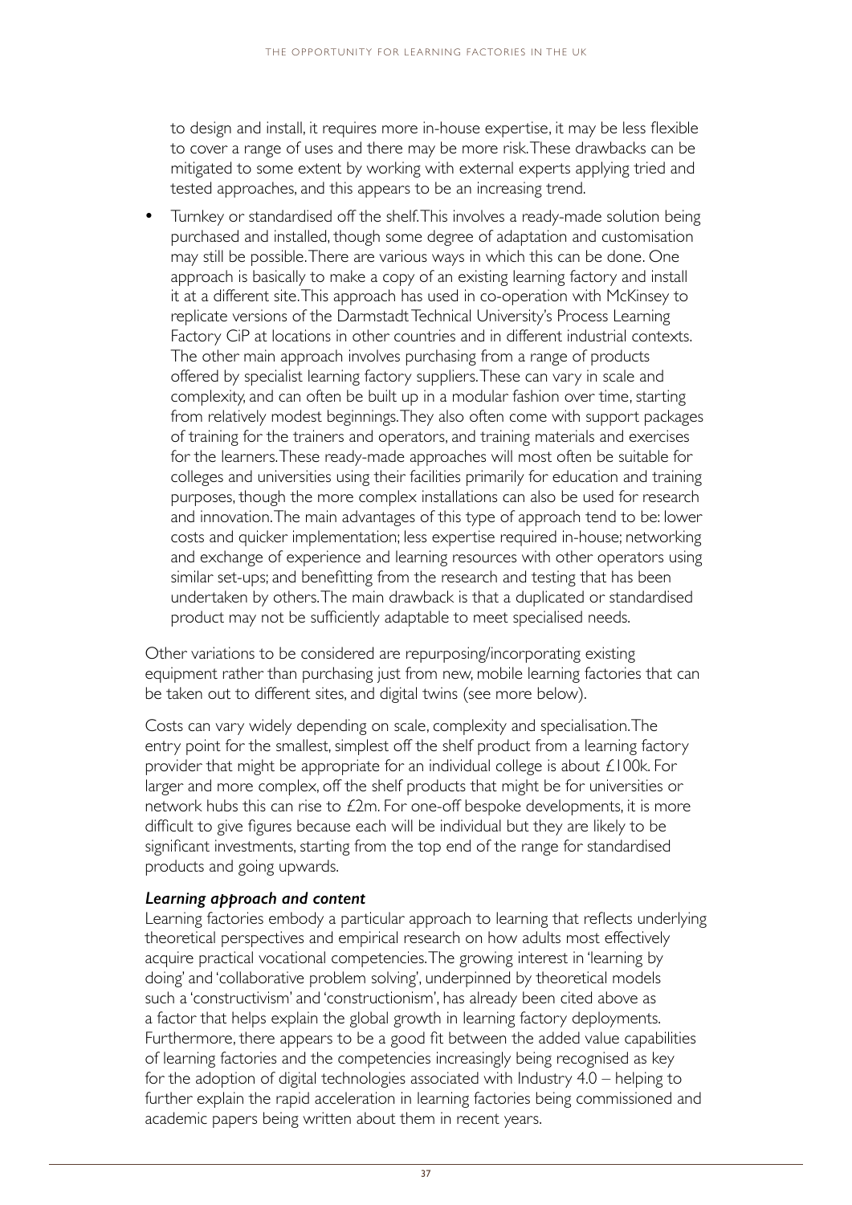to design and install, it requires more in-house expertise, it may be less flexible to cover a range of uses and there may be more risk. These drawbacks can be mitigated to some extent by working with external experts applying tried and tested approaches, and this appears to be an increasing trend.

- Turnkey or standardised off the shelf. This involves a ready-made solution being purchased and installed, though some degree of adaptation and customisation may still be possible. There are various ways in which this can be done. One approach is basically to make a copy of an existing learning factory and install it at a different site. This approach has used in co-operation with McKinsey to replicate versions of the Darmstadt Technical University's Process Learning Factory CiP at locations in other countries and in different industrial contexts. The other main approach involves purchasing from a range of products offered by specialist learning factory suppliers. These can vary in scale and complexity, and can often be built up in a modular fashion over time, starting from relatively modest beginnings. They also often come with support packages of training for the trainers and operators, and training materials and exercises for the learners. These ready-made approaches will most often be suitable for colleges and universities using their facilities primarily for education and training purposes, though the more complex installations can also be used for research and innovation. The main advantages of this type of approach tend to be: lower costs and quicker implementation; less expertise required in-house; networking and exchange of experience and learning resources with other operators using similar set-ups; and benefitting from the research and testing that has been undertaken by others. The main drawback is that a duplicated or standardised product may not be sufficiently adaptable to meet specialised needs.

Other variations to be considered are repurposing/incorporating existing equipment rather than purchasing just from new, mobile learning factories that can be taken out to different sites, and digital twins (see more below).

Costs can vary widely depending on scale, complexity and specialisation. The entry point for the smallest, simplest off the shelf product from a learning factory provider that might be appropriate for an individual college is about £100k. For larger and more complex, off the shelf products that might be for universities or network hubs this can rise to £2m. For one-off bespoke developments, it is more difficult to give figures because each will be individual but they are likely to be significant investments, starting from the top end of the range for standardised products and going upwards.

***Learning approach and content***

Learning factories embody a particular approach to learning that reflects underlying theoretical perspectives and empirical research on how adults most effectively acquire practical vocational competencies. The growing interest in 'learning by doing' and 'collaborative problem solving', underpinned by theoretical models such a 'constructivism' and 'constructionism', has already been cited above as a factor that helps explain the global growth in learning factory deployments. Furthermore, there appears to be a good fit between the added value capabilities of learning factories and the competencies increasingly being recognised as key for the adoption of digital technologies associated with Industry 4.0 – helping to further explain the rapid acceleration in learning factories being commissioned and academic papers being written about them in recent years.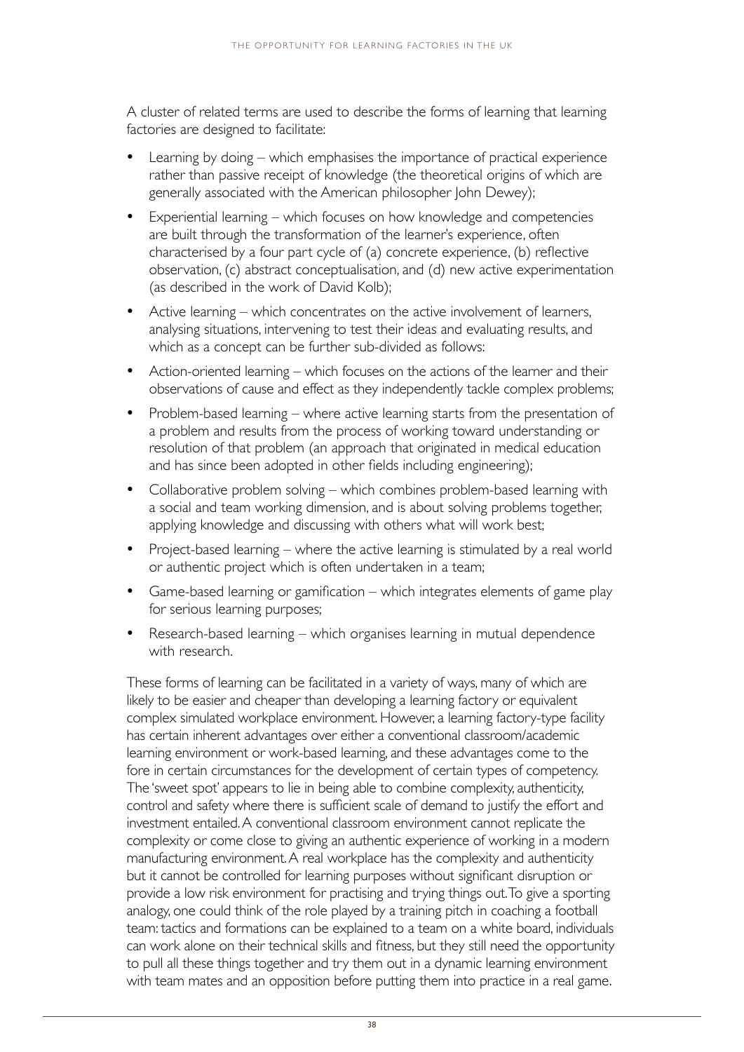A cluster of related terms are used to describe the forms of learning that learning factories are designed to facilitate:

- Learning by doing – which emphasises the importance of practical experience rather than passive receipt of knowledge (the theoretical origins of which are generally associated with the American philosopher John Dewey);
- Experiential learning – which focuses on how knowledge and competencies are built through the transformation of the learner's experience, often characterised by a four part cycle of (a) concrete experience, (b) reflective observation, (c) abstract conceptualisation, and (d) new active experimentation (as described in the work of David Kolb);
- Active learning – which concentrates on the active involvement of learners, analysing situations, intervening to test their ideas and evaluating results, and which as a concept can be further sub-divided as follows:
- Action-oriented learning – which focuses on the actions of the learner and their observations of cause and effect as they independently tackle complex problems;
- Problem-based learning – where active learning starts from the presentation of a problem and results from the process of working toward understanding or resolution of that problem (an approach that originated in medical education and has since been adopted in other fields including engineering);
- Collaborative problem solving – which combines problem-based learning with a social and team working dimension, and is about solving problems together, applying knowledge and discussing with others what will work best;
- Project-based learning – where the active learning is stimulated by a real world or authentic project which is often undertaken in a team;
- Game-based learning or gamification – which integrates elements of game play for serious learning purposes;
- Research-based learning – which organises learning in mutual dependence with research.

These forms of learning can be facilitated in a variety of ways, many of which are likely to be easier and cheaper than developing a learning factory or equivalent complex simulated workplace environment. However, a learning factory-type facility has certain inherent advantages over either a conventional classroom/academic learning environment or work-based learning, and these advantages come to the fore in certain circumstances for the development of certain types of competency. The 'sweet spot' appears to lie in being able to combine complexity, authenticity, control and safety where there is sufficient scale of demand to justify the effort and investment entailed. A conventional classroom environment cannot replicate the complexity or come close to giving an authentic experience of working in a modern manufacturing environment. A real workplace has the complexity and authenticity but it cannot be controlled for learning purposes without significant disruption or provide a low risk environment for practising and trying things out. To give a sporting analogy, one could think of the role played by a training pitch in coaching a football team: tactics and formations can be explained to a team on a white board, individuals can work alone on their technical skills and fitness, but they still need the opportunity to pull all these things together and try them out in a dynamic learning environment with team mates and an opposition before putting them into practice in a real game.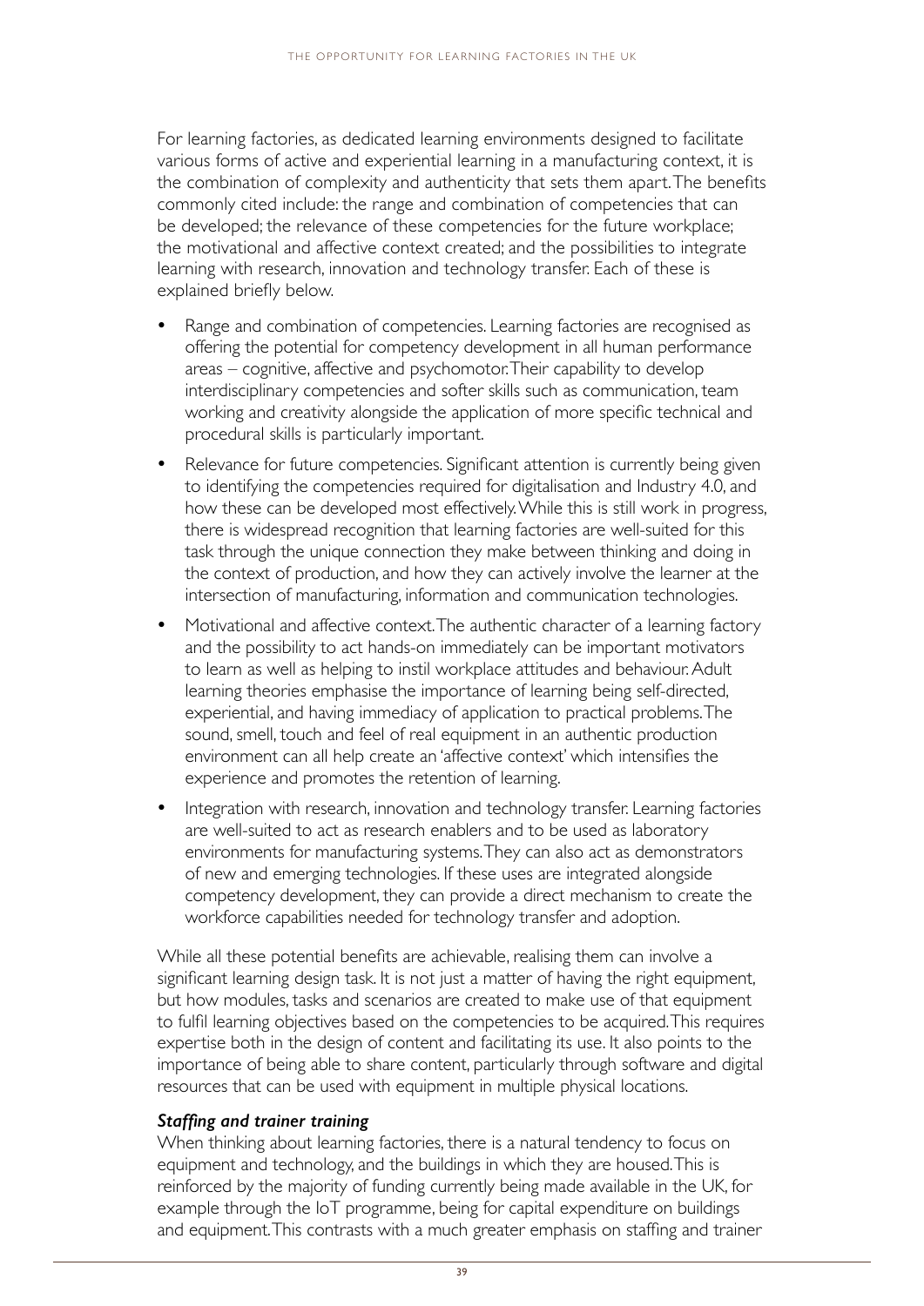For learning factories, as dedicated learning environments designed to facilitate various forms of active and experiential learning in a manufacturing context, it is the combination of complexity and authenticity that sets them apart. The benefits commonly cited include: the range and combination of competencies that can be developed; the relevance of these competencies for the future workplace; the motivational and affective context created; and the possibilities to integrate learning with research, innovation and technology transfer. Each of these is explained briefly below.

- Range and combination of competencies. Learning factories are recognised as offering the potential for competency development in all human performance areas – cognitive, affective and psychomotor. Their capability to develop interdisciplinary competencies and softer skills such as communication, team working and creativity alongside the application of more specific technical and procedural skills is particularly important.
- Relevance for future competencies. Significant attention is currently being given to identifying the competencies required for digitalisation and Industry 4.0, and how these can be developed most effectively. While this is still work in progress, there is widespread recognition that learning factories are well-suited for this task through the unique connection they make between thinking and doing in the context of production, and how they can actively involve the learner at the intersection of manufacturing, information and communication technologies.
- Motivational and affective context. The authentic character of a learning factory and the possibility to act hands-on immediately can be important motivators to learn as well as helping to instil workplace attitudes and behaviour. Adult learning theories emphasise the importance of learning being self-directed, experiential, and having immediacy of application to practical problems. The sound, smell, touch and feel of real equipment in an authentic production environment can all help create an 'affective context' which intensifies the experience and promotes the retention of learning.
- Integration with research, innovation and technology transfer. Learning factories are well-suited to act as research enablers and to be used as laboratory environments for manufacturing systems. They can also act as demonstrators of new and emerging technologies. If these uses are integrated alongside competency development, they can provide a direct mechanism to create the workforce capabilities needed for technology transfer and adoption.

While all these potential benefits are achievable, realising them can involve a significant learning design task. It is not just a matter of having the right equipment, but how modules, tasks and scenarios are created to make use of that equipment to fulfil learning objectives based on the competencies to be acquired. This requires expertise both in the design of content and facilitating its use. It also points to the importance of being able to share content, particularly through software and digital resources that can be used with equipment in multiple physical locations.

***Staffing and trainer training***

When thinking about learning factories, there is a natural tendency to focus on equipment and technology, and the buildings in which they are housed. This is reinforced by the majority of funding currently being made available in the UK, for example through the IoT programme, being for capital expenditure on buildings and equipment. This contrasts with a much greater emphasis on staffing and trainer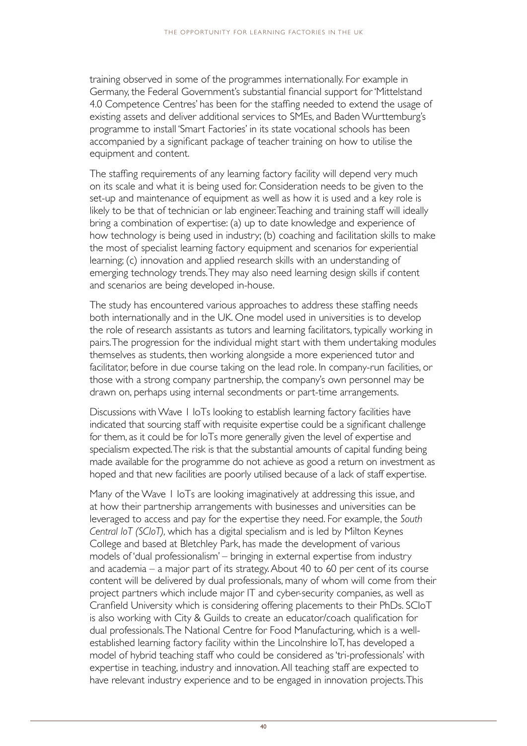training observed in some of the programmes internationally. For example in Germany, the Federal Government's substantial financial support for 'Mittelstand 4.0 Competence Centres' has been for the staffing needed to extend the usage of existing assets and deliver additional services to SMEs, and Baden Wurttemburg's programme to install 'Smart Factories' in its state vocational schools has been accompanied by a significant package of teacher training on how to utilise the equipment and content.

The staffing requirements of any learning factory facility will depend very much on its scale and what it is being used for. Consideration needs to be given to the set-up and maintenance of equipment as well as how it is used and a key role is likely to be that of technician or lab engineer. Teaching and training staff will ideally bring a combination of expertise: (a) up to date knowledge and experience of how technology is being used in industry; (b) coaching and facilitation skills to make the most of specialist learning factory equipment and scenarios for experiential learning; (c) innovation and applied research skills with an understanding of emerging technology trends. They may also need learning design skills if content and scenarios are being developed in-house.

The study has encountered various approaches to address these staffing needs both internationally and in the UK. One model used in universities is to develop the role of research assistants as tutors and learning facilitators, typically working in pairs. The progression for the individual might start with them undertaking modules themselves as students, then working alongside a more experienced tutor and facilitator, before in due course taking on the lead role. In company-run facilities, or those with a strong company partnership, the company's own personnel may be drawn on, perhaps using internal secondments or part-time arrangements.

Discussions with Wave 1 IoTs looking to establish learning factory facilities have indicated that sourcing staff with requisite expertise could be a significant challenge for them, as it could be for IoTs more generally given the level of expertise and specialism expected. The risk is that the substantial amounts of capital funding being made available for the programme do not achieve as good a return on investment as hoped and that new facilities are poorly utilised because of a lack of staff expertise.

Many of the Wave 1 IoTs are looking imaginatively at addressing this issue, and at how their partnership arrangements with businesses and universities can be leveraged to access and pay for the expertise they need. For example, the *South Central IoT (SCIoT),* which has a digital specialism and is led by Milton Keynes College and based at Bletchley Park, has made the development of various models of 'dual professionalism' – bringing in external expertise from industry and academia – a major part of its strategy. About 40 to 60 per cent of its course content will be delivered by dual professionals, many of whom will come from their project partners which include major IT and cyber-security companies, as well as Cranfield University which is considering offering placements to their PhDs. SCIoT is also working with City & Guilds to create an educator/coach qualification for dual professionals. The National Centre for Food Manufacturing, which is a well-established learning factory facility within the Lincolnshire IoT, has developed a model of hybrid teaching staff who could be considered as 'tri-professionals' with expertise in teaching, industry and innovation. All teaching staff are expected to have relevant industry experience and to be engaged in innovation projects. This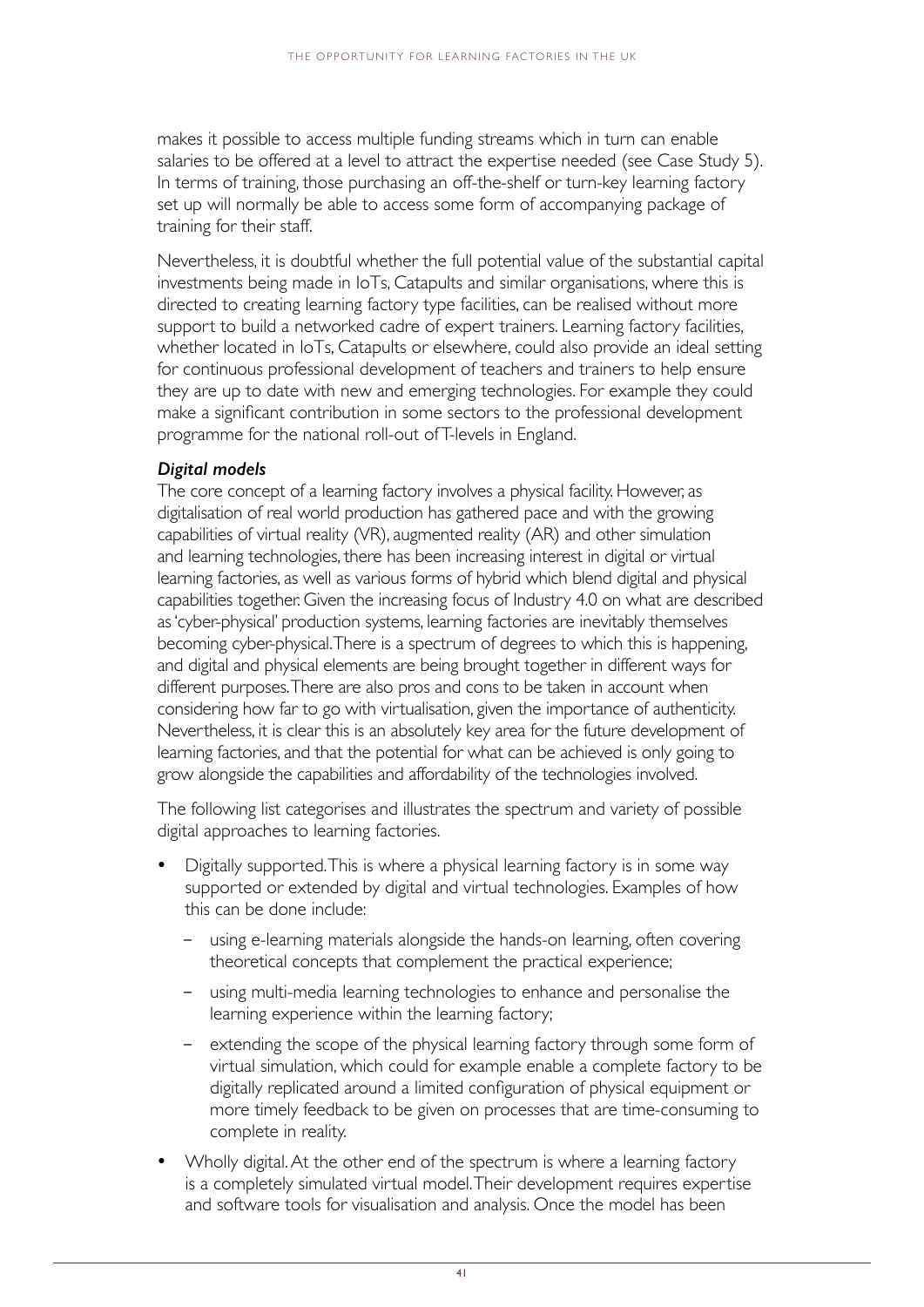makes it possible to access multiple funding streams which in turn can enable salaries to be offered at a level to attract the expertise needed (see Case Study 5). In terms of training, those purchasing an off-the-shelf or turn-key learning factory set up will normally be able to access some form of accompanying package of training for their staff.

Nevertheless, it is doubtful whether the full potential value of the substantial capital investments being made in IoTs, Catapults and similar organisations, where this is directed to creating learning factory type facilities, can be realised without more support to build a networked cadre of expert trainers. Learning factory facilities, whether located in IoTs, Catapults or elsewhere, could also provide an ideal setting for continuous professional development of teachers and trainers to help ensure they are up to date with new and emerging technologies. For example they could make a significant contribution in some sectors to the professional development programme for the national roll-out of T-levels in England.

***Digital models***

The core concept of a learning factory involves a physical facility. However, as digitalisation of real world production has gathered pace and with the growing capabilities of virtual reality (VR), augmented reality (AR) and other simulation and learning technologies, there has been increasing interest in digital or virtual learning factories, as well as various forms of hybrid which blend digital and physical capabilities together. Given the increasing focus of Industry 4.0 on what are described as 'cyber-physical' production systems, learning factories are inevitably themselves becoming cyber-physical. There is a spectrum of degrees to which this is happening, and digital and physical elements are being brought together in different ways for different purposes. There are also pros and cons to be taken in account when considering how far to go with virtualisation, given the importance of authenticity. Nevertheless, it is clear this is an absolutely key area for the future development of learning factories, and that the potential for what can be achieved is only going to grow alongside the capabilities and affordability of the technologies involved.

The following list categorises and illustrates the spectrum and variety of possible digital approaches to learning factories.

- Digitally supported. This is where a physical learning factory is in some way supported or extended by digital and virtual technologies. Examples of how this can be done include:
  - using e-learning materials alongside the hands-on learning, often covering theoretical concepts that complement the practical experience;
  - using multi-media learning technologies to enhance and personalise the learning experience within the learning factory;
  - extending the scope of the physical learning factory through some form of virtual simulation, which could for example enable a complete factory to be digitally replicated around a limited configuration of physical equipment or more timely feedback to be given on processes that are time-consuming to complete in reality.
- Wholly digital. At the other end of the spectrum is where a learning factory is a completely simulated virtual model. Their development requires expertise and software tools for visualisation and analysis. Once the model has been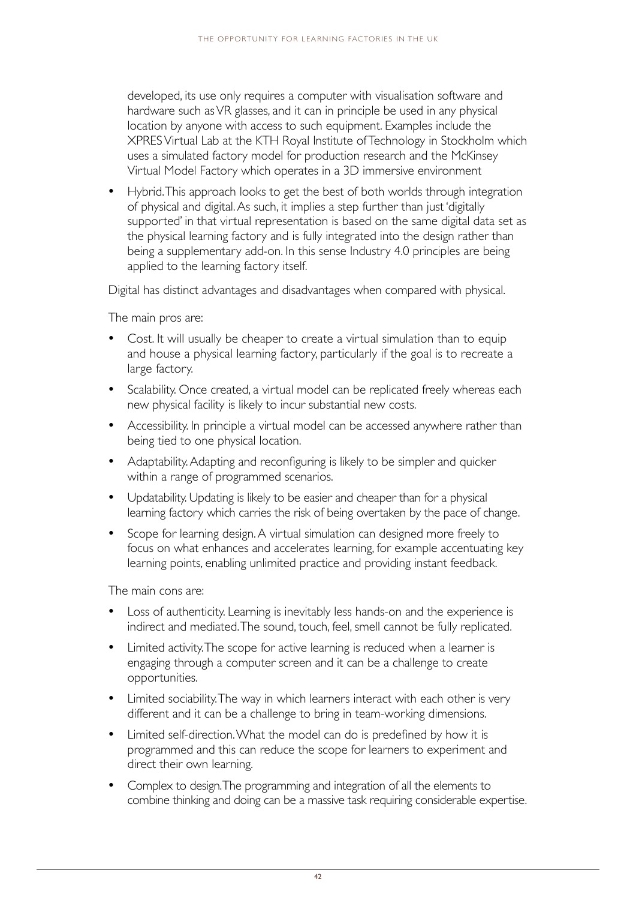developed, its use only requires a computer with visualisation software and hardware such as VR glasses, and it can in principle be used in any physical location by anyone with access to such equipment. Examples include the XPRES Virtual Lab at the KTH Royal Institute of Technology in Stockholm which uses a simulated factory model for production research and the McKinsey Virtual Model Factory which operates in a 3D immersive environment

- Hybrid. This approach looks to get the best of both worlds through integration of physical and digital. As such, it implies a step further than just 'digitally supported' in that virtual representation is based on the same digital data set as the physical learning factory and is fully integrated into the design rather than being a supplementary add-on. In this sense Industry 4.0 principles are being applied to the learning factory itself.

Digital has distinct advantages and disadvantages when compared with physical.

The main pros are:

- Cost. It will usually be cheaper to create a virtual simulation than to equip and house a physical learning factory, particularly if the goal is to recreate a large factory.
- Scalability. Once created, a virtual model can be replicated freely whereas each new physical facility is likely to incur substantial new costs.
- Accessibility. In principle a virtual model can be accessed anywhere rather than being tied to one physical location.
- Adaptability. Adapting and reconfiguring is likely to be simpler and quicker within a range of programmed scenarios.
- Updatability. Updating is likely to be easier and cheaper than for a physical learning factory which carries the risk of being overtaken by the pace of change.
- Scope for learning design. A virtual simulation can designed more freely to focus on what enhances and accelerates learning, for example accentuating key learning points, enabling unlimited practice and providing instant feedback.

The main cons are:

- Loss of authenticity. Learning is inevitably less hands-on and the experience is indirect and mediated. The sound, touch, feel, smell cannot be fully replicated.
- Limited activity. The scope for active learning is reduced when a learner is engaging through a computer screen and it can be a challenge to create opportunities.
- Limited sociability. The way in which learners interact with each other is very different and it can be a challenge to bring in team-working dimensions.
- Limited self-direction. What the model can do is predefined by how it is programmed and this can reduce the scope for learners to experiment and direct their own learning.
- Complex to design. The programming and integration of all the elements to combine thinking and doing can be a massive task requiring considerable expertise.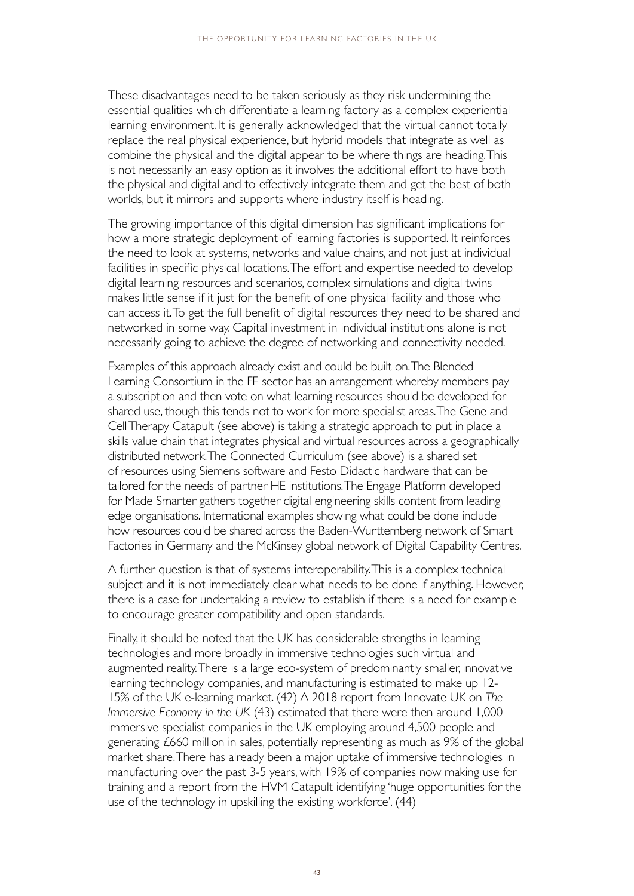These disadvantages need to be taken seriously as they risk undermining the essential qualities which differentiate a learning factory as a complex experiential learning environment. It is generally acknowledged that the virtual cannot totally replace the real physical experience, but hybrid models that integrate as well as combine the physical and the digital appear to be where things are heading. This is not necessarily an easy option as it involves the additional effort to have both the physical and digital and to effectively integrate them and get the best of both worlds, but it mirrors and supports where industry itself is heading.

The growing importance of this digital dimension has significant implications for how a more strategic deployment of learning factories is supported. It reinforces the need to look at systems, networks and value chains, and not just at individual facilities in specific physical locations. The effort and expertise needed to develop digital learning resources and scenarios, complex simulations and digital twins makes little sense if it just for the benefit of one physical facility and those who can access it. To get the full benefit of digital resources they need to be shared and networked in some way. Capital investment in individual institutions alone is not necessarily going to achieve the degree of networking and connectivity needed.

Examples of this approach already exist and could be built on. The Blended Learning Consortium in the FE sector has an arrangement whereby members pay a subscription and then vote on what learning resources should be developed for shared use, though this tends not to work for more specialist areas. The Gene and Cell Therapy Catapult (see above) is taking a strategic approach to put in place a skills value chain that integrates physical and virtual resources across a geographically distributed network. The Connected Curriculum (see above) is a shared set of resources using Siemens software and Festo Didactic hardware that can be tailored for the needs of partner HE institutions. The Engage Platform developed for Made Smarter gathers together digital engineering skills content from leading edge organisations. International examples showing what could be done include how resources could be shared across the Baden-Wurttemberg network of Smart Factories in Germany and the McKinsey global network of Digital Capability Centres.

A further question is that of systems interoperability. This is a complex technical subject and it is not immediately clear what needs to be done if anything. However, there is a case for undertaking a review to establish if there is a need for example to encourage greater compatibility and open standards.

Finally, it should be noted that the UK has considerable strengths in learning technologies and more broadly in immersive technologies such virtual and augmented reality. There is a large eco-system of predominantly smaller, innovative learning technology companies, and manufacturing is estimated to make up 12-15% of the UK e-learning market. (42) A 2018 report from Innovate UK on *The Immersive Economy in the UK* (43) estimated that there were then around 1,000 immersive specialist companies in the UK employing around 4,500 people and generating £660 million in sales, potentially representing as much as 9% of the global market share. There has already been a major uptake of immersive technologies in manufacturing over the past 3-5 years, with 19% of companies now making use for training and a report from the HVM Catapult identifying 'huge opportunities for the use of the technology in upskilling the existing workforce'. (44)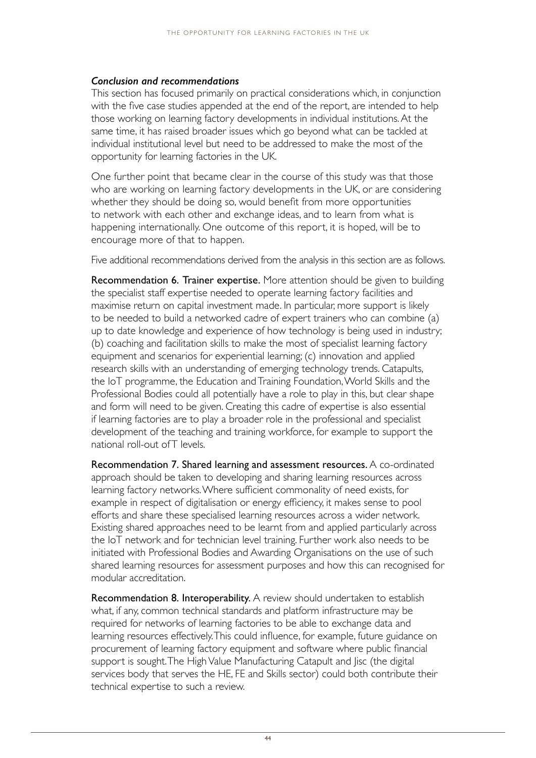### *Conclusion and recommendations*

This section has focused primarily on practical considerations which, in conjunction with the five case studies appended at the end of the report, are intended to help those working on learning factory developments in individual institutions. At the same time, it has raised broader issues which go beyond what can be tackled at individual institutional level but need to be addressed to make the most of the opportunity for learning factories in the UK.

One further point that became clear in the course of this study was that those who are working on learning factory developments in the UK, or are considering whether they should be doing so, would benefit from more opportunities to network with each other and exchange ideas, and to learn from what is happening internationally. One outcome of this report, it is hoped, will be to encourage more of that to happen.

Five additional recommendations derived from the analysis in this section are as follows.

**Recommendation 6. Trainer expertise.** More attention should be given to building the specialist staff expertise needed to operate learning factory facilities and maximise return on capital investment made. In particular, more support is likely to be needed to build a networked cadre of expert trainers who can combine (a) up to date knowledge and experience of how technology is being used in industry; (b) coaching and facilitation skills to make the most of specialist learning factory equipment and scenarios for experiential learning; (c) innovation and applied research skills with an understanding of emerging technology trends. Catapults, the IoT programme, the Education and Training Foundation, World Skills and the Professional Bodies could all potentially have a role to play in this, but clear shape and form will need to be given. Creating this cadre of expertise is also essential if learning factories are to play a broader role in the professional and specialist development of the teaching and training workforce, for example to support the national roll-out of T levels.

**Recommendation 7. Shared learning and assessment resources.** A co-ordinated approach should be taken to developing and sharing learning resources across learning factory networks. Where sufficient commonality of need exists, for example in respect of digitalisation or energy efficiency, it makes sense to pool efforts and share these specialised learning resources across a wider network. Existing shared approaches need to be learnt from and applied particularly across the IoT network and for technician level training. Further work also needs to be initiated with Professional Bodies and Awarding Organisations on the use of such shared learning resources for assessment purposes and how this can recognised for modular accreditation.

**Recommendation 8. Interoperability.** A review should undertaken to establish what, if any, common technical standards and platform infrastructure may be required for networks of learning factories to be able to exchange data and learning resources effectively. This could influence, for example, future guidance on procurement of learning factory equipment and software where public financial support is sought. The High Value Manufacturing Catapult and Jisc (the digital services body that serves the HE, FE and Skills sector) could both contribute their technical expertise to such a review.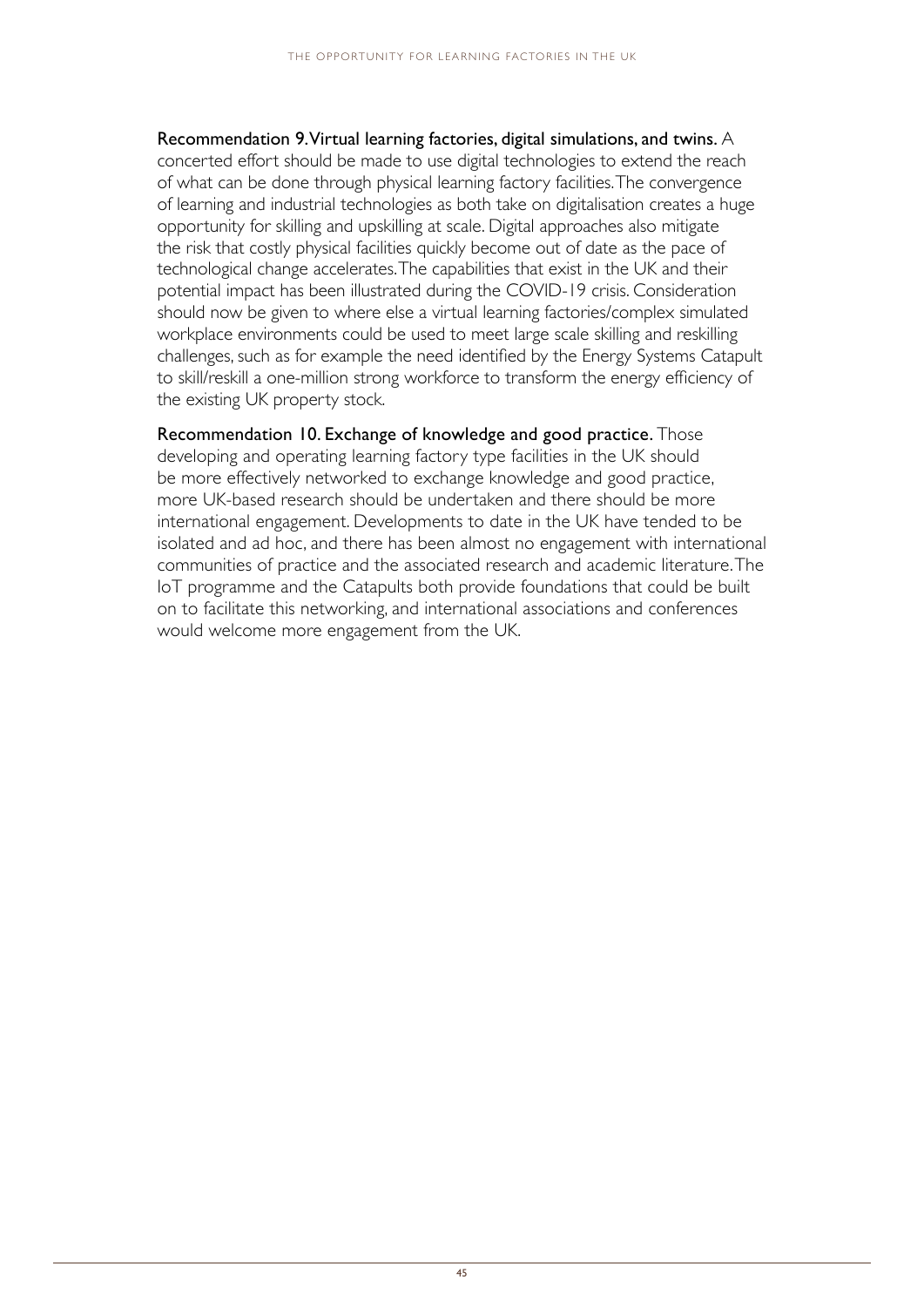**Recommendation 9. Virtual learning factories, digital simulations, and twins.** A concerted effort should be made to use digital technologies to extend the reach of what can be done through physical learning factory facilities. The convergence of learning and industrial technologies as both take on digitalisation creates a huge opportunity for skilling and upskilling at scale. Digital approaches also mitigate the risk that costly physical facilities quickly become out of date as the pace of technological change accelerates. The capabilities that exist in the UK and their potential impact has been illustrated during the COVID-19 crisis. Consideration should now be given to where else a virtual learning factories/complex simulated workplace environments could be used to meet large scale skilling and reskilling challenges, such as for example the need identified by the Energy Systems Catapult to skill/reskill a one-million strong workforce to transform the energy efficiency of the existing UK property stock.

**Recommendation 10. Exchange of knowledge and good practice.** Those developing and operating learning factory type facilities in the UK should be more effectively networked to exchange knowledge and good practice, more UK-based research should be undertaken and there should be more international engagement. Developments to date in the UK have tended to be isolated and ad hoc, and there has been almost no engagement with international communities of practice and the associated research and academic literature. The IoT programme and the Catapults both provide foundations that could be built on to facilitate this networking, and international associations and conferences would welcome more engagement from the UK.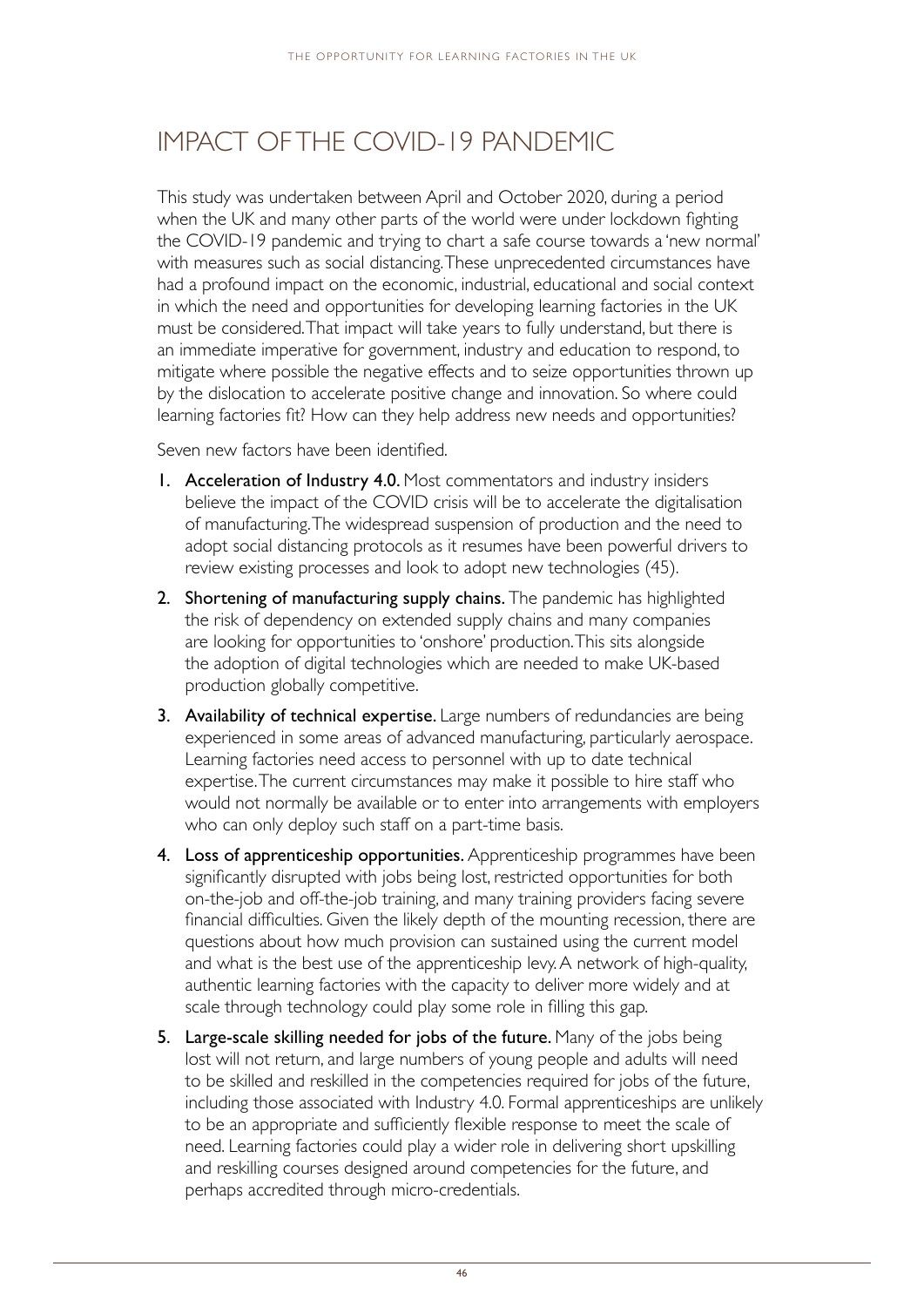# IMPACT OF THE COVID-19 PANDEMIC

This study was undertaken between April and October 2020, during a period when the UK and many other parts of the world were under lockdown fighting the COVID-19 pandemic and trying to chart a safe course towards a 'new normal' with measures such as social distancing. These unprecedented circumstances have had a profound impact on the economic, industrial, educational and social context in which the need and opportunities for developing learning factories in the UK must be considered. That impact will take years to fully understand, but there is an immediate imperative for government, industry and education to respond, to mitigate where possible the negative effects and to seize opportunities thrown up by the dislocation to accelerate positive change and innovation. So where could learning factories fit? How can they help address new needs and opportunities?

Seven new factors have been identified.

1. **Acceleration of Industry 4.0.** Most commentators and industry insiders believe the impact of the COVID crisis will be to accelerate the digitalisation of manufacturing. The widespread suspension of production and the need to adopt social distancing protocols as it resumes have been powerful drivers to review existing processes and look to adopt new technologies (45).
2. **Shortening of manufacturing supply chains.** The pandemic has highlighted the risk of dependency on extended supply chains and many companies are looking for opportunities to 'onshore' production. This sits alongside the adoption of digital technologies which are needed to make UK-based production globally competitive.
3. **Availability of technical expertise.** Large numbers of redundancies are being experienced in some areas of advanced manufacturing, particularly aerospace. Learning factories need access to personnel with up to date technical expertise. The current circumstances may make it possible to hire staff who would not normally be available or to enter into arrangements with employers who can only deploy such staff on a part-time basis.
4. **Loss of apprenticeship opportunities.** Apprenticeship programmes have been significantly disrupted with jobs being lost, restricted opportunities for both on-the-job and off-the-job training, and many training providers facing severe financial difficulties. Given the likely depth of the mounting recession, there are questions about how much provision can sustained using the current model and what is the best use of the apprenticeship levy. A network of high-quality, authentic learning factories with the capacity to deliver more widely and at scale through technology could play some role in filling this gap.
5. **Large-scale skilling needed for jobs of the future.** Many of the jobs being lost will not return, and large numbers of young people and adults will need to be skilled and reskilled in the competencies required for jobs of the future, including those associated with Industry 4.0. Formal apprenticeships are unlikely to be an appropriate and sufficiently flexible response to meet the scale of need. Learning factories could play a wider role in delivering short upskilling and reskilling courses designed around competencies for the future, and perhaps accredited through micro-credentials.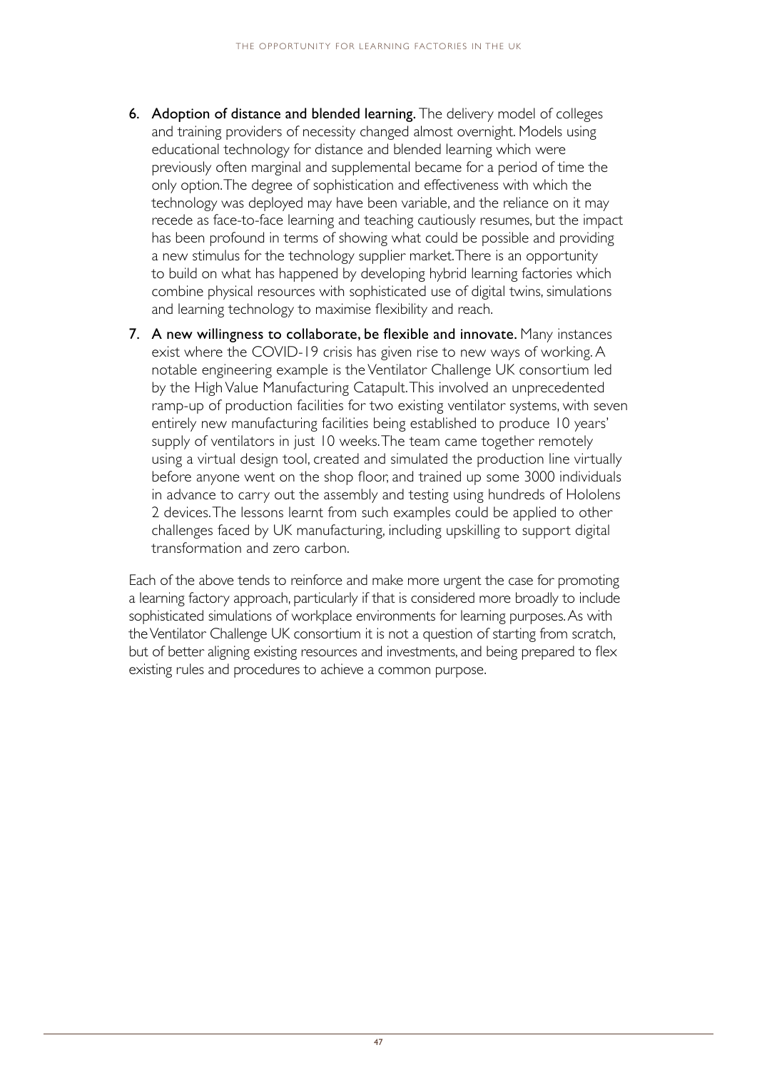6. **Adoption of distance and blended learning.** The delivery model of colleges and training providers of necessity changed almost overnight. Models using educational technology for distance and blended learning which were previously often marginal and supplemental became for a period of time the only option. The degree of sophistication and effectiveness with which the technology was deployed may have been variable, and the reliance on it may recede as face-to-face learning and teaching cautiously resumes, but the impact has been profound in terms of showing what could be possible and providing a new stimulus for the technology supplier market. There is an opportunity to build on what has happened by developing hybrid learning factories which combine physical resources with sophisticated use of digital twins, simulations and learning technology to maximise flexibility and reach.

7. **A new willingness to collaborate, be flexible and innovate.** Many instances exist where the COVID-19 crisis has given rise to new ways of working. A notable engineering example is the Ventilator Challenge UK consortium led by the High Value Manufacturing Catapult. This involved an unprecedented ramp-up of production facilities for two existing ventilator systems, with seven entirely new manufacturing facilities being established to produce 10 years' supply of ventilators in just 10 weeks. The team came together remotely using a virtual design tool, created and simulated the production line virtually before anyone went on the shop floor, and trained up some 3000 individuals in advance to carry out the assembly and testing using hundreds of Hololens 2 devices. The lessons learnt from such examples could be applied to other challenges faced by UK manufacturing, including upskilling to support digital transformation and zero carbon.

Each of the above tends to reinforce and make more urgent the case for promoting a learning factory approach, particularly if that is considered more broadly to include sophisticated simulations of workplace environments for learning purposes. As with the Ventilator Challenge UK consortium it is not a question of starting from scratch, but of better aligning existing resources and investments, and being prepared to flex existing rules and procedures to achieve a common purpose.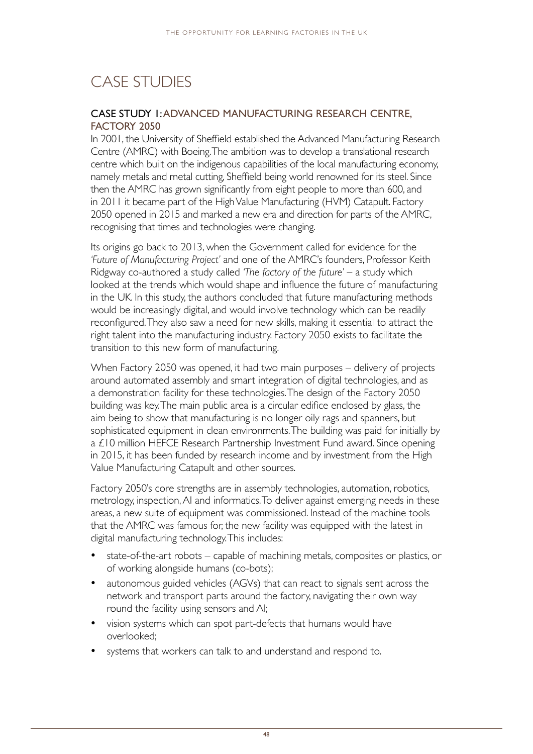# CASE STUDIES

## CASE STUDY 1: ADVANCED MANUFACTURING RESEARCH CENTRE, FACTORY 2050

In 2001, the University of Sheffield established the Advanced Manufacturing Research Centre (AMRC) with Boeing. The ambition was to develop a translational research centre which built on the indigenous capabilities of the local manufacturing economy, namely metals and metal cutting, Sheffield being world renowned for its steel. Since then the AMRC has grown significantly from eight people to more than 600, and in 2011 it became part of the High Value Manufacturing (HVM) Catapult. Factory 2050 opened in 2015 and marked a new era and direction for parts of the AMRC, recognising that times and technologies were changing.

Its origins go back to 2013, when the Government called for evidence for the *'Future of Manufacturing Project'* and one of the AMRC's founders, Professor Keith Ridgway co-authored a study called *'The factory of the future'* – a study which looked at the trends which would shape and influence the future of manufacturing in the UK. In this study, the authors concluded that future manufacturing methods would be increasingly digital, and would involve technology which can be readily reconfigured. They also saw a need for new skills, making it essential to attract the right talent into the manufacturing industry. Factory 2050 exists to facilitate the transition to this new form of manufacturing.

When Factory 2050 was opened, it had two main purposes – delivery of projects around automated assembly and smart integration of digital technologies, and as a demonstration facility for these technologies. The design of the Factory 2050 building was key. The main public area is a circular edifice enclosed by glass, the aim being to show that manufacturing is no longer oily rags and spanners, but sophisticated equipment in clean environments. The building was paid for initially by a £10 million HEFCE Research Partnership Investment Fund award. Since opening in 2015, it has been funded by research income and by investment from the High Value Manufacturing Catapult and other sources.

Factory 2050's core strengths are in assembly technologies, automation, robotics, metrology, inspection, AI and informatics. To deliver against emerging needs in these areas, a new suite of equipment was commissioned. Instead of the machine tools that the AMRC was famous for, the new facility was equipped with the latest in digital manufacturing technology. This includes:

- state-of-the-art robots – capable of machining metals, composites or plastics, or of working alongside humans (co-bots);
- autonomous guided vehicles (AGVs) that can react to signals sent across the network and transport parts around the factory, navigating their own way round the facility using sensors and AI;
- vision systems which can spot part-defects that humans would have overlooked;
- systems that workers can talk to and understand and respond to.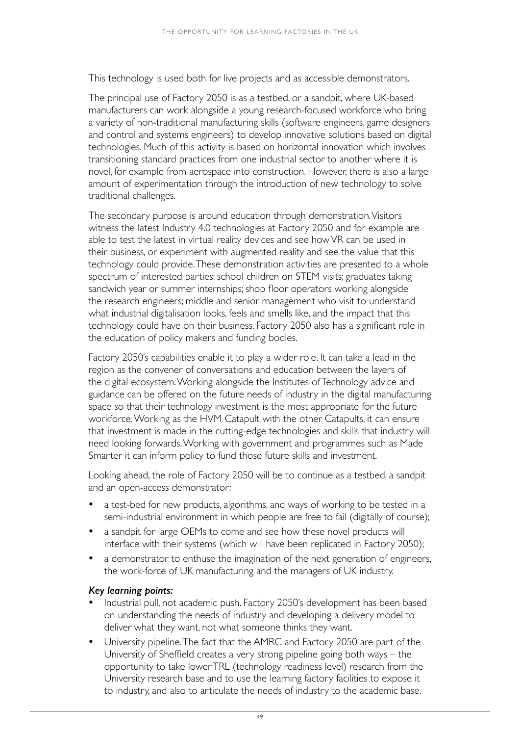This technology is used both for live projects and as accessible demonstrators.

The principal use of Factory 2050 is as a testbed, or a sandpit, where UK-based manufacturers can work alongside a young research-focused workforce who bring a variety of non-traditional manufacturing skills (software engineers, game designers and control and systems engineers) to develop innovative solutions based on digital technologies. Much of this activity is based on horizontal innovation which involves transitioning standard practices from one industrial sector to another where it is novel, for example from aerospace into construction. However, there is also a large amount of experimentation through the introduction of new technology to solve traditional challenges.

The secondary purpose is around education through demonstration. Visitors witness the latest Industry 4.0 technologies at Factory 2050 and for example are able to test the latest in virtual reality devices and see how VR can be used in their business, or experiment with augmented reality and see the value that this technology could provide. These demonstration activities are presented to a whole spectrum of interested parties: school children on STEM visits; graduates taking sandwich year or summer internships; shop floor operators working alongside the research engineers; middle and senior management who visit to understand what industrial digitalisation looks, feels and smells like, and the impact that this technology could have on their business. Factory 2050 also has a significant role in the education of policy makers and funding bodies.

Factory 2050's capabilities enable it to play a wider role. It can take a lead in the region as the convener of conversations and education between the layers of the digital ecosystem. Working alongside the Institutes of Technology advice and guidance can be offered on the future needs of industry in the digital manufacturing space so that their technology investment is the most appropriate for the future workforce. Working as the HVM Catapult with the other Catapults, it can ensure that investment is made in the cutting-edge technologies and skills that industry will need looking forwards. Working with government and programmes such as Made Smarter it can inform policy to fund those future skills and investment.

Looking ahead, the role of Factory 2050 will be to continue as a testbed, a sandpit and an open-access demonstrator:

- a test-bed for new products, algorithms, and ways of working to be tested in a semi-industrial environment in which people are free to fail (digitally of course);
- a sandpit for large OEMs to come and see how these novel products will interface with their systems (which will have been replicated in Factory 2050);
- a demonstrator to enthuse the imagination of the next generation of engineers, the work-force of UK manufacturing and the managers of UK industry.

***Key learning points:***

- Industrial pull, not academic push. Factory 2050's development has been based on understanding the needs of industry and developing a delivery model to deliver what they want, not what someone thinks they want.
- University pipeline. The fact that the AMRC and Factory 2050 are part of the University of Sheffield creates a very strong pipeline going both ways – the opportunity to take lower TRL (technology readiness level) research from the University research base and to use the learning factory facilities to expose it to industry, and also to articulate the needs of industry to the academic base.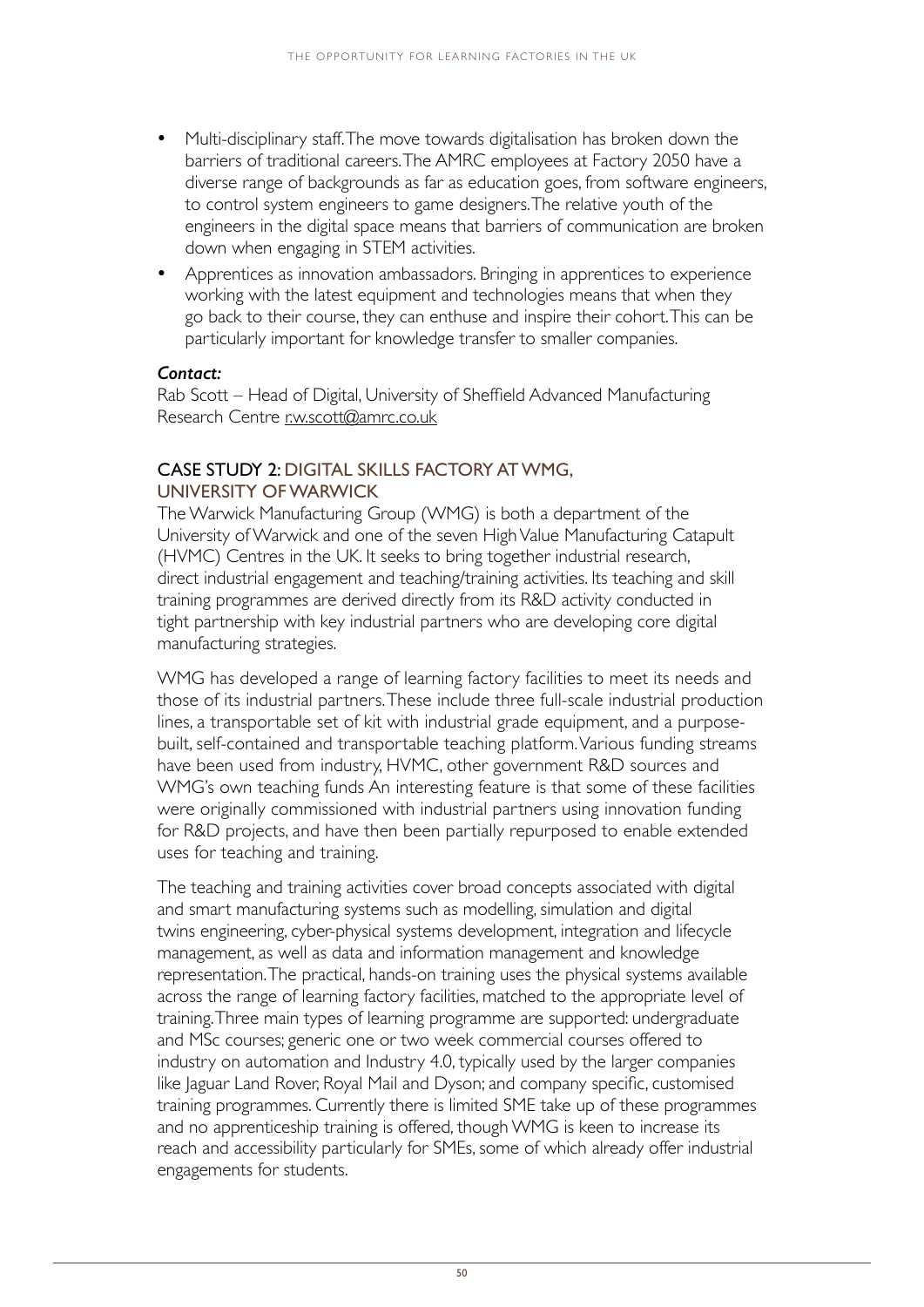- Multi-disciplinary staff. The move towards digitalisation has broken down the barriers of traditional careers. The AMRC employees at Factory 2050 have a diverse range of backgrounds as far as education goes, from software engineers, to control system engineers to game designers. The relative youth of the engineers in the digital space means that barriers of communication are broken down when engaging in STEM activities.
- Apprentices as innovation ambassadors. Bringing in apprentices to experience working with the latest equipment and technologies means that when they go back to their course, they can enthuse and inspire their cohort. This can be particularly important for knowledge transfer to smaller companies.

***Contact:***

Rab Scott – Head of Digital, University of Sheffield Advanced Manufacturing Research Centre r.w.scott@amrc.co.uk

### CASE STUDY 2: DIGITAL SKILLS FACTORY AT WMG, UNIVERSITY OF WARWICK

The Warwick Manufacturing Group (WMG) is both a department of the University of Warwick and one of the seven High Value Manufacturing Catapult (HVMC) Centres in the UK. It seeks to bring together industrial research, direct industrial engagement and teaching/training activities. Its teaching and skill training programmes are derived directly from its R&D activity conducted in tight partnership with key industrial partners who are developing core digital manufacturing strategies.

WMG has developed a range of learning factory facilities to meet its needs and those of its industrial partners. These include three full-scale industrial production lines, a transportable set of kit with industrial grade equipment, and a purpose-built, self-contained and transportable teaching platform. Various funding streams have been used from industry, HVMC, other government R&D sources and WMG's own teaching funds An interesting feature is that some of these facilities were originally commissioned with industrial partners using innovation funding for R&D projects, and have then been partially repurposed to enable extended uses for teaching and training.

The teaching and training activities cover broad concepts associated with digital and smart manufacturing systems such as modelling, simulation and digital twins engineering, cyber-physical systems development, integration and lifecycle management, as well as data and information management and knowledge representation. The practical, hands-on training uses the physical systems available across the range of learning factory facilities, matched to the appropriate level of training. Three main types of learning programme are supported: undergraduate and MSc courses; generic one or two week commercial courses offered to industry on automation and Industry 4.0, typically used by the larger companies like Jaguar Land Rover, Royal Mail and Dyson; and company specific, customised training programmes. Currently there is limited SME take up of these programmes and no apprenticeship training is offered, though WMG is keen to increase its reach and accessibility particularly for SMEs, some of which already offer industrial engagements for students.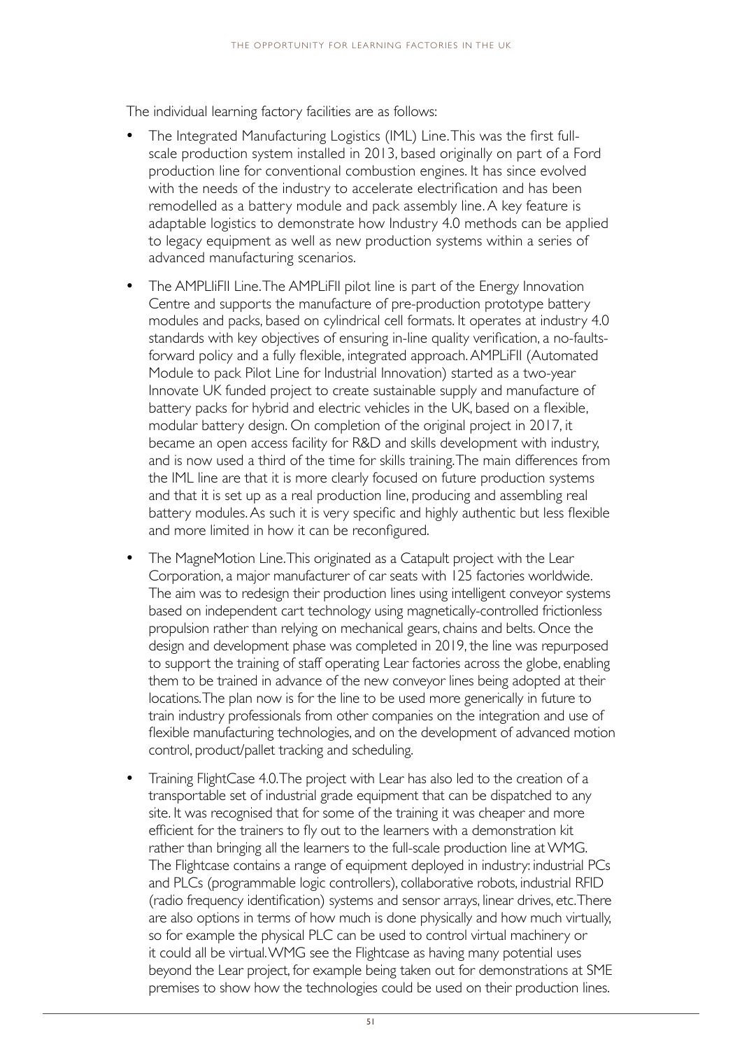The individual learning factory facilities are as follows:

- The Integrated Manufacturing Logistics (IML) Line. This was the first full-scale production system installed in 2013, based originally on part of a Ford production line for conventional combustion engines. It has since evolved with the needs of the industry to accelerate electrification and has been remodelled as a battery module and pack assembly line. A key feature is adaptable logistics to demonstrate how Industry 4.0 methods can be applied to legacy equipment as well as new production systems within a series of advanced manufacturing scenarios.
- The AMPLIiFII Line. The AMPLiFII pilot line is part of the Energy Innovation Centre and supports the manufacture of pre-production prototype battery modules and packs, based on cylindrical cell formats. It operates at industry 4.0 standards with key objectives of ensuring in-line quality verification, a no-faults-forward policy and a fully flexible, integrated approach. AMPLiFII (Automated Module to pack Pilot Line for Industrial Innovation) started as a two-year Innovate UK funded project to create sustainable supply and manufacture of battery packs for hybrid and electric vehicles in the UK, based on a flexible, modular battery design. On completion of the original project in 2017, it became an open access facility for R&D and skills development with industry, and is now used a third of the time for skills training. The main differences from the IML line are that it is more clearly focused on future production systems and that it is set up as a real production line, producing and assembling real battery modules. As such it is very specific and highly authentic but less flexible and more limited in how it can be reconfigured.
- The MagneMotion Line. This originated as a Catapult project with the Lear Corporation, a major manufacturer of car seats with 125 factories worldwide. The aim was to redesign their production lines using intelligent conveyor systems based on independent cart technology using magnetically-controlled frictionless propulsion rather than relying on mechanical gears, chains and belts. Once the design and development phase was completed in 2019, the line was repurposed to support the training of staff operating Lear factories across the globe, enabling them to be trained in advance of the new conveyor lines being adopted at their locations. The plan now is for the line to be used more generically in future to train industry professionals from other companies on the integration and use of flexible manufacturing technologies, and on the development of advanced motion control, product/pallet tracking and scheduling.
- Training FlightCase 4.0. The project with Lear has also led to the creation of a transportable set of industrial grade equipment that can be dispatched to any site. It was recognised that for some of the training it was cheaper and more efficient for the trainers to fly out to the learners with a demonstration kit rather than bringing all the learners to the full-scale production line at WMG. The Flightcase contains a range of equipment deployed in industry: industrial PCs and PLCs (programmable logic controllers), collaborative robots, industrial RFID (radio frequency identification) systems and sensor arrays, linear drives, etc. There are also options in terms of how much is done physically and how much virtually, so for example the physical PLC can be used to control virtual machinery or it could all be virtual. WMG see the Flightcase as having many potential uses beyond the Lear project, for example being taken out for demonstrations at SME premises to show how the technologies could be used on their production lines.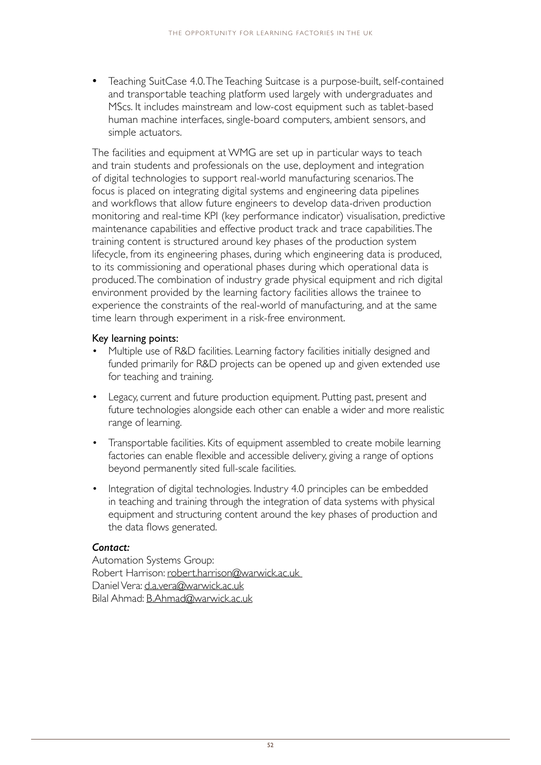- Teaching SuitCase 4.0. The Teaching Suitcase is a purpose-built, self-contained and transportable teaching platform used largely with undergraduates and MScs. It includes mainstream and low-cost equipment such as tablet-based human machine interfaces, single-board computers, ambient sensors, and simple actuators.

The facilities and equipment at WMG are set up in particular ways to teach and train students and professionals on the use, deployment and integration of digital technologies to support real-world manufacturing scenarios. The focus is placed on integrating digital systems and engineering data pipelines and workflows that allow future engineers to develop data-driven production monitoring and real-time KPI (key performance indicator) visualisation, predictive maintenance capabilities and effective product track and trace capabilities. The training content is structured around key phases of the production system lifecycle, from its engineering phases, during which engineering data is produced, to its commissioning and operational phases during which operational data is produced. The combination of industry grade physical equipment and rich digital environment provided by the learning factory facilities allows the trainee to experience the constraints of the real-world of manufacturing, and at the same time learn through experiment in a risk-free environment.

Key learning points:

- Multiple use of R&D facilities. Learning factory facilities initially designed and funded primarily for R&D projects can be opened up and given extended use for teaching and training.
- Legacy, current and future production equipment. Putting past, present and future technologies alongside each other can enable a wider and more realistic range of learning.
- Transportable facilities. Kits of equipment assembled to create mobile learning factories can enable flexible and accessible delivery, giving a range of options beyond permanently sited full-scale facilities.
- Integration of digital technologies. Industry 4.0 principles can be embedded in teaching and training through the integration of data systems with physical equipment and structuring content around the key phases of production and the data flows generated.

***Contact:***

Automation Systems Group:
Robert Harrison: robert.harrison@warwick.ac.uk
Daniel Vera: d.a.vera@warwick.ac.uk
Bilal Ahmad: B.Ahmad@warwick.ac.uk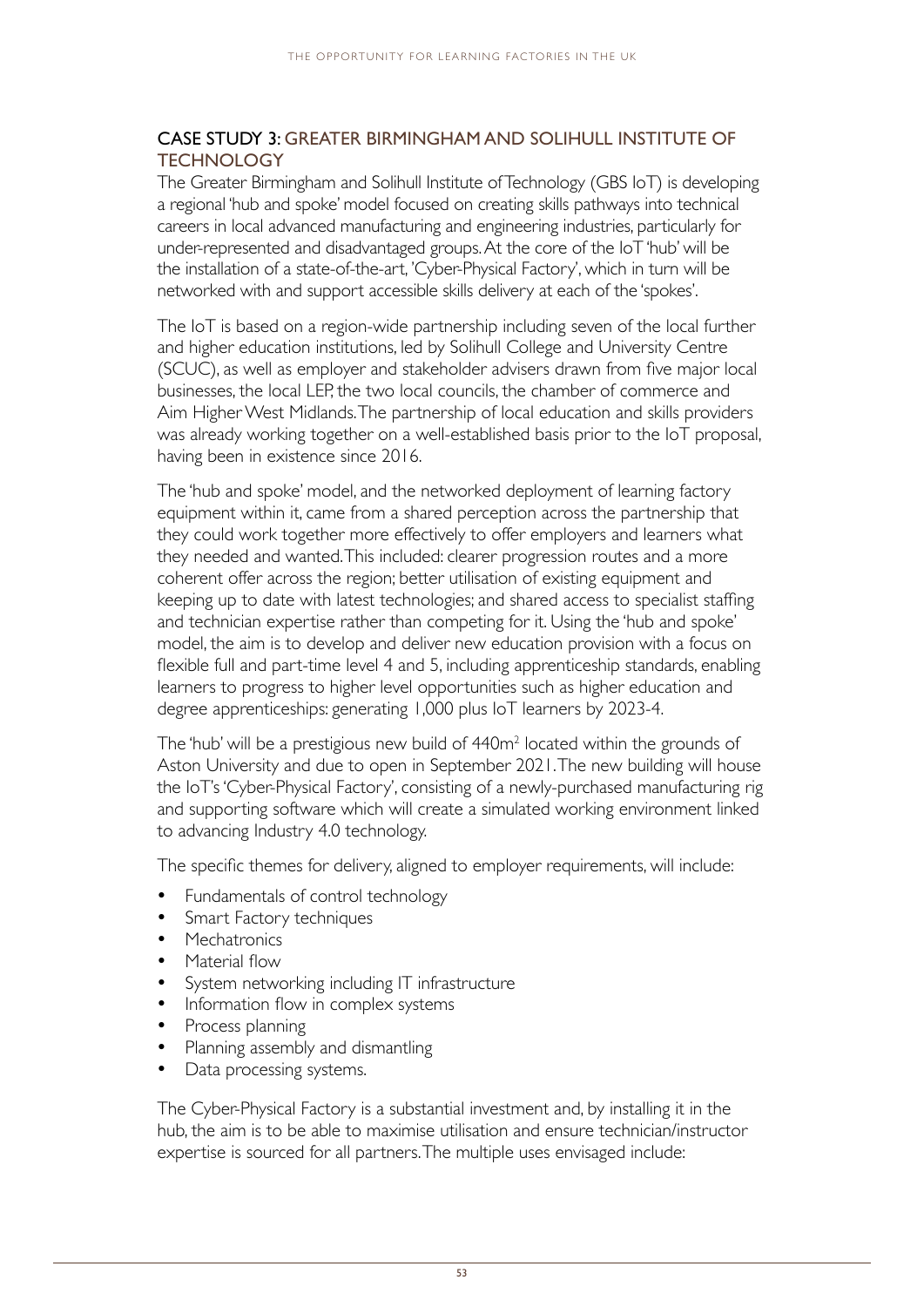### CASE STUDY 3: GREATER BIRMINGHAM AND SOLIHULL INSTITUTE OF TECHNOLOGY

The Greater Birmingham and Solihull Institute of Technology (GBS IoT) is developing a regional 'hub and spoke' model focused on creating skills pathways into technical careers in local advanced manufacturing and engineering industries, particularly for under-represented and disadvantaged groups. At the core of the IoT 'hub' will be the installation of a state-of-the-art, 'Cyber-Physical Factory', which in turn will be networked with and support accessible skills delivery at each of the 'spokes'.

The IoT is based on a region-wide partnership including seven of the local further and higher education institutions, led by Solihull College and University Centre (SCUC), as well as employer and stakeholder advisers drawn from five major local businesses, the local LEP, the two local councils, the chamber of commerce and Aim Higher West Midlands. The partnership of local education and skills providers was already working together on a well-established basis prior to the IoT proposal, having been in existence since 2016.

The 'hub and spoke' model, and the networked deployment of learning factory equipment within it, came from a shared perception across the partnership that they could work together more effectively to offer employers and learners what they needed and wanted. This included: clearer progression routes and a more coherent offer across the region; better utilisation of existing equipment and keeping up to date with latest technologies; and shared access to specialist staffing and technician expertise rather than competing for it. Using the 'hub and spoke' model, the aim is to develop and deliver new education provision with a focus on flexible full and part-time level 4 and 5, including apprenticeship standards, enabling learners to progress to higher level opportunities such as higher education and degree apprenticeships: generating 1,000 plus IoT learners by 2023-4.

The 'hub' will be a prestigious new build of 440m$^2$ located within the grounds of Aston University and due to open in September 2021. The new building will house the IoT's 'Cyber-Physical Factory', consisting of a newly-purchased manufacturing rig and supporting software which will create a simulated working environment linked to advancing Industry 4.0 technology.

The specific themes for delivery, aligned to employer requirements, will include:

- Fundamentals of control technology
- Smart Factory techniques
- Mechatronics
- Material flow
- System networking including IT infrastructure
- Information flow in complex systems
- Process planning
- Planning assembly and dismantling
- Data processing systems.

The Cyber-Physical Factory is a substantial investment and, by installing it in the hub, the aim is to be able to maximise utilisation and ensure technician/instructor expertise is sourced for all partners. The multiple uses envisaged include: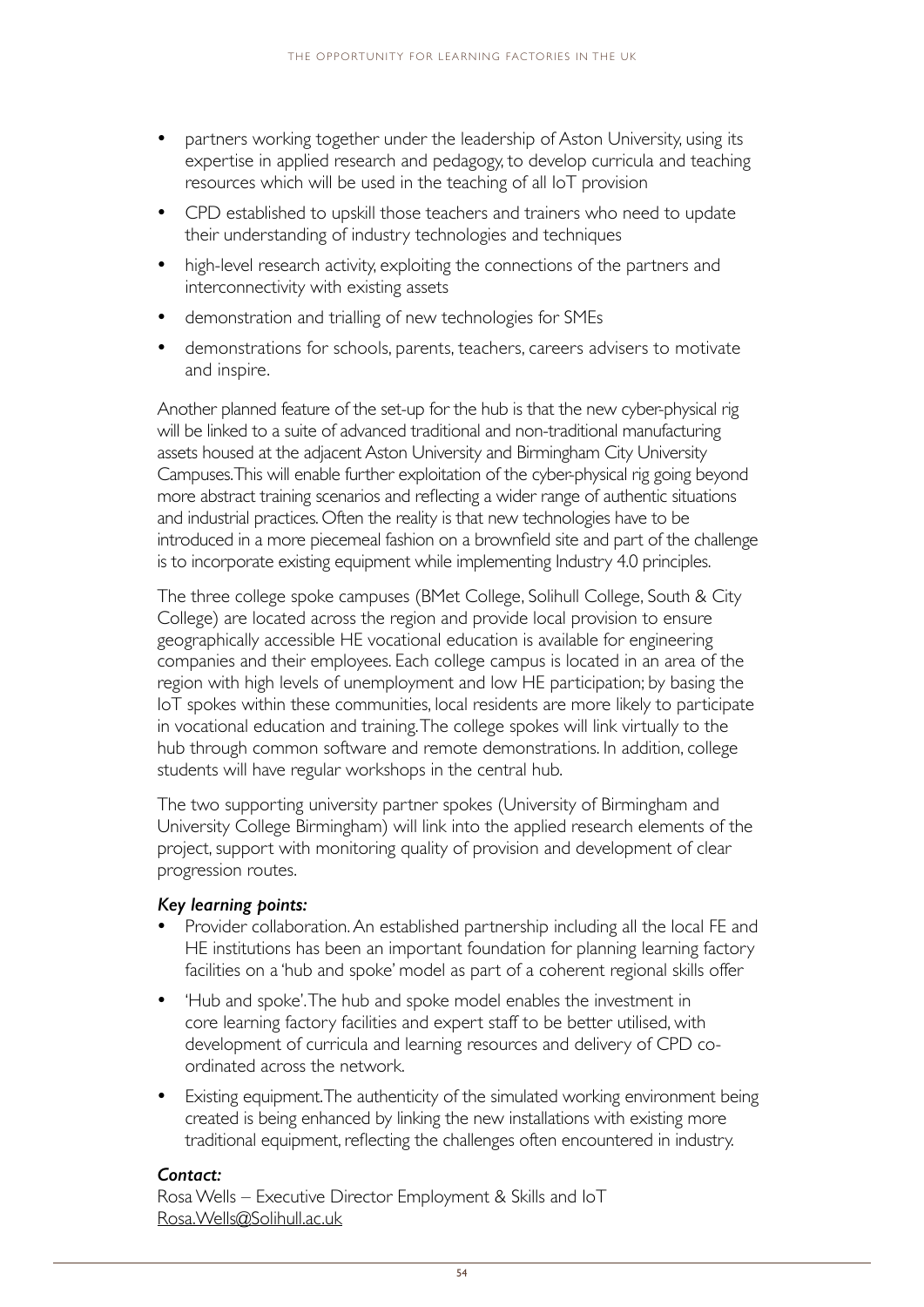- partners working together under the leadership of Aston University, using its expertise in applied research and pedagogy, to develop curricula and teaching resources which will be used in the teaching of all IoT provision
- CPD established to upskill those teachers and trainers who need to update their understanding of industry technologies and techniques
- high-level research activity, exploiting the connections of the partners and interconnectivity with existing assets
- demonstration and trialling of new technologies for SMEs
- demonstrations for schools, parents, teachers, careers advisers to motivate and inspire.

Another planned feature of the set-up for the hub is that the new cyber-physical rig will be linked to a suite of advanced traditional and non-traditional manufacturing assets housed at the adjacent Aston University and Birmingham City University Campuses. This will enable further exploitation of the cyber-physical rig going beyond more abstract training scenarios and reflecting a wider range of authentic situations and industrial practices. Often the reality is that new technologies have to be introduced in a more piecemeal fashion on a brownfield site and part of the challenge is to incorporate existing equipment while implementing Industry 4.0 principles.

The three college spoke campuses (BMet College, Solihull College, South & City College) are located across the region and provide local provision to ensure geographically accessible HE vocational education is available for engineering companies and their employees. Each college campus is located in an area of the region with high levels of unemployment and low HE participation; by basing the IoT spokes within these communities, local residents are more likely to participate in vocational education and training. The college spokes will link virtually to the hub through common software and remote demonstrations. In addition, college students will have regular workshops in the central hub.

The two supporting university partner spokes (University of Birmingham and University College Birmingham) will link into the applied research elements of the project, support with monitoring quality of provision and development of clear progression routes.

***Key learning points:***

- Provider collaboration. An established partnership including all the local FE and HE institutions has been an important foundation for planning learning factory facilities on a 'hub and spoke' model as part of a coherent regional skills offer
- 'Hub and spoke'. The hub and spoke model enables the investment in core learning factory facilities and expert staff to be better utilised, with development of curricula and learning resources and delivery of CPD co-ordinated across the network.
- Existing equipment. The authenticity of the simulated working environment being created is being enhanced by linking the new installations with existing more traditional equipment, reflecting the challenges often encountered in industry.

***Contact:***

Rosa Wells – Executive Director Employment & Skills and IoT
Rosa.Wells@Solihull.ac.uk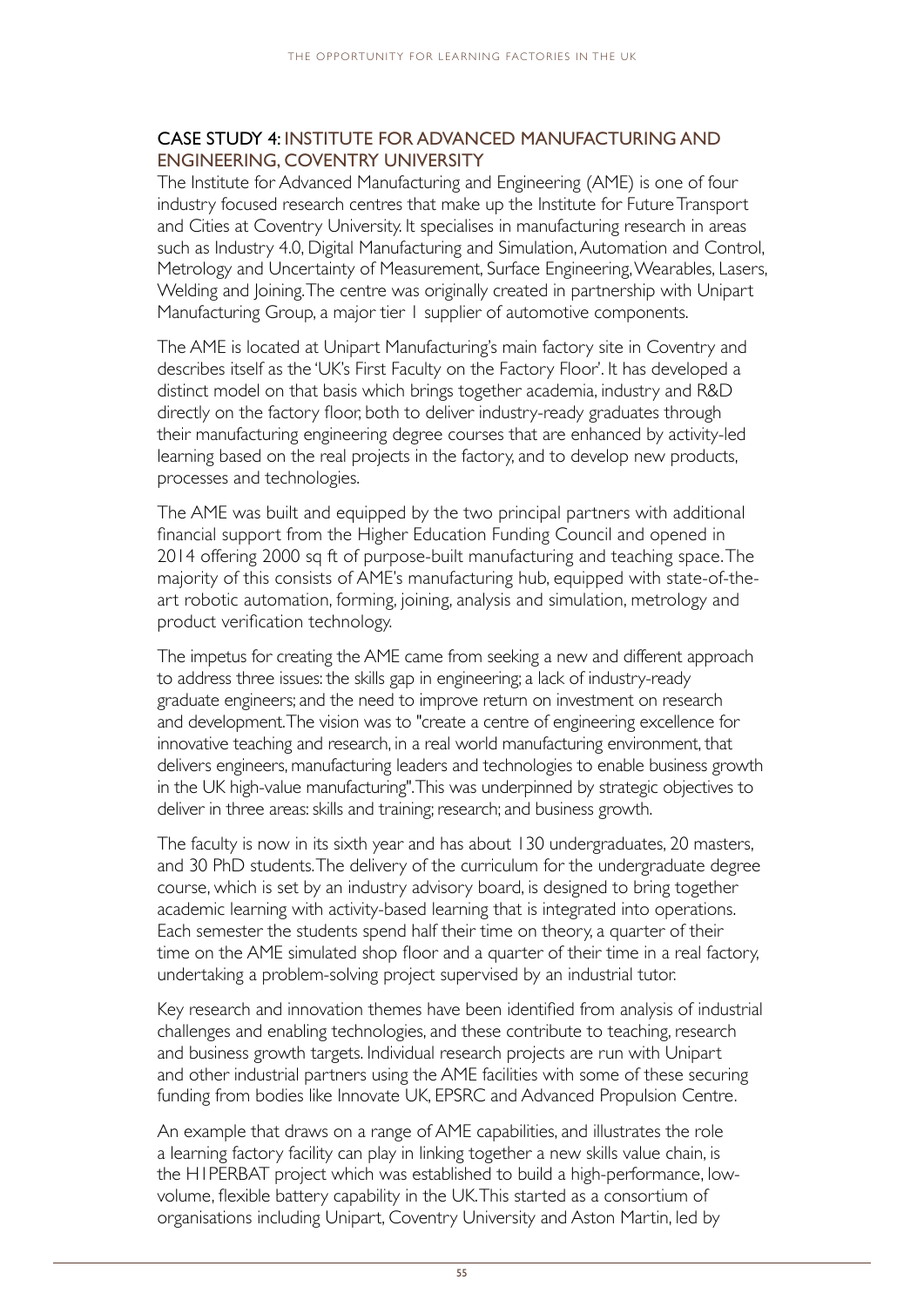## CASE STUDY 4: INSTITUTE FOR ADVANCED MANUFACTURING AND ENGINEERING, COVENTRY UNIVERSITY

The Institute for Advanced Manufacturing and Engineering (AME) is one of four industry focused research centres that make up the Institute for Future Transport and Cities at Coventry University. It specialises in manufacturing research in areas such as Industry 4.0, Digital Manufacturing and Simulation, Automation and Control, Metrology and Uncertainty of Measurement, Surface Engineering, Wearables, Lasers, Welding and Joining. The centre was originally created in partnership with Unipart Manufacturing Group, a major tier 1 supplier of automotive components.

The AME is located at Unipart Manufacturing's main factory site in Coventry and describes itself as the 'UK's First Faculty on the Factory Floor'. It has developed a distinct model on that basis which brings together academia, industry and R&D directly on the factory floor, both to deliver industry-ready graduates through their manufacturing engineering degree courses that are enhanced by activity-led learning based on the real projects in the factory, and to develop new products, processes and technologies.

The AME was built and equipped by the two principal partners with additional financial support from the Higher Education Funding Council and opened in 2014 offering 2000 sq ft of purpose-built manufacturing and teaching space. The majority of this consists of AME's manufacturing hub, equipped with state-of-the-art robotic automation, forming, joining, analysis and simulation, metrology and product verification technology.

The impetus for creating the AME came from seeking a new and different approach to address three issues: the skills gap in engineering; a lack of industry-ready graduate engineers; and the need to improve return on investment on research and development. The vision was to "create a centre of engineering excellence for innovative teaching and research, in a real world manufacturing environment, that delivers engineers, manufacturing leaders and technologies to enable business growth in the UK high-value manufacturing". This was underpinned by strategic objectives to deliver in three areas: skills and training; research; and business growth.

The faculty is now in its sixth year and has about 130 undergraduates, 20 masters, and 30 PhD students. The delivery of the curriculum for the undergraduate degree course, which is set by an industry advisory board, is designed to bring together academic learning with activity-based learning that is integrated into operations. Each semester the students spend half their time on theory, a quarter of their time on the AME simulated shop floor and a quarter of their time in a real factory, undertaking a problem-solving project supervised by an industrial tutor.

Key research and innovation themes have been identified from analysis of industrial challenges and enabling technologies, and these contribute to teaching, research and business growth targets. Individual research projects are run with Unipart and other industrial partners using the AME facilities with some of these securing funding from bodies like Innovate UK, EPSRC and Advanced Propulsion Centre.

An example that draws on a range of AME capabilities, and illustrates the role a learning factory facility can play in linking together a new skills value chain, is the H1PERBAT project which was established to build a high-performance, low-volume, flexible battery capability in the UK. This started as a consortium of organisations including Unipart, Coventry University and Aston Martin, led by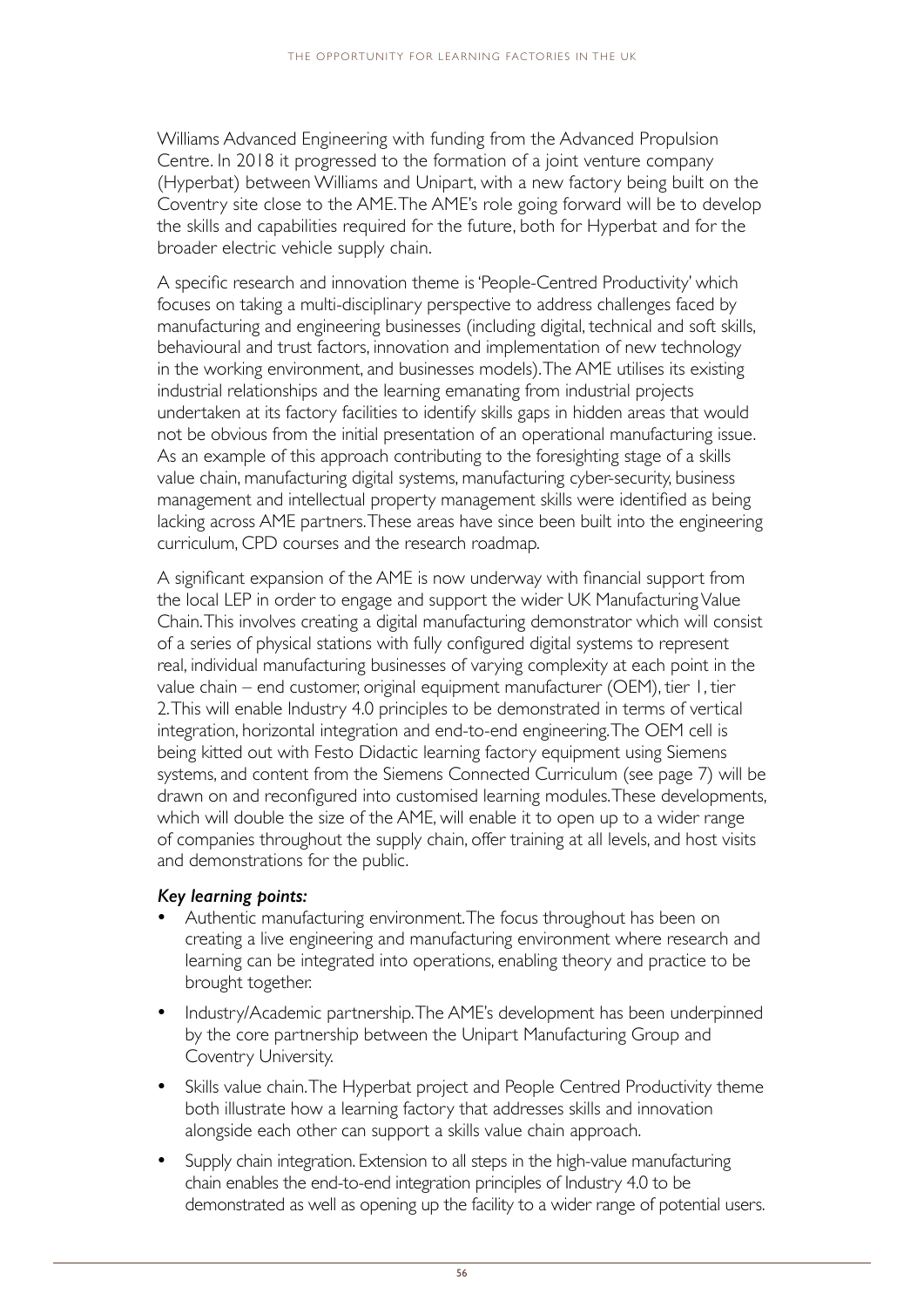Williams Advanced Engineering with funding from the Advanced Propulsion Centre. In 2018 it progressed to the formation of a joint venture company (Hyperbat) between Williams and Unipart, with a new factory being built on the Coventry site close to the AME. The AME's role going forward will be to develop the skills and capabilities required for the future, both for Hyperbat and for the broader electric vehicle supply chain.

A specific research and innovation theme is 'People-Centred Productivity' which focuses on taking a multi-disciplinary perspective to address challenges faced by manufacturing and engineering businesses (including digital, technical and soft skills, behavioural and trust factors, innovation and implementation of new technology in the working environment, and businesses models). The AME utilises its existing industrial relationships and the learning emanating from industrial projects undertaken at its factory facilities to identify skills gaps in hidden areas that would not be obvious from the initial presentation of an operational manufacturing issue. As an example of this approach contributing to the foresighting stage of a skills value chain, manufacturing digital systems, manufacturing cyber-security, business management and intellectual property management skills were identified as being lacking across AME partners. These areas have since been built into the engineering curriculum, CPD courses and the research roadmap.

A significant expansion of the AME is now underway with financial support from the local LEP in order to engage and support the wider UK Manufacturing Value Chain. This involves creating a digital manufacturing demonstrator which will consist of a series of physical stations with fully configured digital systems to represent real, individual manufacturing businesses of varying complexity at each point in the value chain – end customer, original equipment manufacturer (OEM), tier 1, tier 2. This will enable Industry 4.0 principles to be demonstrated in terms of vertical integration, horizontal integration and end-to-end engineering. The OEM cell is being kitted out with Festo Didactic learning factory equipment using Siemens systems, and content from the Siemens Connected Curriculum (see page 7) will be drawn on and reconfigured into customised learning modules. These developments, which will double the size of the AME, will enable it to open up to a wider range of companies throughout the supply chain, offer training at all levels, and host visits and demonstrations for the public.

***Key learning points:***

- Authentic manufacturing environment. The focus throughout has been on creating a live engineering and manufacturing environment where research and learning can be integrated into operations, enabling theory and practice to be brought together.
- Industry/Academic partnership. The AME's development has been underpinned by the core partnership between the Unipart Manufacturing Group and Coventry University.
- Skills value chain. The Hyperbat project and People Centred Productivity theme both illustrate how a learning factory that addresses skills and innovation alongside each other can support a skills value chain approach.
- Supply chain integration. Extension to all steps in the high-value manufacturing chain enables the end-to-end integration principles of Industry 4.0 to be demonstrated as well as opening up the facility to a wider range of potential users.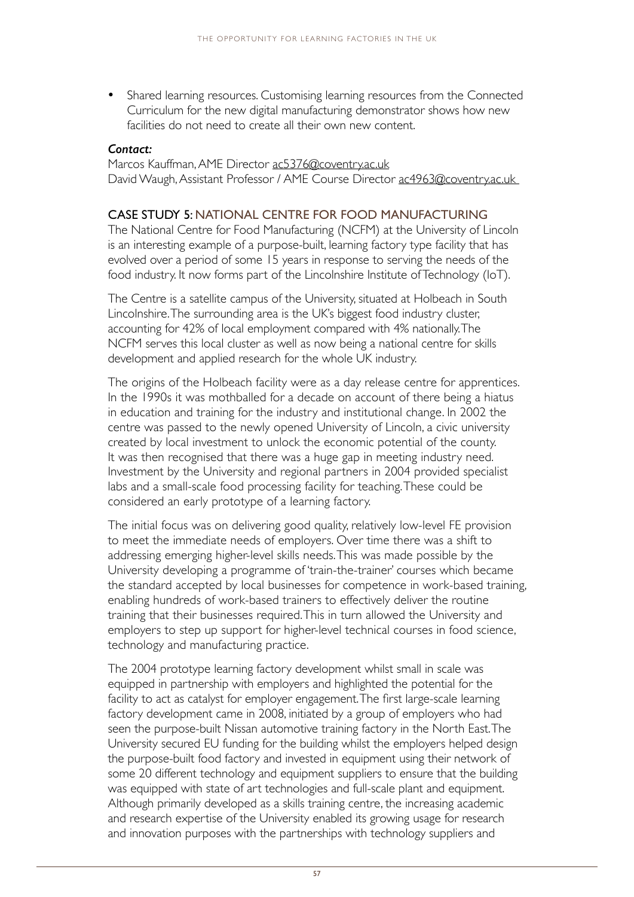- Shared learning resources. Customising learning resources from the Connected Curriculum for the new digital manufacturing demonstrator shows how new facilities do not need to create all their own new content.

***Contact:***

Marcos Kauffman, AME Director ac5376@coventry.ac.uk
David Waugh, Assistant Professor / AME Course Director ac4963@coventry.ac.uk

## CASE STUDY 5: NATIONAL CENTRE FOR FOOD MANUFACTURING

The National Centre for Food Manufacturing (NCFM) at the University of Lincoln is an interesting example of a purpose-built, learning factory type facility that has evolved over a period of some 15 years in response to serving the needs of the food industry. It now forms part of the Lincolnshire Institute of Technology (IoT).

The Centre is a satellite campus of the University, situated at Holbeach in South Lincolnshire. The surrounding area is the UK's biggest food industry cluster, accounting for 42% of local employment compared with 4% nationally. The NCFM serves this local cluster as well as now being a national centre for skills development and applied research for the whole UK industry.

The origins of the Holbeach facility were as a day release centre for apprentices. In the 1990s it was mothballed for a decade on account of there being a hiatus in education and training for the industry and institutional change. In 2002 the centre was passed to the newly opened University of Lincoln, a civic university created by local investment to unlock the economic potential of the county. It was then recognised that there was a huge gap in meeting industry need. Investment by the University and regional partners in 2004 provided specialist labs and a small-scale food processing facility for teaching. These could be considered an early prototype of a learning factory.

The initial focus was on delivering good quality, relatively low-level FE provision to meet the immediate needs of employers. Over time there was a shift to addressing emerging higher-level skills needs. This was made possible by the University developing a programme of 'train-the-trainer' courses which became the standard accepted by local businesses for competence in work-based training, enabling hundreds of work-based trainers to effectively deliver the routine training that their businesses required. This in turn allowed the University and employers to step up support for higher-level technical courses in food science, technology and manufacturing practice.

The 2004 prototype learning factory development whilst small in scale was equipped in partnership with employers and highlighted the potential for the facility to act as catalyst for employer engagement. The first large-scale learning factory development came in 2008, initiated by a group of employers who had seen the purpose-built Nissan automotive training factory in the North East. The University secured EU funding for the building whilst the employers helped design the purpose-built food factory and invested in equipment using their network of some 20 different technology and equipment suppliers to ensure that the building was equipped with state of art technologies and full-scale plant and equipment. Although primarily developed as a skills training centre, the increasing academic and research expertise of the University enabled its growing usage for research and innovation purposes with the partnerships with technology suppliers and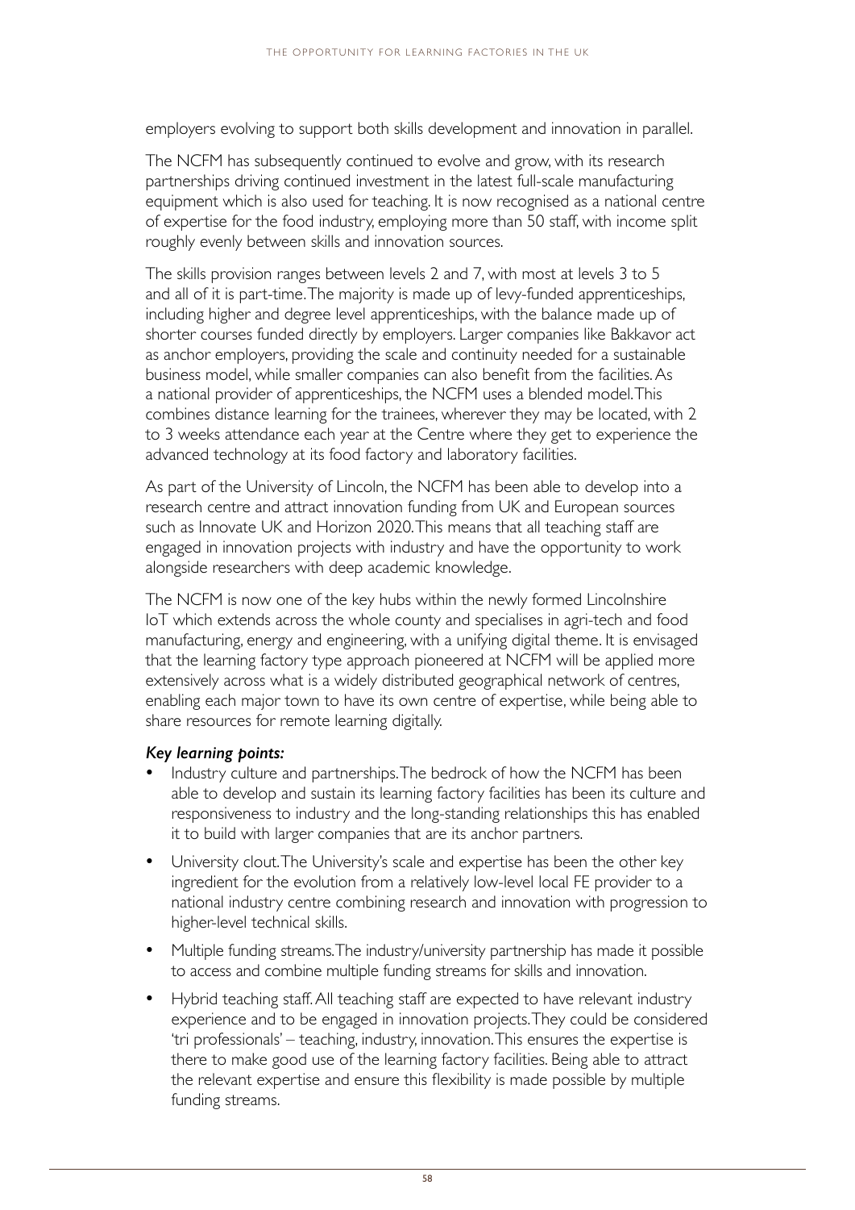employers evolving to support both skills development and innovation in parallel.

The NCFM has subsequently continued to evolve and grow, with its research partnerships driving continued investment in the latest full-scale manufacturing equipment which is also used for teaching. It is now recognised as a national centre of expertise for the food industry, employing more than 50 staff, with income split roughly evenly between skills and innovation sources.

The skills provision ranges between levels 2 and 7, with most at levels 3 to 5 and all of it is part-time. The majority is made up of levy-funded apprenticeships, including higher and degree level apprenticeships, with the balance made up of shorter courses funded directly by employers. Larger companies like Bakkavor act as anchor employers, providing the scale and continuity needed for a sustainable business model, while smaller companies can also benefit from the facilities. As a national provider of apprenticeships, the NCFM uses a blended model. This combines distance learning for the trainees, wherever they may be located, with 2 to 3 weeks attendance each year at the Centre where they get to experience the advanced technology at its food factory and laboratory facilities.

As part of the University of Lincoln, the NCFM has been able to develop into a research centre and attract innovation funding from UK and European sources such as Innovate UK and Horizon 2020. This means that all teaching staff are engaged in innovation projects with industry and have the opportunity to work alongside researchers with deep academic knowledge.

The NCFM is now one of the key hubs within the newly formed Lincolnshire IoT which extends across the whole county and specialises in agri-tech and food manufacturing, energy and engineering, with a unifying digital theme. It is envisaged that the learning factory type approach pioneered at NCFM will be applied more extensively across what is a widely distributed geographical network of centres, enabling each major town to have its own centre of expertise, while being able to share resources for remote learning digitally.

***Key learning points:***

- Industry culture and partnerships. The bedrock of how the NCFM has been able to develop and sustain its learning factory facilities has been its culture and responsiveness to industry and the long-standing relationships this has enabled it to build with larger companies that are its anchor partners.
- University clout. The University's scale and expertise has been the other key ingredient for the evolution from a relatively low-level local FE provider to a national industry centre combining research and innovation with progression to higher-level technical skills.
- Multiple funding streams. The industry/university partnership has made it possible to access and combine multiple funding streams for skills and innovation.
- Hybrid teaching staff. All teaching staff are expected to have relevant industry experience and to be engaged in innovation projects. They could be considered 'tri professionals' – teaching, industry, innovation. This ensures the expertise is there to make good use of the learning factory facilities. Being able to attract the relevant expertise and ensure this flexibility is made possible by multiple funding streams.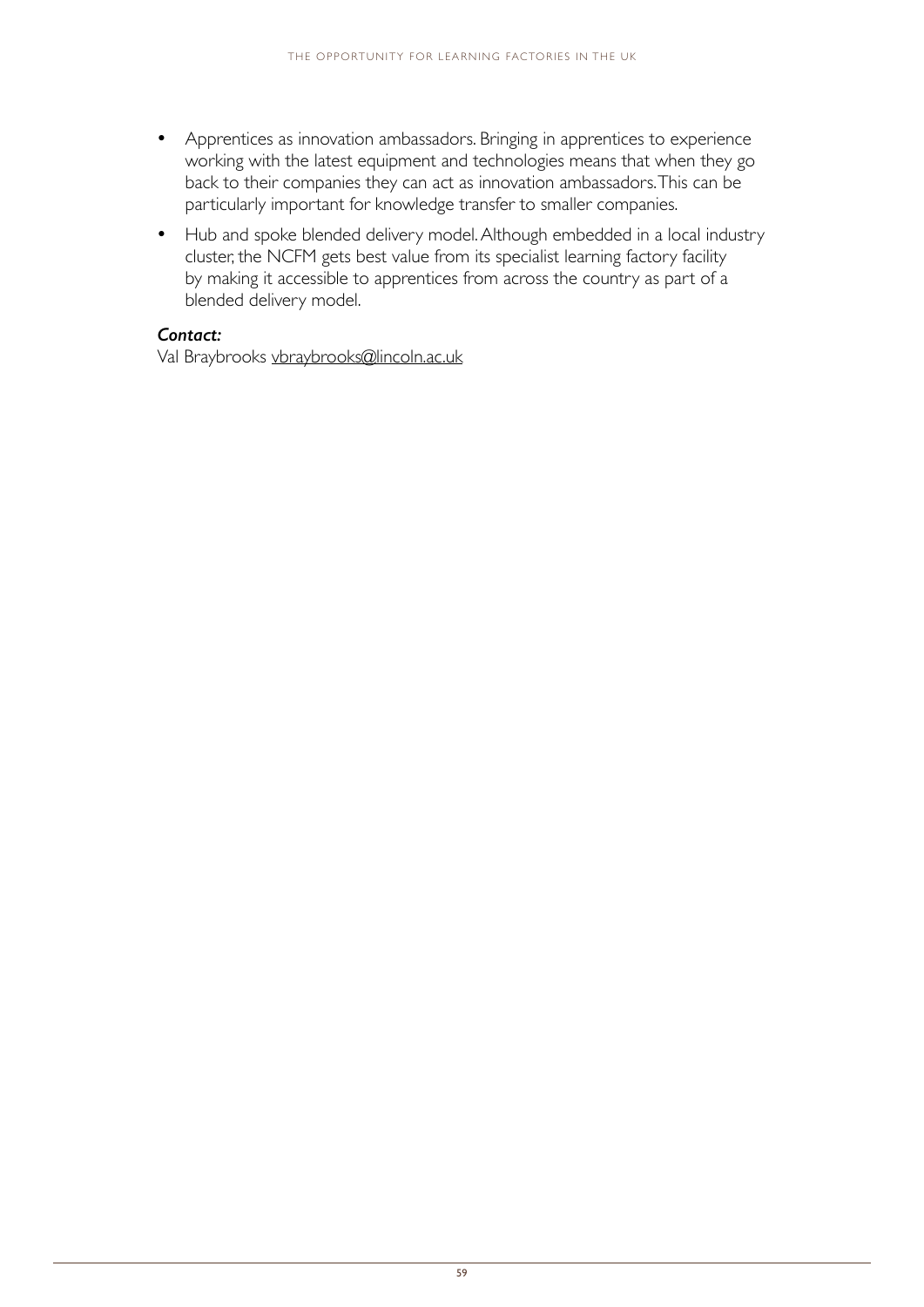- Apprentices as innovation ambassadors. Bringing in apprentices to experience working with the latest equipment and technologies means that when they go back to their companies they can act as innovation ambassadors. This can be particularly important for knowledge transfer to smaller companies.
- Hub and spoke blended delivery model. Although embedded in a local industry cluster, the NCFM gets best value from its specialist learning factory facility by making it accessible to apprentices from across the country as part of a blended delivery model.

***Contact:***
Val Braybrooks vbraybrooks@lincoln.ac.uk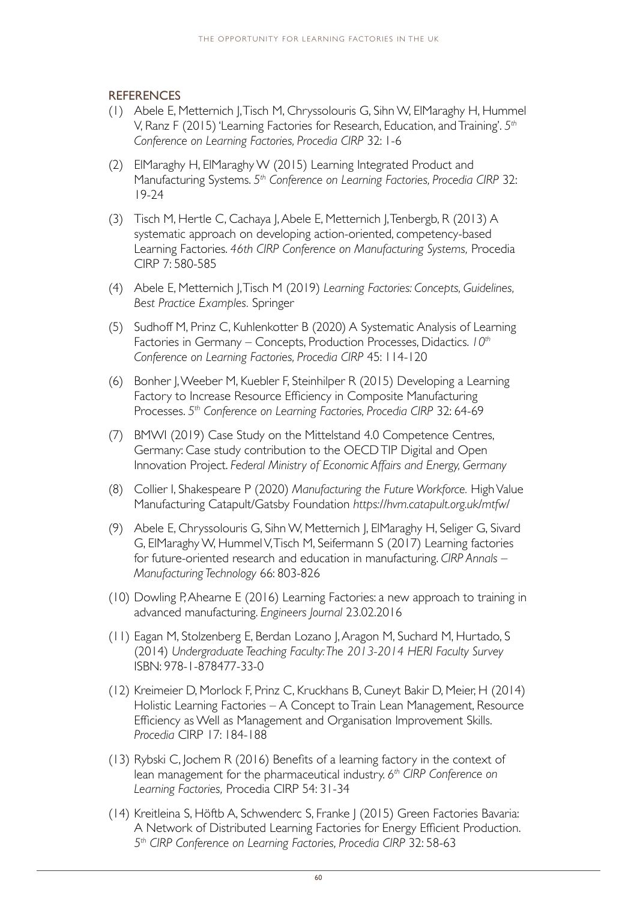## REFERENCES

(1) Abele E, Metternich J, Tisch M, Chryssolouris G, Sihn W, ElMaraghy H, Hummel V, Ranz F (2015) 'Learning Factories for Research, Education, and Training'. *5th Conference on Learning Factories, Procedia CIRP* 32: 1-6

(2) ElMaraghy H, ElMaraghy W (2015) Learning Integrated Product and Manufacturing Systems. *5th Conference on Learning Factories, Procedia CIRP* 32: 19-24

(3) Tisch M, Hertle C, Cachaya J, Abele E, Metternich J, Tenbergb, R (2013) A systematic approach on developing action-oriented, competency-based Learning Factories. *46th CIRP Conference on Manufacturing Systems,* Procedia CIRP 7: 580-585

(4) Abele E, Metternich J, Tisch M (2019) *Learning Factories: Concepts, Guidelines, Best Practice Examples.* Springer

(5) Sudhoff M, Prinz C, Kuhlenkotter B (2020) A Systematic Analysis of Learning Factories in Germany – Concepts, Production Processes, Didactics. *10th Conference on Learning Factories, Procedia CIRP* 45: 114-120

(6) Bonher J, Weeber M, Kuebler F, Steinhilper R (2015) Developing a Learning Factory to Increase Resource Efficiency in Composite Manufacturing Processes. *5th Conference on Learning Factories, Procedia CIRP* 32: 64-69

(7) BMWI (2019) Case Study on the Mittelstand 4.0 Competence Centres, Germany: Case study contribution to the OECD TIP Digital and Open Innovation Project. *Federal Ministry of Economic Affairs and Energy, Germany*

(8) Collier I, Shakespeare P (2020) *Manufacturing the Future Workforce.* High Value Manufacturing Catapult/Gatsby Foundation *https://hvm.catapult.org.uk/mtfw/*

(9) Abele E, Chryssolouris G, Sihn W, Metternich J, ElMaraghy H, Seliger G, Sivard G, ElMaraghy W, Hummel V, Tisch M, Seifermann S (2017) Learning factories for future-oriented research and education in manufacturing. *CIRP Annals – Manufacturing Technology* 66: 803-826

(10) Dowling P, Ahearne E (2016) Learning Factories: a new approach to training in advanced manufacturing. *Engineers Journal* 23.02.2016

(11) Eagan M, Stolzenberg E, Berdan Lozano J, Aragon M, Suchard M, Hurtado, S (2014) *Undergraduate Teaching Faculty: The 2013-2014 HERI Faculty Survey* ISBN: 978-1-878477-33-0

(12) Kreimeier D, Morlock F, Prinz C, Kruckhans B, Cuneyt Bakir D, Meier, H (2014) Holistic Learning Factories – A Concept to Train Lean Management, Resource Efficiency as Well as Management and Organisation Improvement Skills. *Procedia* CIRP 17: 184-188

(13) Rybski C, Jochem R (2016) Benefits of a learning factory in the context of lean management for the pharmaceutical industry. *6th CIRP Conference on Learning Factories,* Procedia CIRP 54: 31-34

(14) Kreitleina S, Höftb A, Schwenderc S, Franke J (2015) Green Factories Bavaria: A Network of Distributed Learning Factories for Energy Efficient Production. *5th CIRP Conference on Learning Factories, Procedia CIRP* 32: 58-63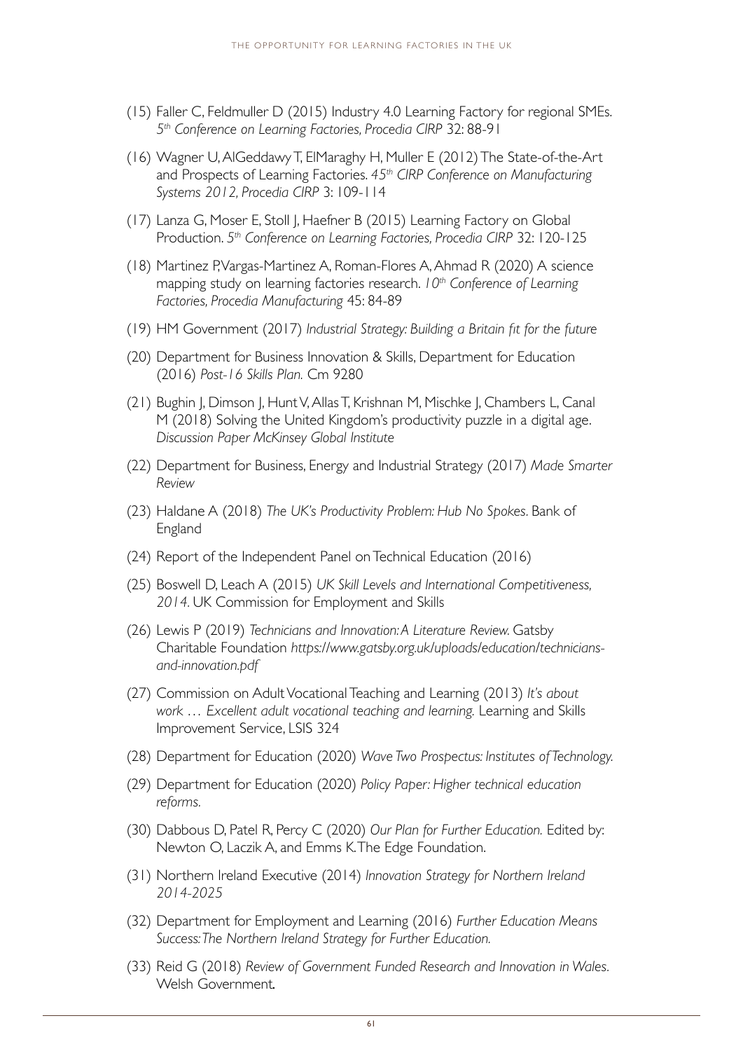(15) Faller C, Feldmuller D (2015) Industry 4.0 Learning Factory for regional SMEs. *5th Conference on Learning Factories, Procedia CIRP* 32: 88-91

(16) Wagner U, AlGeddawy T, ElMaraghy H, Muller E (2012) The State-of-the-Art and Prospects of Learning Factories. *45th CIRP Conference on Manufacturing Systems 2012, Procedia CIRP* 3: 109-114

(17) Lanza G, Moser E, Stoll J, Haefner B (2015) Learning Factory on Global Production. *5th Conference on Learning Factories, Procedia CIRP* 32: 120-125

(18) Martinez P, Vargas-Martinez A, Roman-Flores A, Ahmad R (2020) A science mapping study on learning factories research. *10th Conference of Learning Factories, Procedia Manufacturing* 45: 84-89

(19) HM Government (2017) *Industrial Strategy: Building a Britain fit for the future*

(20) Department for Business Innovation & Skills, Department for Education (2016) *Post-16 Skills Plan.* Cm 9280

(21) Bughin J, Dimson J, Hunt V, Allas T, Krishnan M, Mischke J, Chambers L, Canal M (2018) Solving the United Kingdom's productivity puzzle in a digital age. *Discussion Paper McKinsey Global Institute*

(22) Department for Business, Energy and Industrial Strategy (2017) *Made Smarter Review*

(23) Haldane A (2018) *The UK's Productivity Problem: Hub No Spokes.* Bank of England

(24) Report of the Independent Panel on Technical Education (2016)

(25) Boswell D, Leach A (2015) *UK Skill Levels and International Competitiveness, 2014.* UK Commission for Employment and Skills

(26) Lewis P (2019) *Technicians and Innovation: A Literature Review.* Gatsby Charitable Foundation *https://www.gatsby.org.uk/uploads/education/technicians-and-innovation.pdf*

(27) Commission on Adult Vocational Teaching and Learning (2013) *It's about work … Excellent adult vocational teaching and learning.* Learning and Skills Improvement Service, LSIS 324

(28) Department for Education (2020) *Wave Two Prospectus: Institutes of Technology.*

(29) Department for Education (2020) *Policy Paper: Higher technical education reforms.*

(30) Dabbous D, Patel R, Percy C (2020) *Our Plan for Further Education.* Edited by: Newton O, Laczik A, and Emms K. The Edge Foundation.

(31) Northern Ireland Executive (2014) *Innovation Strategy for Northern Ireland 2014-2025*

(32) Department for Employment and Learning (2016) *Further Education Means Success: The Northern Ireland Strategy for Further Education.*

(33) Reid G (2018) *Review of Government Funded Research and Innovation in Wales.* Welsh Government.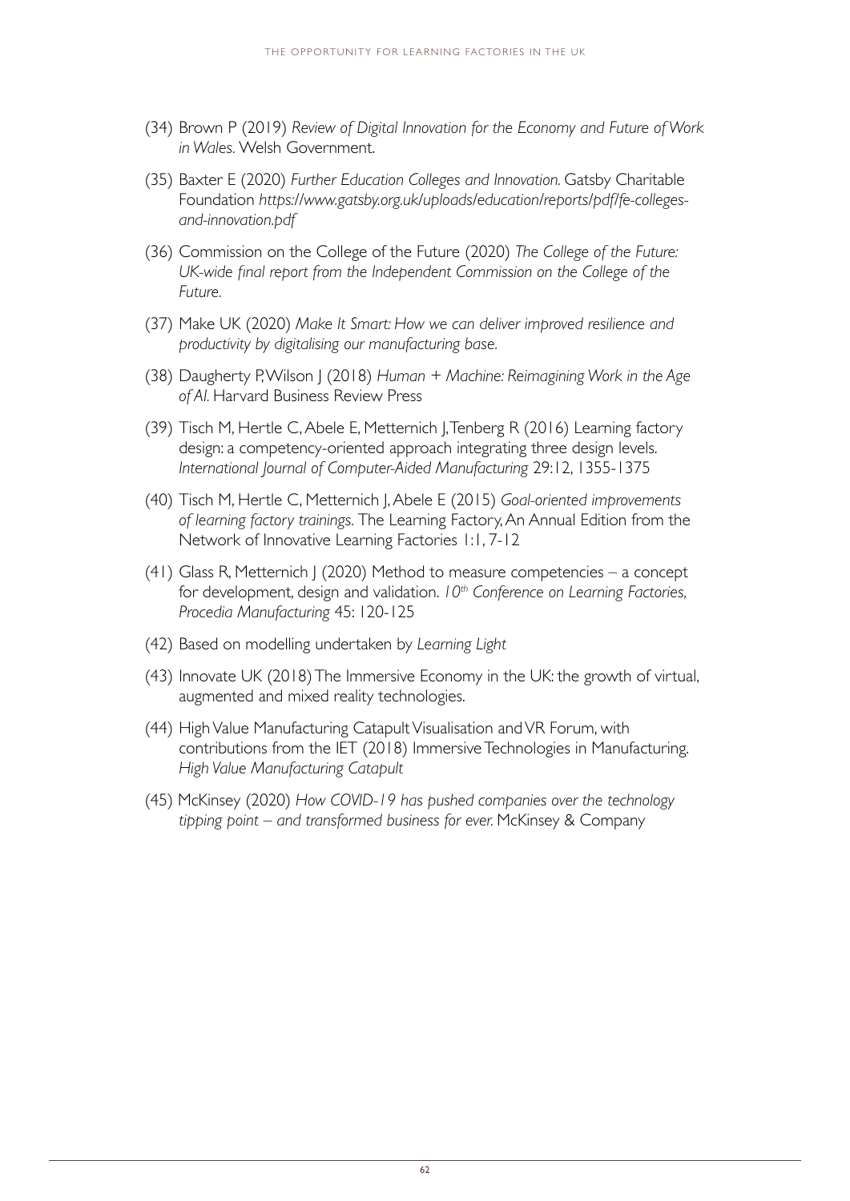(34) Brown P (2019) *Review of Digital Innovation for the Economy and Future of Work in Wales.* Welsh Government.

(35) Baxter E (2020) *Further Education Colleges and Innovation.* Gatsby Charitable Foundation *https://www.gatsby.org.uk/uploads/education/reports/pdf/fe-colleges-and-innovation.pdf*

(36) Commission on the College of the Future (2020) *The College of the Future: UK-wide final report from the Independent Commission on the College of the Future.*

(37) Make UK (2020) *Make It Smart: How we can deliver improved resilience and productivity by digitalising our manufacturing base.*

(38) Daugherty P, Wilson J (2018) *Human + Machine: Reimagining Work in the Age of AI.* Harvard Business Review Press

(39) Tisch M, Hertle C, Abele E, Metternich J, Tenberg R (2016) Learning factory design: a competency-oriented approach integrating three design levels. *International Journal of Computer-Aided Manufacturing* 29:12, 1355-1375

(40) Tisch M, Hertle C, Metternich J, Abele E (2015) *Goal-oriented improvements of learning factory trainings.* The Learning Factory, An Annual Edition from the Network of Innovative Learning Factories 1:1, 7-12

(41) Glass R, Metternich J (2020) Method to measure competencies – a concept for development, design and validation. *10th Conference on Learning Factories, Procedia Manufacturing* 45: 120-125

(42) Based on modelling undertaken by *Learning Light*

(43) Innovate UK (2018) The Immersive Economy in the UK: the growth of virtual, augmented and mixed reality technologies.

(44) High Value Manufacturing Catapult Visualisation and VR Forum, with contributions from the IET (2018) Immersive Technologies in Manufacturing. *High Value Manufacturing Catapult*

(45) McKinsey (2020) *How COVID-19 has pushed companies over the technology tipping point – and transformed business for ever.* McKinsey & Company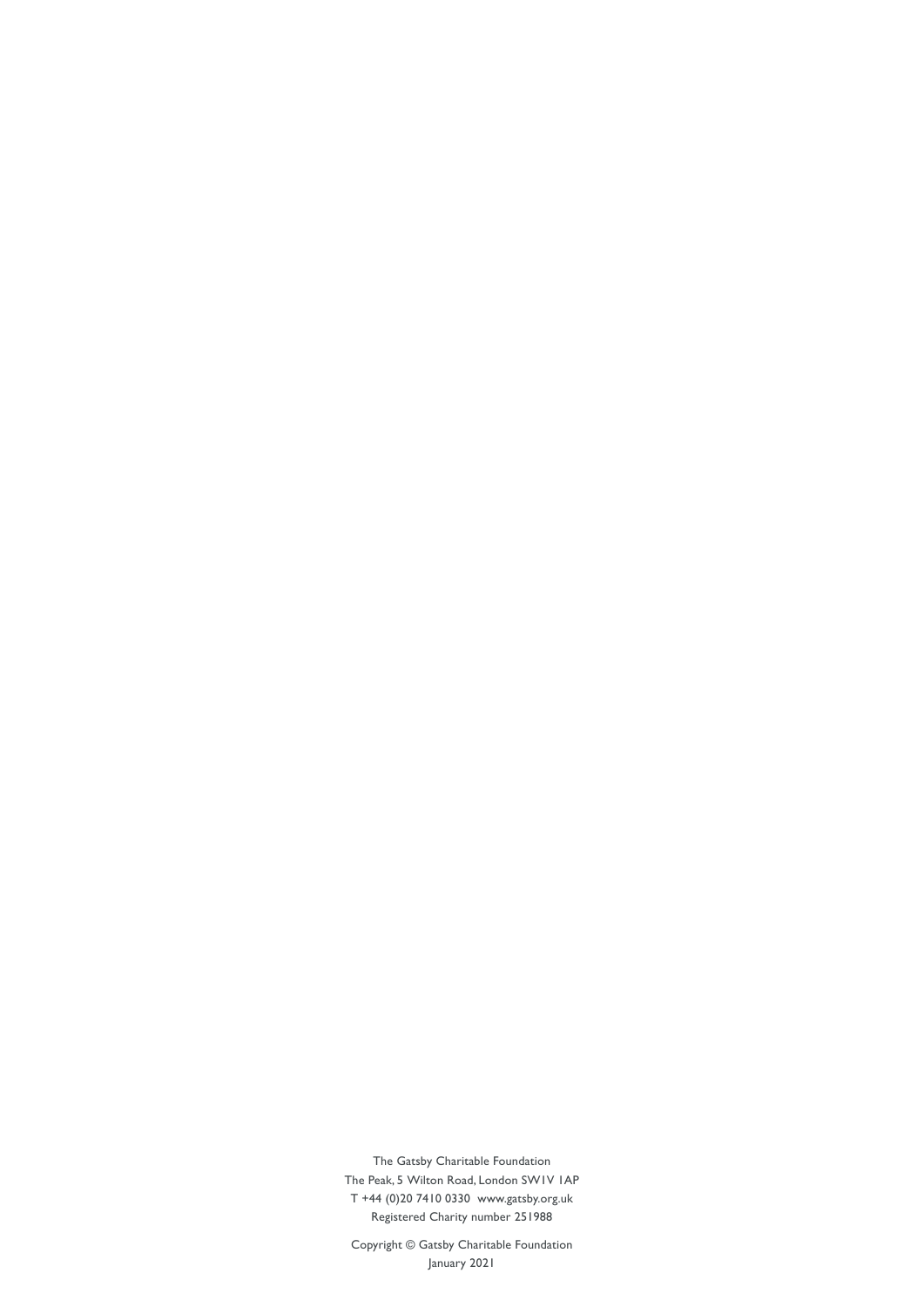The Gatsby Charitable Foundation
The Peak, 5 Wilton Road, London SW1V 1AP
T +44 (0)20 7410 0330 www.gatsby.org.uk
Registered Charity number 251988

Copyright © Gatsby Charitable Foundation
January 2021